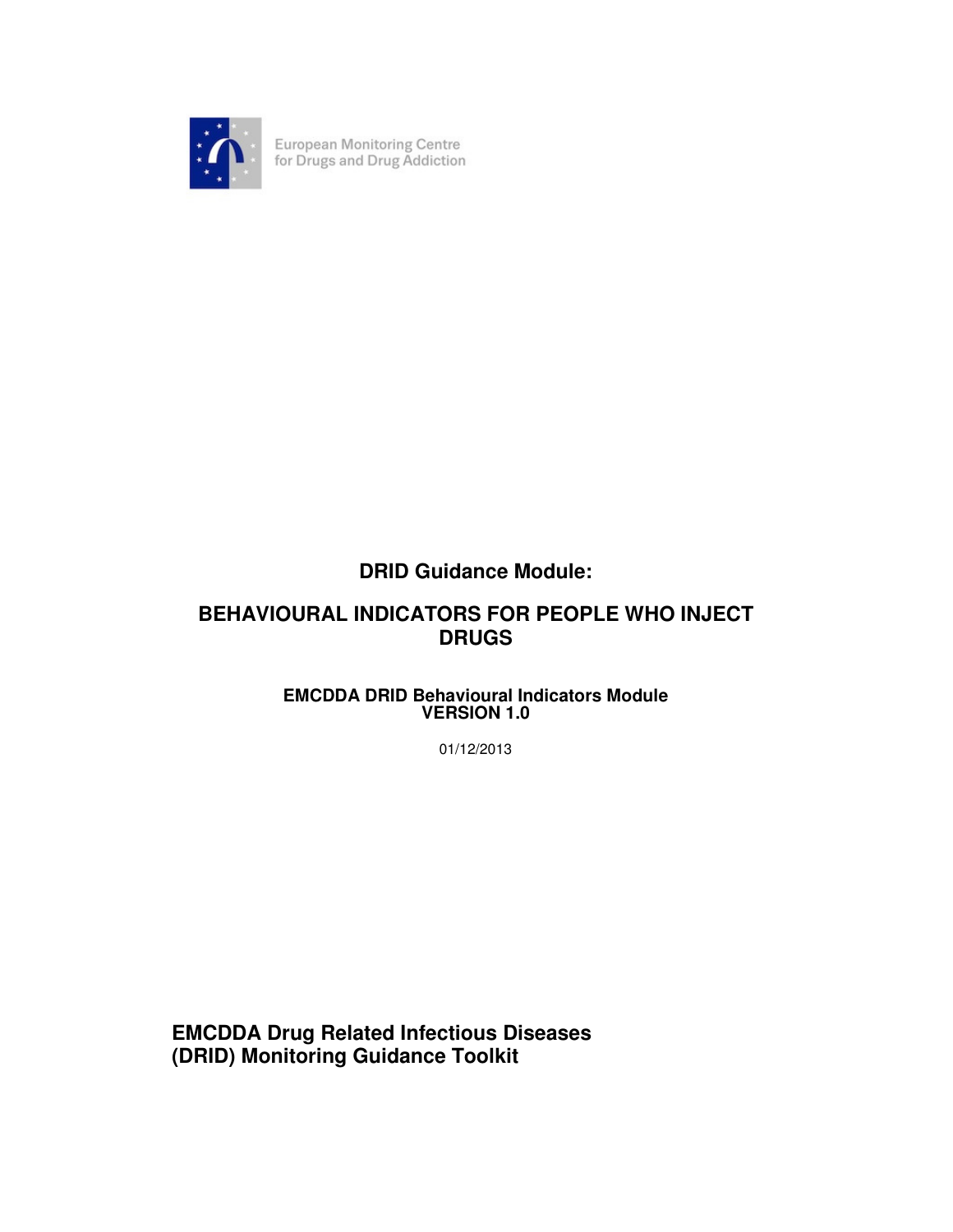European Monitoring Centre for Drugs and Drug Addiction

# DRID Guidance Module:

# BEHAVIOURAL INDICATORS FOR PEOPLE WHO INJECT DRUGS

**EMCDDA DRID Behavioural Indicators Module**
**VERSION 1.0**

01/12/2013

**EMCDDA Drug Related Infectious Diseases (DRID) Monitoring Guidance Toolkit**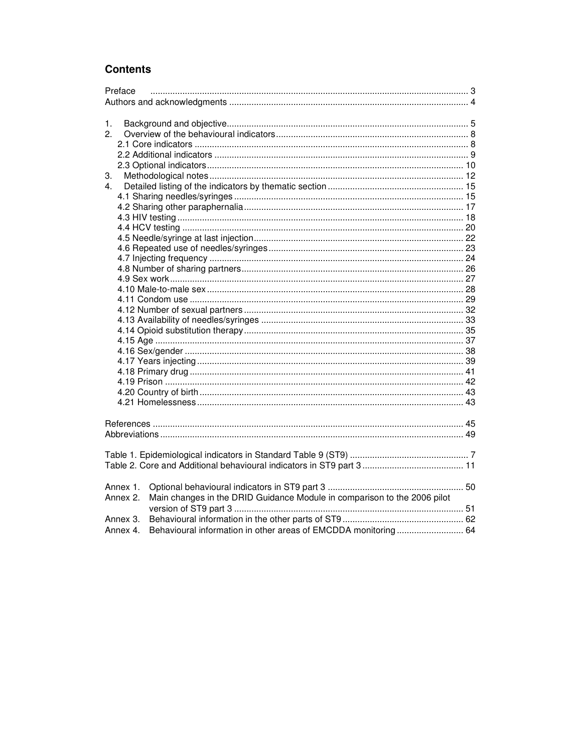## Contents

Preface ..................................................................................................................... 3
Authors and acknowledgments ................................................................................ 4

1. Background and objective................................................................................. 5
2. Overview of the behavioural indicators............................................................. 8
   2.1 Core indicators .............................................................................................. 8
   2.2 Additional indicators ...................................................................................... 9
   2.3 Optional indicators........................................................................................ 10
3. Methodological notes...................................................................................... 12
4. Detailed listing of the indicators by thematic section....................................... 15
   4.1 Sharing needles/syringes ............................................................................. 15
   4.2 Sharing other paraphernalia......................................................................... 17
   4.3 HIV testing ................................................................................................... 18
   4.4 HCV testing .................................................................................................. 20
   4.5 Needle/syringe at last injection..................................................................... 22
   4.6 Repeated use of needles/syringes............................................................... 23
   4.7 Injecting frequency ....................................................................................... 24
   4.8 Number of sharing partners.......................................................................... 26
   4.9 Sex work....................................................................................................... 27
   4.10 Male-to-male sex ........................................................................................ 28
   4.11 Condom use ............................................................................................... 29
   4.12 Number of sexual partners ......................................................................... 32
   4.13 Availability of needles/syringes .................................................................. 33
   4.14 Opioid substitution therapy......................................................................... 35
   4.15 Age ............................................................................................................. 37
   4.16 Sex/gender ................................................................................................. 38
   4.17 Years injecting............................................................................................ 39
   4.18 Primary drug .............................................................................................. 41
   4.19 Prison ......................................................................................................... 42
   4.20 Country of birth........................................................................................... 43
   4.21 Homelessness............................................................................................ 43

References ............................................................................................................. 45
Abbreviations .......................................................................................................... 49

Table 1. Epidemiological indicators in Standard Table 9 (ST9) ................................................ 7
Table 2. Core and Additional behavioural indicators in ST9 part 3......................................... 11

Annex 1. Optional behavioural indicators in ST9 part 3 ....................................................... 50
Annex 2. Main changes in the DRID Guidance Module in comparison to the 2006 pilot version of ST9 part 3 ............................................................................................. 51
Annex 3. Behavioural information in the other parts of ST9................................................ 62
Annex 4. Behavioural information in other areas of EMCDDA monitoring ........................... 64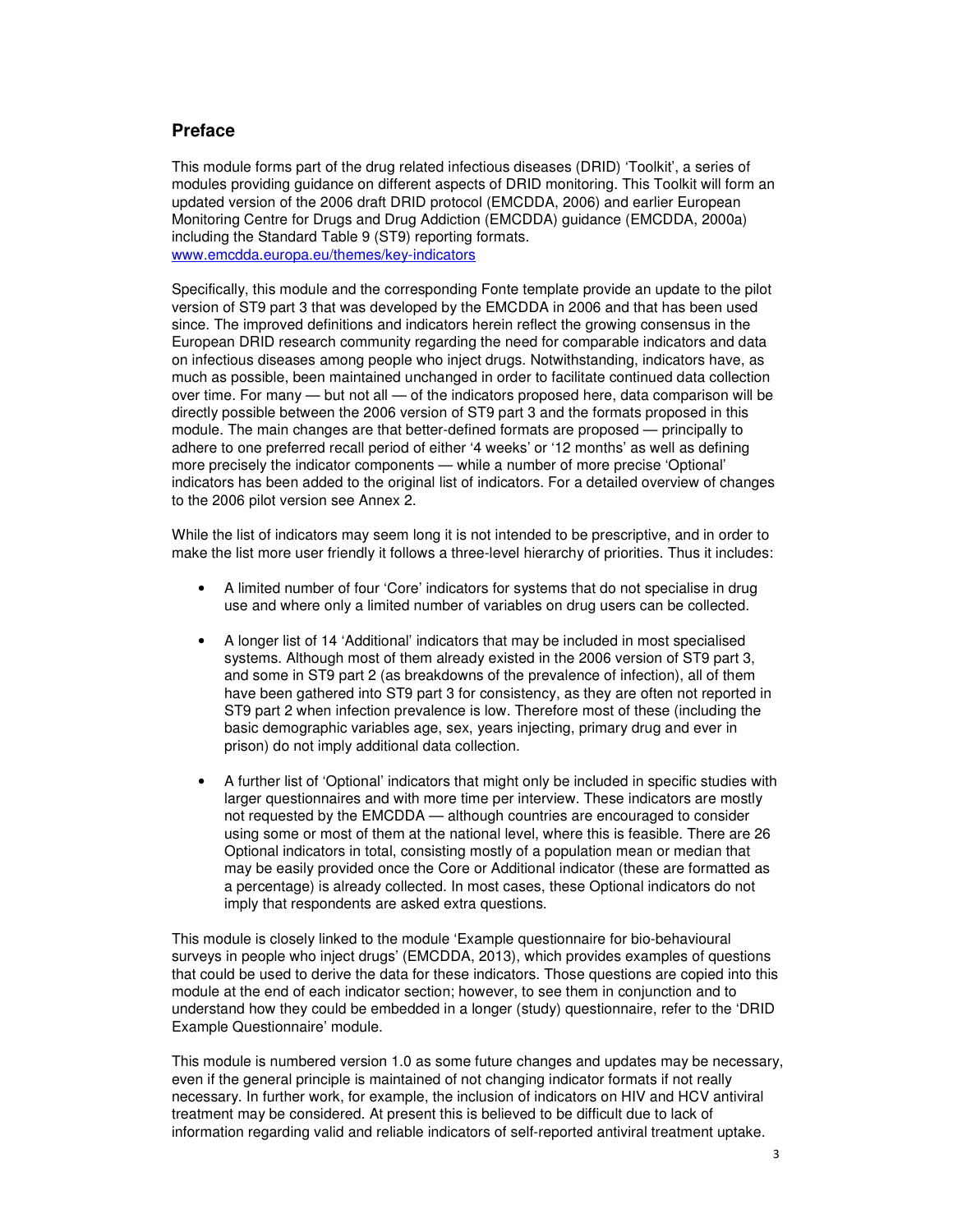## Preface

This module forms part of the drug related infectious diseases (DRID) 'Toolkit', a series of modules providing guidance on different aspects of DRID monitoring. This Toolkit will form an updated version of the 2006 draft DRID protocol (EMCDDA, 2006) and earlier European Monitoring Centre for Drugs and Drug Addiction (EMCDDA) guidance (EMCDDA, 2000a) including the Standard Table 9 (ST9) reporting formats.
www.emcdda.europa.eu/themes/key-indicators

Specifically, this module and the corresponding Fonte template provide an update to the pilot version of ST9 part 3 that was developed by the EMCDDA in 2006 and that has been used since. The improved definitions and indicators herein reflect the growing consensus in the European DRID research community regarding the need for comparable indicators and data on infectious diseases among people who inject drugs. Notwithstanding, indicators have, as much as possible, been maintained unchanged in order to facilitate continued data collection over time. For many — but not all — of the indicators proposed here, data comparison will be directly possible between the 2006 version of ST9 part 3 and the formats proposed in this module. The main changes are that better-defined formats are proposed — principally to adhere to one preferred recall period of either '4 weeks' or '12 months' as well as defining more precisely the indicator components — while a number of more precise 'Optional' indicators has been added to the original list of indicators. For a detailed overview of changes to the 2006 pilot version see Annex 2.

While the list of indicators may seem long it is not intended to be prescriptive, and in order to make the list more user friendly it follows a three-level hierarchy of priorities. Thus it includes:

- A limited number of four 'Core' indicators for systems that do not specialise in drug use and where only a limited number of variables on drug users can be collected.
- A longer list of 14 'Additional' indicators that may be included in most specialised systems. Although most of them already existed in the 2006 version of ST9 part 3, and some in ST9 part 2 (as breakdowns of the prevalence of infection), all of them have been gathered into ST9 part 3 for consistency, as they are often not reported in ST9 part 2 when infection prevalence is low. Therefore most of these (including the basic demographic variables age, sex, years injecting, primary drug and ever in prison) do not imply additional data collection.
- A further list of 'Optional' indicators that might only be included in specific studies with larger questionnaires and with more time per interview. These indicators are mostly not requested by the EMCDDA — although countries are encouraged to consider using some or most of them at the national level, where this is feasible. There are 26 Optional indicators in total, consisting mostly of a population mean or median that may be easily provided once the Core or Additional indicator (these are formatted as a percentage) is already collected. In most cases, these Optional indicators do not imply that respondents are asked extra questions.

This module is closely linked to the module 'Example questionnaire for bio-behavioural surveys in people who inject drugs' (EMCDDA, 2013), which provides examples of questions that could be used to derive the data for these indicators. Those questions are copied into this module at the end of each indicator section; however, to see them in conjunction and to understand how they could be embedded in a longer (study) questionnaire, refer to the 'DRID Example Questionnaire' module.

This module is numbered version 1.0 as some future changes and updates may be necessary, even if the general principle is maintained of not changing indicator formats if not really necessary. In further work, for example, the inclusion of indicators on HIV and HCV antiviral treatment may be considered. At present this is believed to be difficult due to lack of information regarding valid and reliable indicators of self-reported antiviral treatment uptake.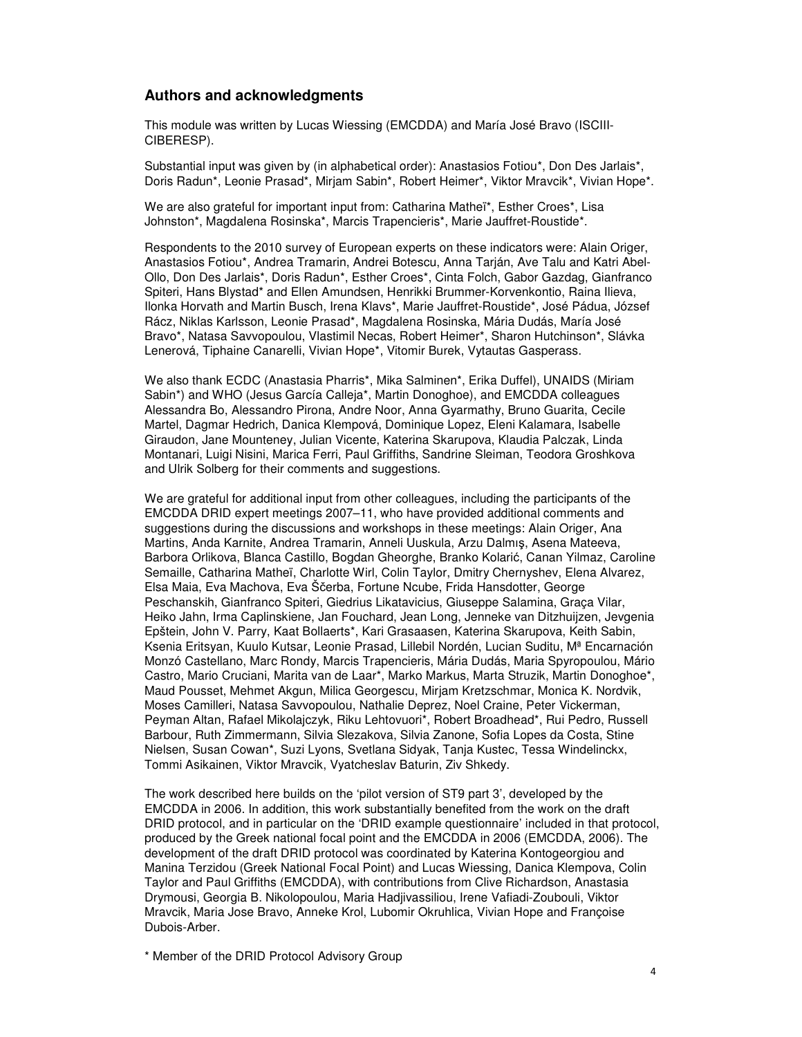## Authors and acknowledgments

This module was written by Lucas Wiessing (EMCDDA) and María José Bravo (ISCIII-CIBERESP).

Substantial input was given by (in alphabetical order): Anastasios Fotiou*, Don Des Jarlais*, Doris Radun*, Leonie Prasad*, Mirjam Sabin*, Robert Heimer*, Viktor Mravcik*, Vivian Hope*.

We are also grateful for important input from: Catharina Matheï*, Esther Croes*, Lisa Johnston*, Magdalena Rosinska*, Marcis Trapencieris*, Marie Jauffret-Roustide*.

Respondents to the 2010 survey of European experts on these indicators were: Alain Origer, Anastasios Fotiou*, Andrea Tramarin, Andrei Botescu, Anna Tarján, Ave Talu and Katri Abel-Ollo, Don Des Jarlais*, Doris Radun*, Esther Croes*, Cinta Folch, Gabor Gazdag, Gianfranco Spiteri, Hans Blystad* and Ellen Amundsen, Henrikki Brummer-Korvenkontio, Raina Ilieva, Ilonka Horvath and Martin Busch, Irena Klavs*, Marie Jauffret-Roustide*, José Pádua, József Rácz, Niklas Karlsson, Leonie Prasad*, Magdalena Rosinska, Mária Dudás, María José Bravo*, Natasa Savvopoulou, Vlastimil Necas, Robert Heimer*, Sharon Hutchinson*, Slávka Lenerová, Tiphaine Canarelli, Vivian Hope*, Vitomir Burek, Vytautas Gasperass.

We also thank ECDC (Anastasia Pharris*, Mika Salminen*, Erika Duffel), UNAIDS (Miriam Sabin*) and WHO (Jesus García Calleja*, Martin Donoghoe), and EMCDDA colleagues Alessandra Bo, Alessandro Pirona, Andre Noor, Anna Gyarmathy, Bruno Guarita, Cecile Martel, Dagmar Hedrich, Danica Klempová, Dominique Lopez, Eleni Kalamara, Isabelle Giraudon, Jane Mounteney, Julian Vicente, Katerina Skarupova, Klaudia Palczak, Linda Montanari, Luigi Nisini, Marica Ferri, Paul Griffiths, Sandrine Sleiman, Teodora Groshkova and Ulrik Solberg for their comments and suggestions.

We are grateful for additional input from other colleagues, including the participants of the EMCDDA DRID expert meetings 2007–11, who have provided additional comments and suggestions during the discussions and workshops in these meetings: Alain Origer, Ana Martins, Anda Karnite, Andrea Tramarin, Anneli Uuskula, Arzu Dalmış, Asena Mateeva, Barbora Orlikova, Blanca Castillo, Bogdan Gheorghe, Branko Kolarić, Canan Yilmaz, Caroline Semaille, Catharina Matheï, Charlotte Wirl, Colin Taylor, Dmitry Chernyshev, Elena Alvarez, Elsa Maia, Eva Machova, Eva Ščerba, Fortune Ncube, Frida Hansdotter, George Peschanskih, Gianfranco Spiteri, Giedrius Likatavicius, Giuseppe Salamina, Graça Vilar, Heiko Jahn, Irma Caplinskiene, Jan Fouchard, Jean Long, Jenneke van Ditzhuijzen, Jevgenia Epštein, John V. Parry, Kaat Bollaerts*, Kari Grasaasen, Katerina Skarupova, Keith Sabin, Ksenia Eritsyan, Kuulo Kutsar, Leonie Prasad, Lillebil Nordén, Lucian Suditu, Mª Encarnación Monzó Castellano, Marc Rondy, Marcis Trapencieris, Mária Dudás, Maria Spyropoulou, Mário Castro, Mario Cruciani, Marita van de Laar*, Marko Markus, Marta Struzik, Martin Donoghoe*, Maud Pousset, Mehmet Akgun, Milica Georgescu, Mirjam Kretzschmar, Monica K. Nordvik, Moses Camilleri, Natasa Savvopoulou, Nathalie Deprez, Noel Craine, Peter Vickerman, Peyman Altan, Rafael Mikolajczyk, Riku Lehtovuori*, Robert Broadhead*, Rui Pedro, Russell Barbour, Ruth Zimmermann, Silvia Slezakova, Silvia Zanone, Sofia Lopes da Costa, Stine Nielsen, Susan Cowan*, Suzi Lyons, Svetlana Sidyak, Tanja Kustec, Tessa Windelinckx, Tommi Asikainen, Viktor Mravcik, Vyatcheslav Baturin, Ziv Shkedy.

The work described here builds on the 'pilot version of ST9 part 3', developed by the EMCDDA in 2006. In addition, this work substantially benefited from the work on the draft DRID protocol, and in particular on the 'DRID example questionnaire' included in that protocol, produced by the Greek national focal point and the EMCDDA in 2006 (EMCDDA, 2006). The development of the draft DRID protocol was coordinated by Katerina Kontogeorgiou and Manina Terzidou (Greek National Focal Point) and Lucas Wiessing, Danica Klempova, Colin Taylor and Paul Griffiths (EMCDDA), with contributions from Clive Richardson, Anastasia Drymousi, Georgia B. Nikolopoulou, Maria Hadjivassiliou, Irene Vafiadi-Zoubouli, Viktor Mravcik, Maria Jose Bravo, Anneke Krol, Lubomir Okruhlica, Vivian Hope and Françoise Dubois-Arber.

\* Member of the DRID Protocol Advisory Group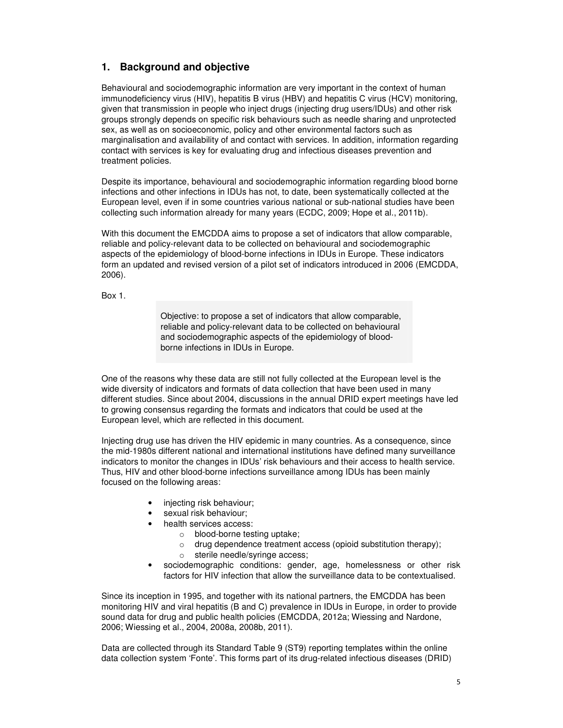## 1. Background and objective

Behavioural and sociodemographic information are very important in the context of human immunodeficiency virus (HIV), hepatitis B virus (HBV) and hepatitis C virus (HCV) monitoring, given that transmission in people who inject drugs (injecting drug users/IDUs) and other risk groups strongly depends on specific risk behaviours such as needle sharing and unprotected sex, as well as on socioeconomic, policy and other environmental factors such as marginalisation and availability of and contact with services. In addition, information regarding contact with services is key for evaluating drug and infectious diseases prevention and treatment policies.

Despite its importance, behavioural and sociodemographic information regarding blood borne infections and other infections in IDUs has not, to date, been systematically collected at the European level, even if in some countries various national or sub-national studies have been collecting such information already for many years (ECDC, 2009; Hope et al., 2011b).

With this document the EMCDDA aims to propose a set of indicators that allow comparable, reliable and policy-relevant data to be collected on behavioural and sociodemographic aspects of the epidemiology of blood-borne infections in IDUs in Europe. These indicators form an updated and revised version of a pilot set of indicators introduced in 2006 (EMCDDA, 2006).

Box 1.

> Objective: to propose a set of indicators that allow comparable, reliable and policy-relevant data to be collected on behavioural and sociodemographic aspects of the epidemiology of blood-borne infections in IDUs in Europe.

One of the reasons why these data are still not fully collected at the European level is the wide diversity of indicators and formats of data collection that have been used in many different studies. Since about 2004, discussions in the annual DRID expert meetings have led to growing consensus regarding the formats and indicators that could be used at the European level, which are reflected in this document.

Injecting drug use has driven the HIV epidemic in many countries. As a consequence, since the mid-1980s different national and international institutions have defined many surveillance indicators to monitor the changes in IDUs' risk behaviours and their access to health service. Thus, HIV and other blood-borne infections surveillance among IDUs has been mainly focused on the following areas:

- injecting risk behaviour;
- sexual risk behaviour;
- health services access:
  - blood-borne testing uptake;
  - drug dependence treatment access (opioid substitution therapy);
  - sterile needle/syringe access;
- sociodemographic conditions: gender, age, homelessness or other risk factors for HIV infection that allow the surveillance data to be contextualised.

Since its inception in 1995, and together with its national partners, the EMCDDA has been monitoring HIV and viral hepatitis (B and C) prevalence in IDUs in Europe, in order to provide sound data for drug and public health policies (EMCDDA, 2012a; Wiessing and Nardone, 2006; Wiessing et al., 2004, 2008a, 2008b, 2011).

Data are collected through its Standard Table 9 (ST9) reporting templates within the online data collection system 'Fonte'. This forms part of its drug-related infectious diseases (DRID)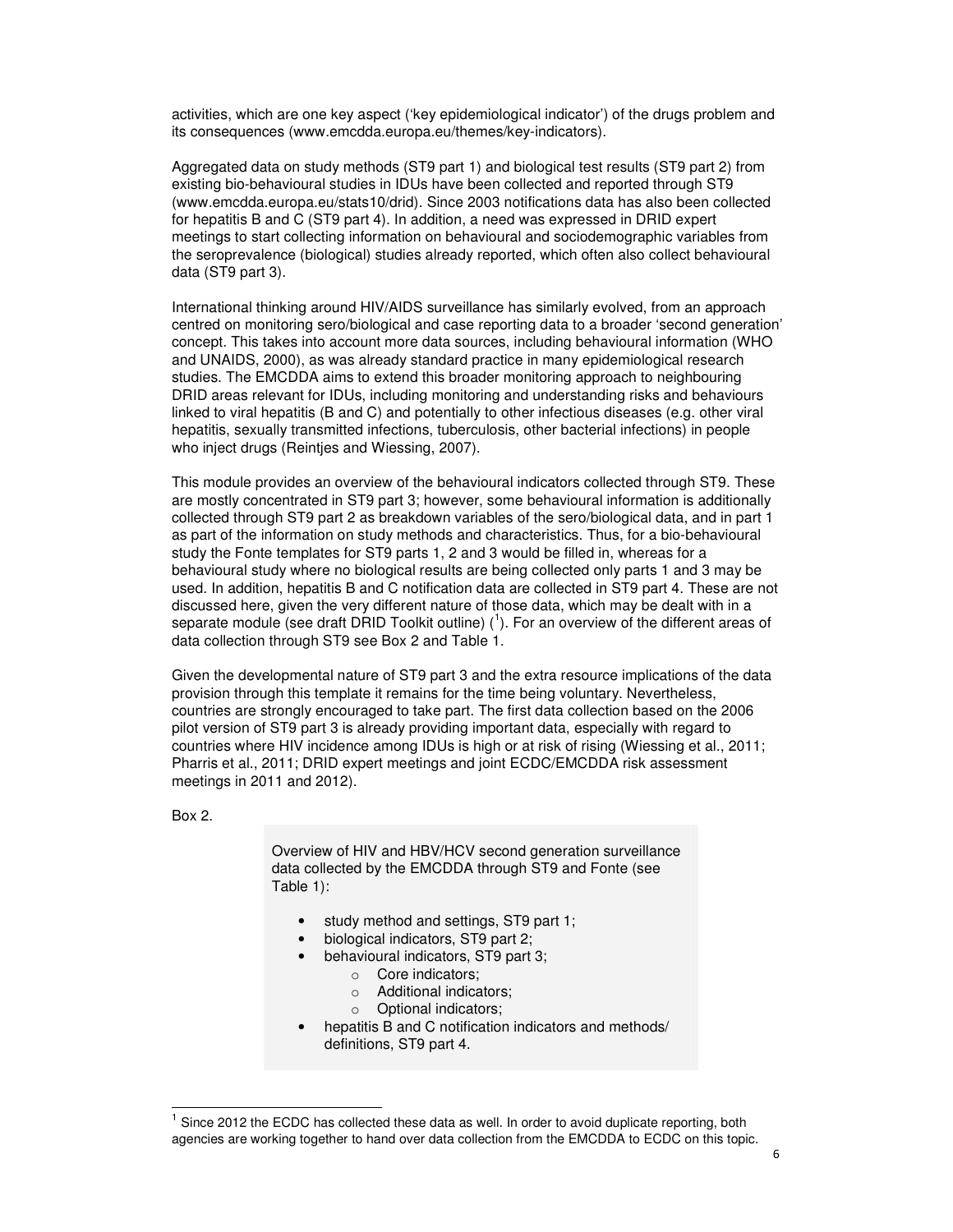activities, which are one key aspect ('key epidemiological indicator') of the drugs problem and its consequences (www.emcdda.europa.eu/themes/key-indicators).

Aggregated data on study methods (ST9 part 1) and biological test results (ST9 part 2) from existing bio-behavioural studies in IDUs have been collected and reported through ST9 (www.emcdda.europa.eu/stats10/drid). Since 2003 notifications data has also been collected for hepatitis B and C (ST9 part 4). In addition, a need was expressed in DRID expert meetings to start collecting information on behavioural and sociodemographic variables from the seroprevalence (biological) studies already reported, which often also collect behavioural data (ST9 part 3).

International thinking around HIV/AIDS surveillance has similarly evolved, from an approach centred on monitoring sero/biological and case reporting data to a broader 'second generation' concept. This takes into account more data sources, including behavioural information (WHO and UNAIDS, 2000), as was already standard practice in many epidemiological research studies. The EMCDDA aims to extend this broader monitoring approach to neighbouring DRID areas relevant for IDUs, including monitoring and understanding risks and behaviours linked to viral hepatitis (B and C) and potentially to other infectious diseases (e.g. other viral hepatitis, sexually transmitted infections, tuberculosis, other bacterial infections) in people who inject drugs (Reintjes and Wiessing, 2007).

This module provides an overview of the behavioural indicators collected through ST9. These are mostly concentrated in ST9 part 3; however, some behavioural information is additionally collected through ST9 part 2 as breakdown variables of the sero/biological data, and in part 1 as part of the information on study methods and characteristics. Thus, for a bio-behavioural study the Fonte templates for ST9 parts 1, 2 and 3 would be filled in, whereas for a behavioural study where no biological results are being collected only parts 1 and 3 may be used. In addition, hepatitis B and C notification data are collected in ST9 part 4. These are not discussed here, given the very different nature of those data, which may be dealt with in a separate module (see draft DRID Toolkit outline) ([1]). For an overview of the different areas of data collection through ST9 see Box 2 and Table 1.

Given the developmental nature of ST9 part 3 and the extra resource implications of the data provision through this template it remains for the time being voluntary. Nevertheless, countries are strongly encouraged to take part. The first data collection based on the 2006 pilot version of ST9 part 3 is already providing important data, especially with regard to countries where HIV incidence among IDUs is high or at risk of rising (Wiessing et al., 2011; Pharris et al., 2011; DRID expert meetings and joint ECDC/EMCDDA risk assessment meetings in 2011 and 2012).

Box 2.

> Overview of HIV and HBV/HCV second generation surveillance data collected by the EMCDDA through ST9 and Fonte (see Table 1):
>
> - study method and settings, ST9 part 1;
> - biological indicators, ST9 part 2;
> - behavioural indicators, ST9 part 3;
>     - Core indicators;
>     - Additional indicators;
>     - Optional indicators;
> - hepatitis B and C notification indicators and methods/ definitions, ST9 part 4.

[1] Since 2012 the ECDC has collected these data as well. In order to avoid duplicate reporting, both agencies are working together to hand over data collection from the EMCDDA to ECDC on this topic.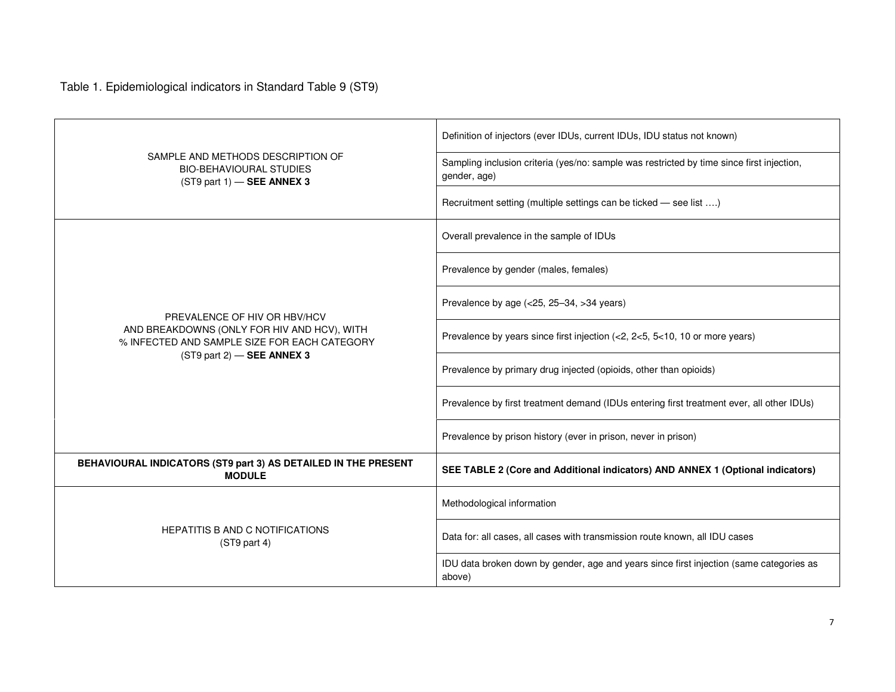Table 1. Epidemiological indicators in Standard Table 9 (ST9)

| | |
|---|---|
| SAMPLE AND METHODS DESCRIPTION OF BIO-BEHAVIOURAL STUDIES (ST9 part 1) — **SEE ANNEX 3** | Definition of injectors (ever IDUs, current IDUs, IDU status not known) |
| | Sampling inclusion criteria (yes/no: sample was restricted by time since first injection, gender, age) |
| | Recruitment setting (multiple settings can be ticked — see list ….) |
| PREVALENCE OF HIV OR HBV/HCV AND BREAKDOWNS (ONLY FOR HIV AND HCV), WITH % INFECTED AND SAMPLE SIZE FOR EACH CATEGORY (ST9 part 2) — **SEE ANNEX 3** | Overall prevalence in the sample of IDUs |
| | Prevalence by gender (males, females) |
| | Prevalence by age (<25, 25–34, >34 years) |
| | Prevalence by years since first injection (<2, 2<5, 5<10, 10 or more years) |
| | Prevalence by primary drug injected (opioids, other than opioids) |
| | Prevalence by first treatment demand (IDUs entering first treatment ever, all other IDUs) |
| | Prevalence by prison history (ever in prison, never in prison) |
| **BEHAVIOURAL INDICATORS (ST9 part 3) AS DETAILED IN THE PRESENT MODULE** | **SEE TABLE 2 (Core and Additional indicators) AND ANNEX 1 (Optional indicators)** |
| HEPATITIS B AND C NOTIFICATIONS (ST9 part 4) | Methodological information |
| | Data for: all cases, all cases with transmission route known, all IDU cases |
| | IDU data broken down by gender, age and years since first injection (same categories as above) |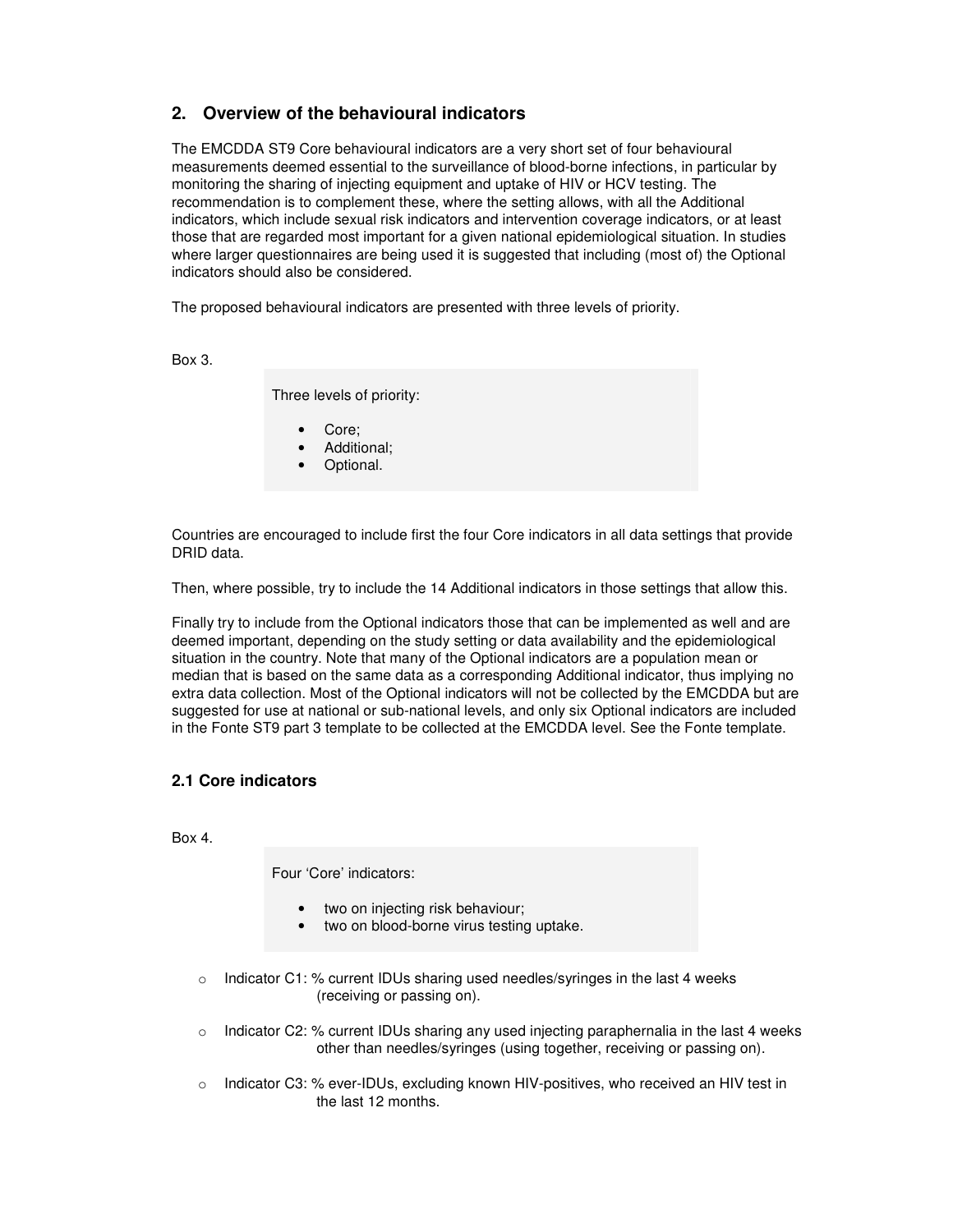## 2. Overview of the behavioural indicators

The EMCDDA ST9 Core behavioural indicators are a very short set of four behavioural measurements deemed essential to the surveillance of blood-borne infections, in particular by monitoring the sharing of injecting equipment and uptake of HIV or HCV testing. The recommendation is to complement these, where the setting allows, with all the Additional indicators, which include sexual risk indicators and intervention coverage indicators, or at least those that are regarded most important for a given national epidemiological situation. In studies where larger questionnaires are being used it is suggested that including (most of) the Optional indicators should also be considered.

The proposed behavioural indicators are presented with three levels of priority.

Box 3.

> Three levels of priority:
>
> - Core;
> - Additional;
> - Optional.

Countries are encouraged to include first the four Core indicators in all data settings that provide DRID data.

Then, where possible, try to include the 14 Additional indicators in those settings that allow this.

Finally try to include from the Optional indicators those that can be implemented as well and are deemed important, depending on the study setting or data availability and the epidemiological situation in the country. Note that many of the Optional indicators are a population mean or median that is based on the same data as a corresponding Additional indicator, thus implying no extra data collection. Most of the Optional indicators will not be collected by the EMCDDA but are suggested for use at national or sub-national levels, and only six Optional indicators are included in the Fonte ST9 part 3 template to be collected at the EMCDDA level. See the Fonte template.

### 2.1 Core indicators

Box 4.

> Four 'Core' indicators:
>
> - two on injecting risk behaviour;
> - two on blood-borne virus testing uptake.

- Indicator C1: % current IDUs sharing used needles/syringes in the last 4 weeks (receiving or passing on).
- Indicator C2: % current IDUs sharing any used injecting paraphernalia in the last 4 weeks other than needles/syringes (using together, receiving or passing on).
- Indicator C3: % ever-IDUs, excluding known HIV-positives, who received an HIV test in the last 12 months.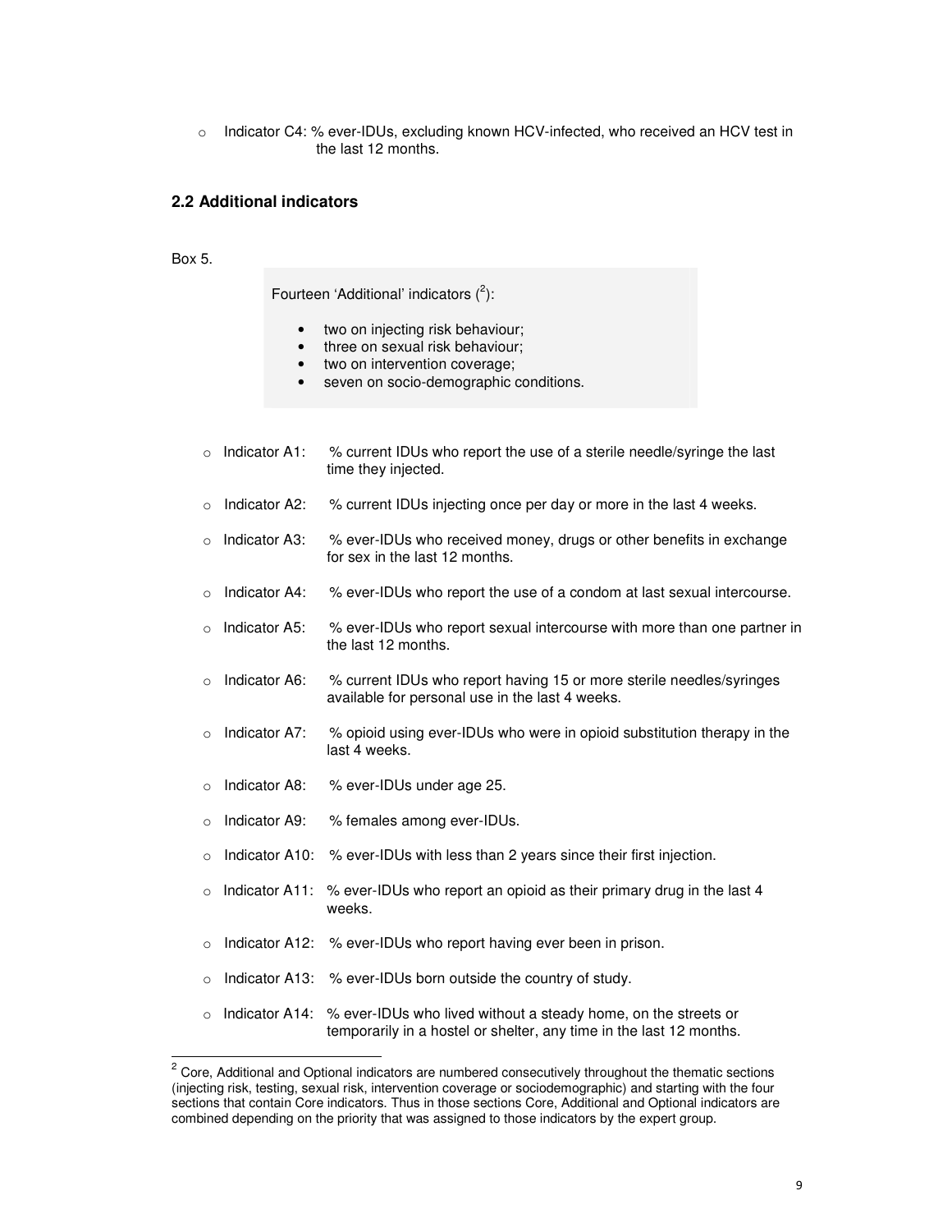- Indicator C4: % ever-IDUs, excluding known HCV-infected, who received an HCV test in the last 12 months.

## 2.2 Additional indicators

Box 5.

> Fourteen 'Additional' indicators ([2]):
>
> - two on injecting risk behaviour;
> - three on sexual risk behaviour;
> - two on intervention coverage;
> - seven on socio-demographic conditions.

- Indicator A1: % current IDUs who report the use of a sterile needle/syringe the last time they injected.
- Indicator A2: % current IDUs injecting once per day or more in the last 4 weeks.
- Indicator A3: % ever-IDUs who received money, drugs or other benefits in exchange for sex in the last 12 months.
- Indicator A4: % ever-IDUs who report the use of a condom at last sexual intercourse.
- Indicator A5: % ever-IDUs who report sexual intercourse with more than one partner in the last 12 months.
- Indicator A6: % current IDUs who report having 15 or more sterile needles/syringes available for personal use in the last 4 weeks.
- Indicator A7: % opioid using ever-IDUs who were in opioid substitution therapy in the last 4 weeks.
- Indicator A8: % ever-IDUs under age 25.
- Indicator A9: % females among ever-IDUs.
- Indicator A10: % ever-IDUs with less than 2 years since their first injection.
- Indicator A11: % ever-IDUs who report an opioid as their primary drug in the last 4 weeks.
- Indicator A12: % ever-IDUs who report having ever been in prison.
- Indicator A13: % ever-IDUs born outside the country of study.
- Indicator A14: % ever-IDUs who lived without a steady home, on the streets or temporarily in a hostel or shelter, any time in the last 12 months.

[2] Core, Additional and Optional indicators are numbered consecutively throughout the thematic sections (injecting risk, testing, sexual risk, intervention coverage or sociodemographic) and starting with the four sections that contain Core indicators. Thus in those sections Core, Additional and Optional indicators are combined depending on the priority that was assigned to those indicators by the expert group.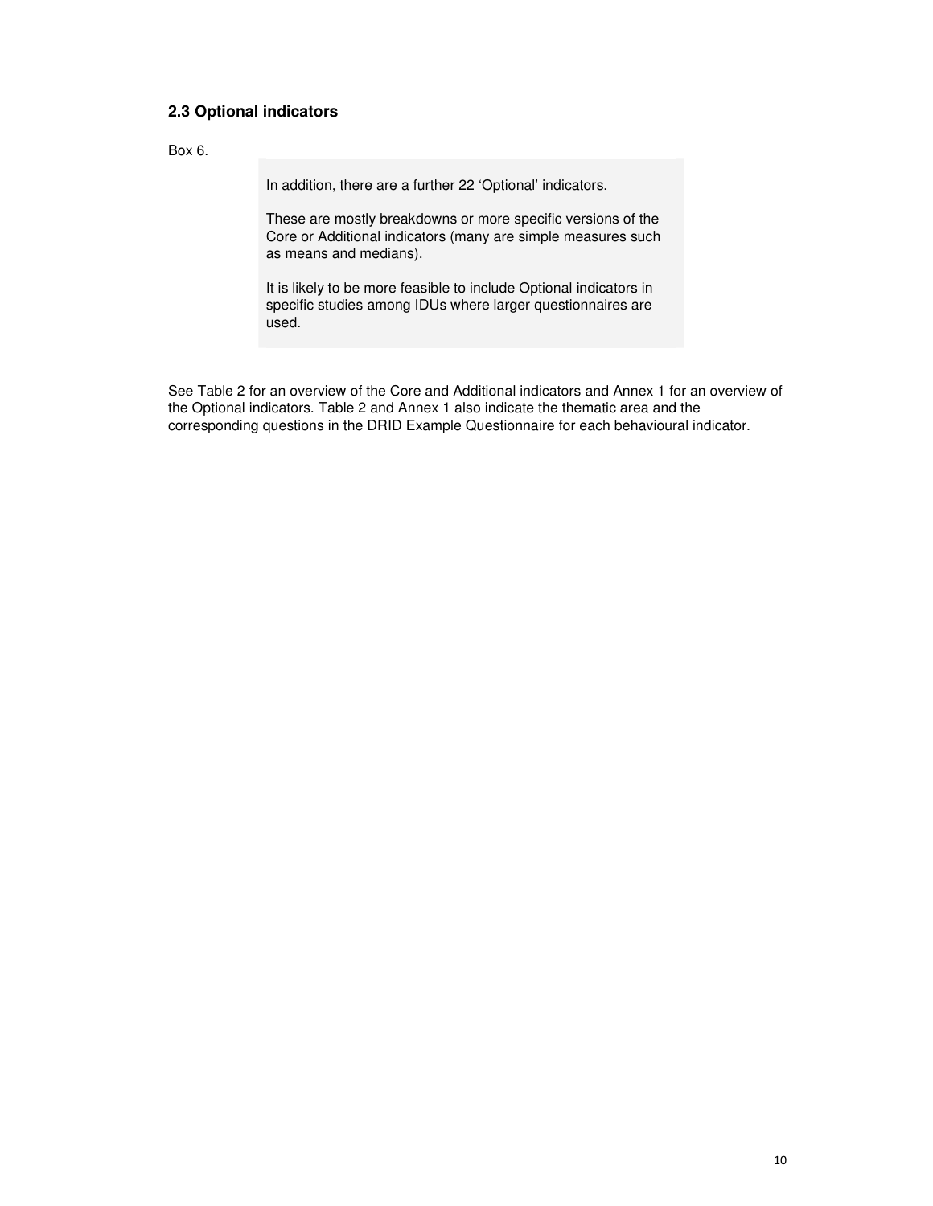## 2.3 Optional indicators

Box 6.

> In addition, there are a further 22 'Optional' indicators.
>
> These are mostly breakdowns or more specific versions of the Core or Additional indicators (many are simple measures such as means and medians).
>
> It is likely to be more feasible to include Optional indicators in specific studies among IDUs where larger questionnaires are used.

See Table 2 for an overview of the Core and Additional indicators and Annex 1 for an overview of the Optional indicators. Table 2 and Annex 1 also indicate the thematic area and the corresponding questions in the DRID Example Questionnaire for each behavioural indicator.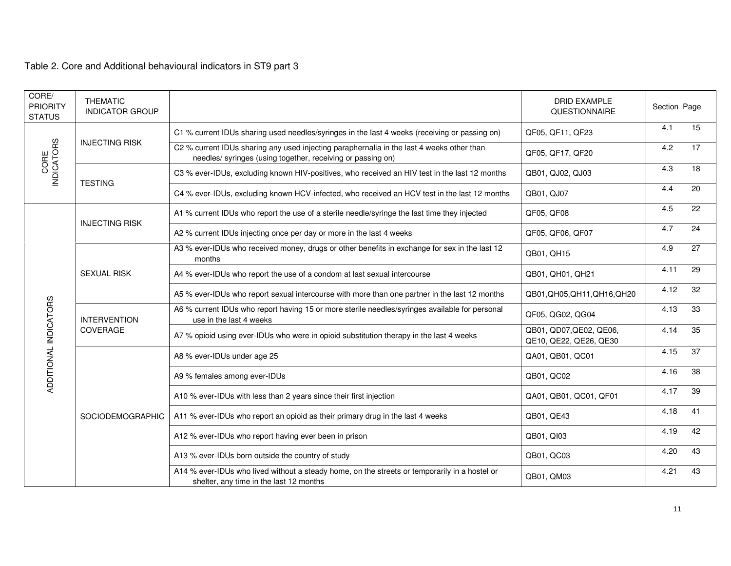Table 2. Core and Additional behavioural indicators in ST9 part 3

| CORE/ PRIORITY STATUS | THEMATIC INDICATOR GROUP | | DRID EXAMPLE QUESTIONNAIRE | Section | Page |
|---|---|---|---|---|---|
| CORE INDICATORS | INJECTING RISK | C1 % current IDUs sharing used needles/syringes in the last 4 weeks (receiving or passing on) | QF05, QF11, QF23 | 4.1 | 15 |
| | | C2 % current IDUs sharing any used injecting paraphernalia in the last 4 weeks other than needles/ syringes (using together, receiving or passing on) | QF05, QF17, QF20 | 4.2 | 17 |
| | TESTING | C3 % ever-IDUs, excluding known HIV-positives, who received an HIV test in the last 12 months | QB01, QJ02, QJ03 | 4.3 | 18 |
| | | C4 % ever-IDUs, excluding known HCV-infected, who received an HCV test in the last 12 months | QB01, QJ07 | 4.4 | 20 |
| ADDITIONAL INDICATORS | INJECTING RISK | A1 % current IDUs who report the use of a sterile needle/syringe the last time they injected | QF05, QF08 | 4.5 | 22 |
| | | A2 % current IDUs injecting once per day or more in the last 4 weeks | QF05, QF06, QF07 | 4.7 | 24 |
| | SEXUAL RISK | A3 % ever-IDUs who received money, drugs or other benefits in exchange for sex in the last 12 months | QB01, QH15 | 4.9 | 27 |
| | | A4 % ever-IDUs who report the use of a condom at last sexual intercourse | QB01, QH01, QH21 | 4.11 | 29 |
| | | A5 % ever-IDUs who report sexual intercourse with more than one partner in the last 12 months | QB01,QH05,QH11,QH16,QH20 | 4.12 | 32 |
| | INTERVENTION COVERAGE | A6 % current IDUs who report having 15 or more sterile needles/syringes available for personal use in the last 4 weeks | QF05, QG02, QG04 | 4.13 | 33 |
| | | A7 % opioid using ever-IDUs who were in opioid substitution therapy in the last 4 weeks | QB01, QD07,QE02, QE06, QE10, QE22, QE26, QE30 | 4.14 | 35 |
| | SOCIODEMOGRAPHIC | A8 % ever-IDUs under age 25 | QA01, QB01, QC01 | 4.15 | 37 |
| | | A9 % females among ever-IDUs | QB01, QC02 | 4.16 | 38 |
| | | A10 % ever-IDUs with less than 2 years since their first injection | QA01, QB01, QC01, QF01 | 4.17 | 39 |
| | | A11 % ever-IDUs who report an opioid as their primary drug in the last 4 weeks | QB01, QE43 | 4.18 | 41 |
| | | A12 % ever-IDUs who report having ever been in prison | QB01, QI03 | 4.19 | 42 |
| | | A13 % ever-IDUs born outside the country of study | QB01, QC03 | 4.20 | 43 |
| | | A14 % ever-IDUs who lived without a steady home, on the streets or temporarily in a hostel or shelter, any time in the last 12 months | QB01, QM03 | 4.21 | 43 |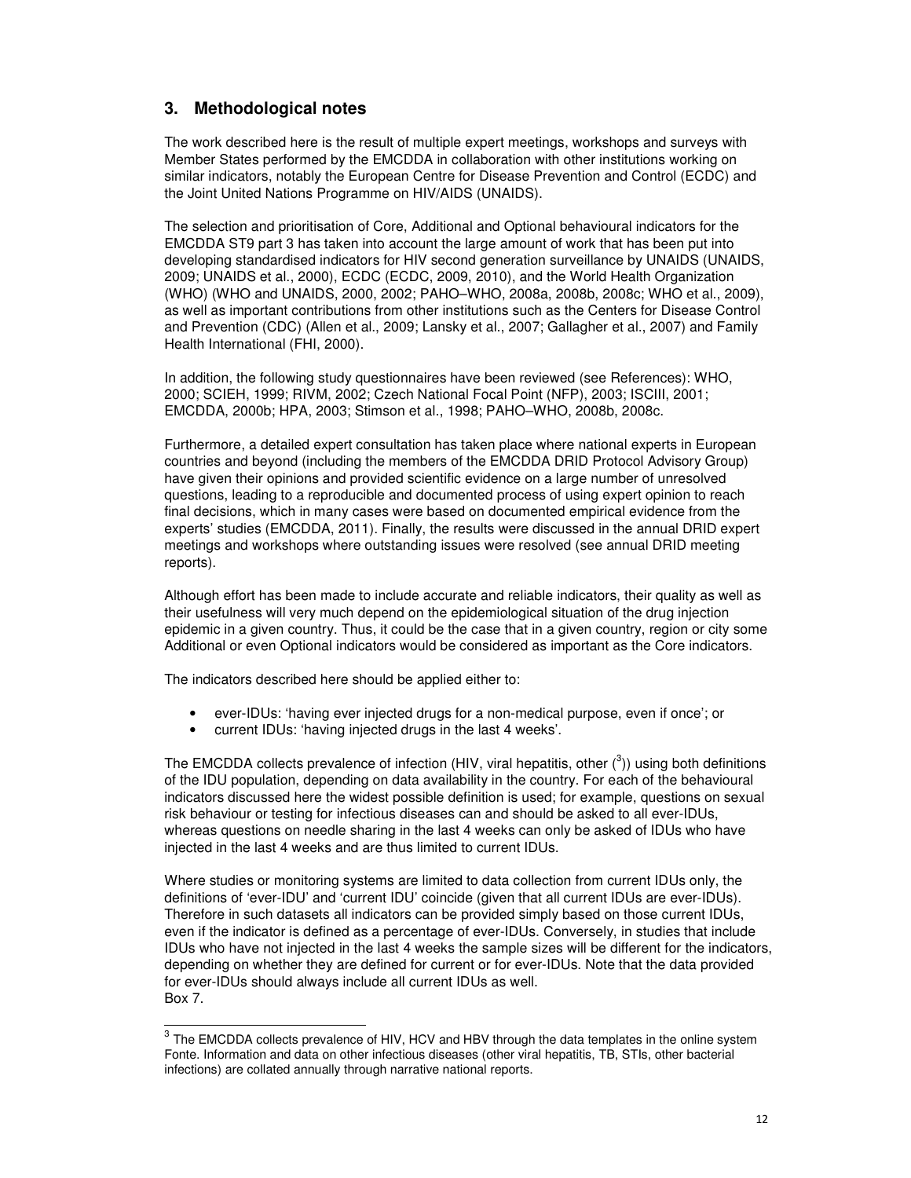## 3. Methodological notes

The work described here is the result of multiple expert meetings, workshops and surveys with Member States performed by the EMCDDA in collaboration with other institutions working on similar indicators, notably the European Centre for Disease Prevention and Control (ECDC) and the Joint United Nations Programme on HIV/AIDS (UNAIDS).

The selection and prioritisation of Core, Additional and Optional behavioural indicators for the EMCDDA ST9 part 3 has taken into account the large amount of work that has been put into developing standardised indicators for HIV second generation surveillance by UNAIDS (UNAIDS, 2009; UNAIDS et al., 2000), ECDC (ECDC, 2009, 2010), and the World Health Organization (WHO) (WHO and UNAIDS, 2000, 2002; PAHO–WHO, 2008a, 2008b, 2008c; WHO et al., 2009), as well as important contributions from other institutions such as the Centers for Disease Control and Prevention (CDC) (Allen et al., 2009; Lansky et al., 2007; Gallagher et al., 2007) and Family Health International (FHI, 2000).

In addition, the following study questionnaires have been reviewed (see References): WHO, 2000; SCIEH, 1999; RIVM, 2002; Czech National Focal Point (NFP), 2003; ISCIII, 2001; EMCDDA, 2000b; HPA, 2003; Stimson et al., 1998; PAHO–WHO, 2008b, 2008c.

Furthermore, a detailed expert consultation has taken place where national experts in European countries and beyond (including the members of the EMCDDA DRID Protocol Advisory Group) have given their opinions and provided scientific evidence on a large number of unresolved questions, leading to a reproducible and documented process of using expert opinion to reach final decisions, which in many cases were based on documented empirical evidence from the experts' studies (EMCDDA, 2011). Finally, the results were discussed in the annual DRID expert meetings and workshops where outstanding issues were resolved (see annual DRID meeting reports).

Although effort has been made to include accurate and reliable indicators, their quality as well as their usefulness will very much depend on the epidemiological situation of the drug injection epidemic in a given country. Thus, it could be the case that in a given country, region or city some Additional or even Optional indicators would be considered as important as the Core indicators.

The indicators described here should be applied either to:

- ever-IDUs: 'having ever injected drugs for a non-medical purpose, even if once'; or
- current IDUs: 'having injected drugs in the last 4 weeks'.

The EMCDDA collects prevalence of infection (HIV, viral hepatitis, other ([3])) using both definitions of the IDU population, depending on data availability in the country. For each of the behavioural indicators discussed here the widest possible definition is used; for example, questions on sexual risk behaviour or testing for infectious diseases can and should be asked to all ever-IDUs, whereas questions on needle sharing in the last 4 weeks can only be asked of IDUs who have injected in the last 4 weeks and are thus limited to current IDUs.

Where studies or monitoring systems are limited to data collection from current IDUs only, the definitions of 'ever-IDU' and 'current IDU' coincide (given that all current IDUs are ever-IDUs). Therefore in such datasets all indicators can be provided simply based on those current IDUs, even if the indicator is defined as a percentage of ever-IDUs. Conversely, in studies that include IDUs who have not injected in the last 4 weeks the sample sizes will be different for the indicators, depending on whether they are defined for current or for ever-IDUs. Note that the data provided for ever-IDUs should always include all current IDUs as well.
Box 7.

[3] The EMCDDA collects prevalence of HIV, HCV and HBV through the data templates in the online system Fonte. Information and data on other infectious diseases (other viral hepatitis, TB, STIs, other bacterial infections) are collated annually through narrative national reports.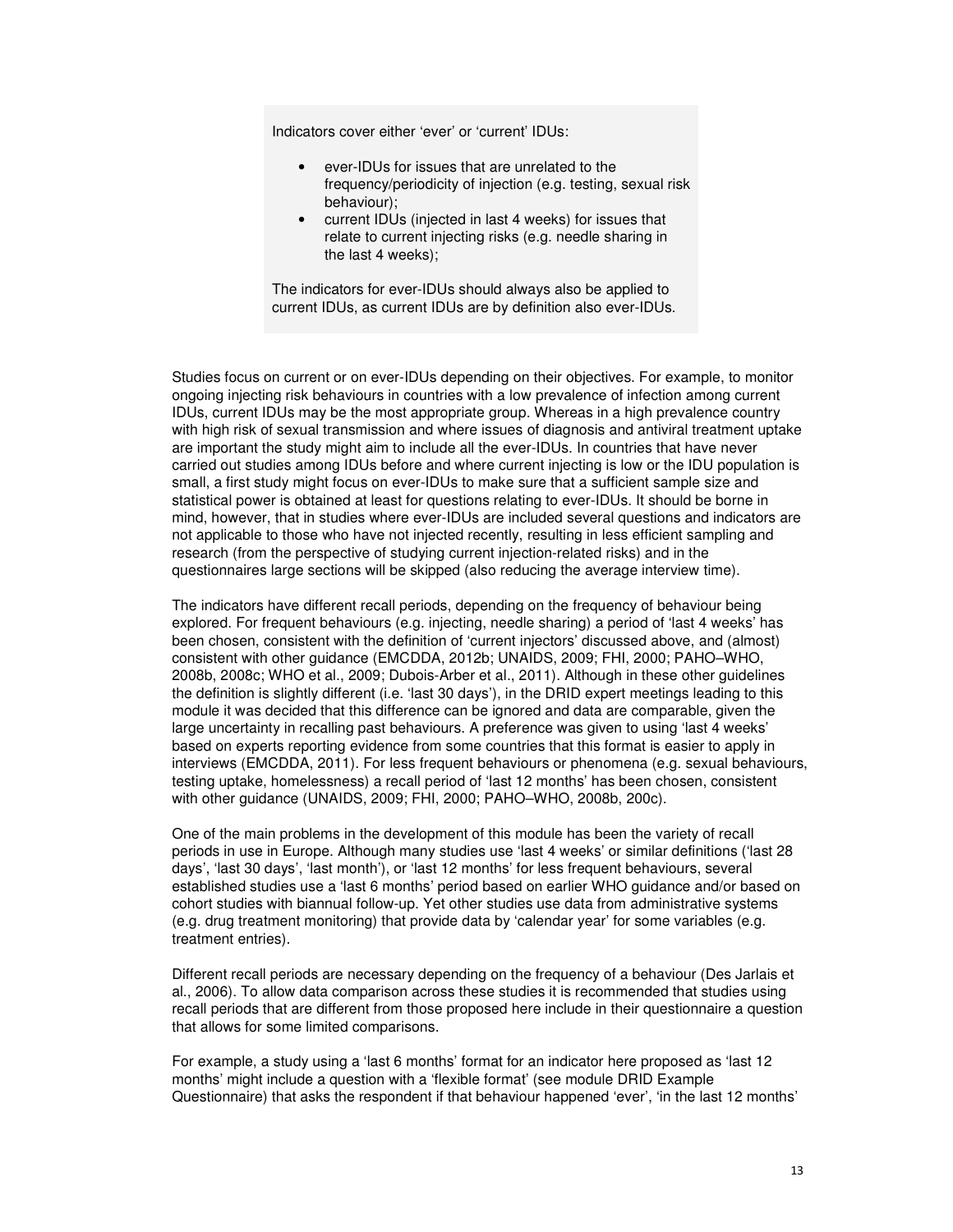Indicators cover either 'ever' or 'current' IDUs:

- ever-IDUs for issues that are unrelated to the frequency/periodicity of injection (e.g. testing, sexual risk behaviour);
- current IDUs (injected in last 4 weeks) for issues that relate to current injecting risks (e.g. needle sharing in the last 4 weeks);

The indicators for ever-IDUs should always also be applied to current IDUs, as current IDUs are by definition also ever-IDUs.

Studies focus on current or on ever-IDUs depending on their objectives. For example, to monitor ongoing injecting risk behaviours in countries with a low prevalence of infection among current IDUs, current IDUs may be the most appropriate group. Whereas in a high prevalence country with high risk of sexual transmission and where issues of diagnosis and antiviral treatment uptake are important the study might aim to include all the ever-IDUs. In countries that have never carried out studies among IDUs before and where current injecting is low or the IDU population is small, a first study might focus on ever-IDUs to make sure that a sufficient sample size and statistical power is obtained at least for questions relating to ever-IDUs. It should be borne in mind, however, that in studies where ever-IDUs are included several questions and indicators are not applicable to those who have not injected recently, resulting in less efficient sampling and research (from the perspective of studying current injection-related risks) and in the questionnaires large sections will be skipped (also reducing the average interview time).

The indicators have different recall periods, depending on the frequency of behaviour being explored. For frequent behaviours (e.g. injecting, needle sharing) a period of 'last 4 weeks' has been chosen, consistent with the definition of 'current injectors' discussed above, and (almost) consistent with other guidance (EMCDDA, 2012b; UNAIDS, 2009; FHI, 2000; PAHO–WHO, 2008b, 2008c; WHO et al., 2009; Dubois-Arber et al., 2011). Although in these other guidelines the definition is slightly different (i.e. 'last 30 days'), in the DRID expert meetings leading to this module it was decided that this difference can be ignored and data are comparable, given the large uncertainty in recalling past behaviours. A preference was given to using 'last 4 weeks' based on experts reporting evidence from some countries that this format is easier to apply in interviews (EMCDDA, 2011). For less frequent behaviours or phenomena (e.g. sexual behaviours, testing uptake, homelessness) a recall period of 'last 12 months' has been chosen, consistent with other guidance (UNAIDS, 2009; FHI, 2000; PAHO–WHO, 2008b, 200c).

One of the main problems in the development of this module has been the variety of recall periods in use in Europe. Although many studies use 'last 4 weeks' or similar definitions ('last 28 days', 'last 30 days', 'last month'), or 'last 12 months' for less frequent behaviours, several established studies use a 'last 6 months' period based on earlier WHO guidance and/or based on cohort studies with biannual follow-up. Yet other studies use data from administrative systems (e.g. drug treatment monitoring) that provide data by 'calendar year' for some variables (e.g. treatment entries).

Different recall periods are necessary depending on the frequency of a behaviour (Des Jarlais et al., 2006). To allow data comparison across these studies it is recommended that studies using recall periods that are different from those proposed here include in their questionnaire a question that allows for some limited comparisons.

For example, a study using a 'last 6 months' format for an indicator here proposed as 'last 12 months' might include a question with a 'flexible format' (see module DRID Example Questionnaire) that asks the respondent if that behaviour happened 'ever', 'in the last 12 months'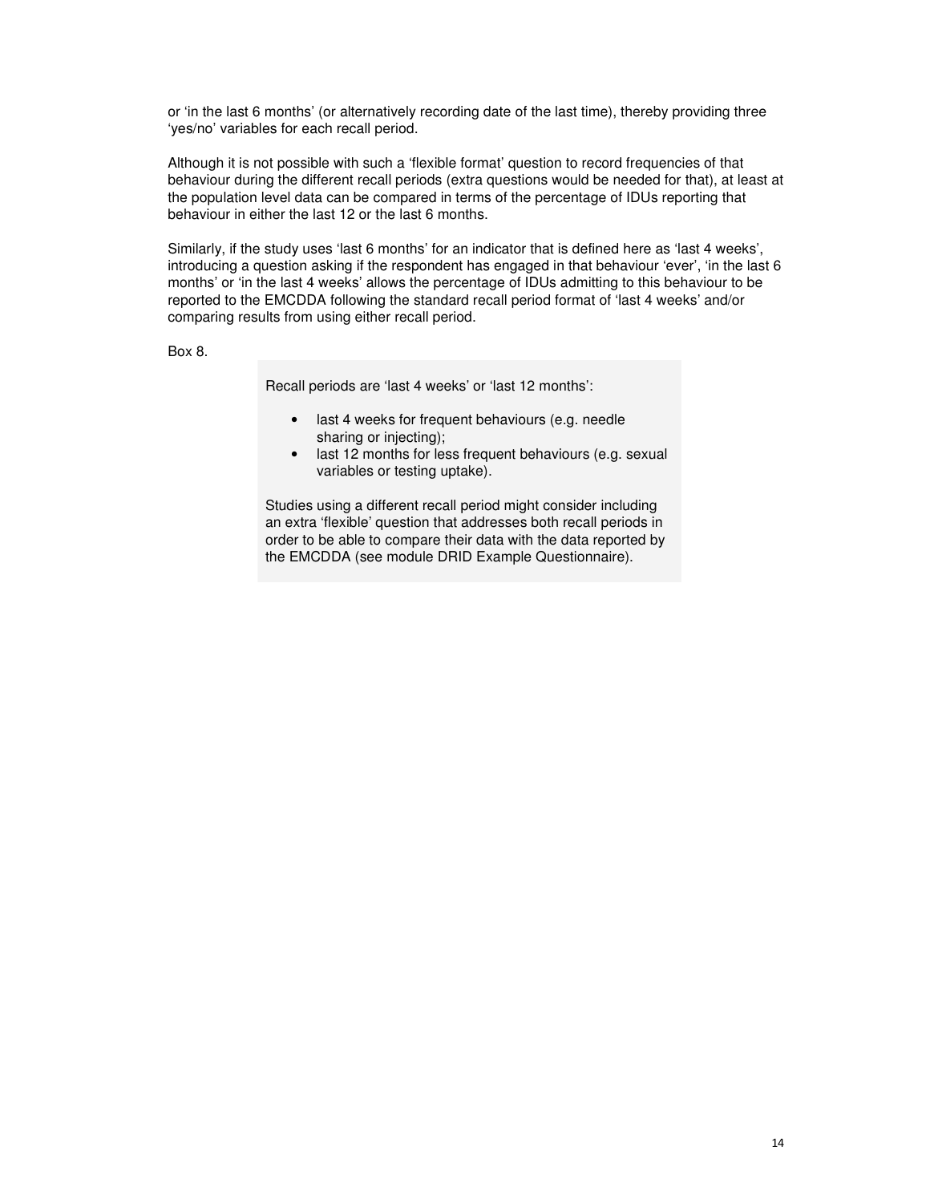or 'in the last 6 months' (or alternatively recording date of the last time), thereby providing three 'yes/no' variables for each recall period.

Although it is not possible with such a 'flexible format' question to record frequencies of that behaviour during the different recall periods (extra questions would be needed for that), at least at the population level data can be compared in terms of the percentage of IDUs reporting that behaviour in either the last 12 or the last 6 months.

Similarly, if the study uses 'last 6 months' for an indicator that is defined here as 'last 4 weeks', introducing a question asking if the respondent has engaged in that behaviour 'ever', 'in the last 6 months' or 'in the last 4 weeks' allows the percentage of IDUs admitting to this behaviour to be reported to the EMCDDA following the standard recall period format of 'last 4 weeks' and/or comparing results from using either recall period.

Box 8.

> Recall periods are 'last 4 weeks' or 'last 12 months':
>
> - last 4 weeks for frequent behaviours (e.g. needle sharing or injecting);
> - last 12 months for less frequent behaviours (e.g. sexual variables or testing uptake).
>
> Studies using a different recall period might consider including an extra 'flexible' question that addresses both recall periods in order to be able to compare their data with the data reported by the EMCDDA (see module DRID Example Questionnaire).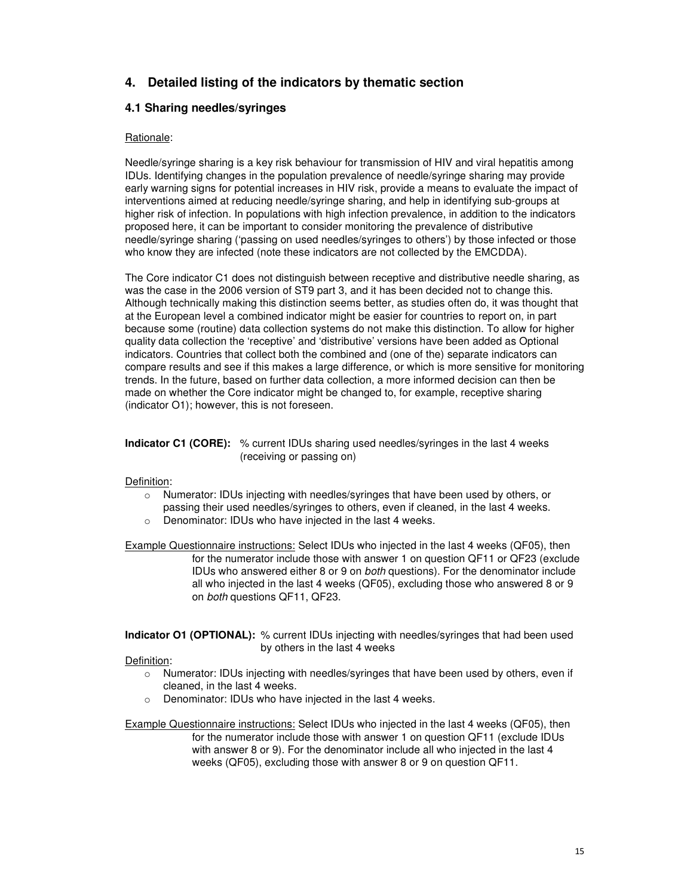## 4. Detailed listing of the indicators by thematic section

### 4.1 Sharing needles/syringes

Rationale:

Needle/syringe sharing is a key risk behaviour for transmission of HIV and viral hepatitis among IDUs. Identifying changes in the population prevalence of needle/syringe sharing may provide early warning signs for potential increases in HIV risk, provide a means to evaluate the impact of interventions aimed at reducing needle/syringe sharing, and help in identifying sub-groups at higher risk of infection. In populations with high infection prevalence, in addition to the indicators proposed here, it can be important to consider monitoring the prevalence of distributive needle/syringe sharing ('passing on used needles/syringes to others') by those infected or those who know they are infected (note these indicators are not collected by the EMCDDA).

The Core indicator C1 does not distinguish between receptive and distributive needle sharing, as was the case in the 2006 version of ST9 part 3, and it has been decided not to change this. Although technically making this distinction seems better, as studies often do, it was thought that at the European level a combined indicator might be easier for countries to report on, in part because some (routine) data collection systems do not make this distinction. To allow for higher quality data collection the 'receptive' and 'distributive' versions have been added as Optional indicators. Countries that collect both the combined and (one of the) separate indicators can compare results and see if this makes a large difference, or which is more sensitive for monitoring trends. In the future, based on further data collection, a more informed decision can then be made on whether the Core indicator might be changed to, for example, receptive sharing (indicator O1); however, this is not foreseen.

**Indicator C1 (CORE):** % current IDUs sharing used needles/syringes in the last 4 weeks (receiving or passing on)

Definition:

- Numerator: IDUs injecting with needles/syringes that have been used by others, or passing their used needles/syringes to others, even if cleaned, in the last 4 weeks.
- Denominator: IDUs who have injected in the last 4 weeks.

Example Questionnaire instructions: Select IDUs who injected in the last 4 weeks (QF05), then for the numerator include those with answer 1 on question QF11 or QF23 (exclude IDUs who answered either 8 or 9 on *both* questions). For the denominator include all who injected in the last 4 weeks (QF05), excluding those who answered 8 or 9 on *both* questions QF11, QF23.

**Indicator O1 (OPTIONAL):** % current IDUs injecting with needles/syringes that had been used by others in the last 4 weeks

Definition:

- Numerator: IDUs injecting with needles/syringes that have been used by others, even if cleaned, in the last 4 weeks.
- Denominator: IDUs who have injected in the last 4 weeks.

Example Questionnaire instructions: Select IDUs who injected in the last 4 weeks (QF05), then for the numerator include those with answer 1 on question QF11 (exclude IDUs with answer 8 or 9). For the denominator include all who injected in the last 4 weeks (QF05), excluding those with answer 8 or 9 on question QF11.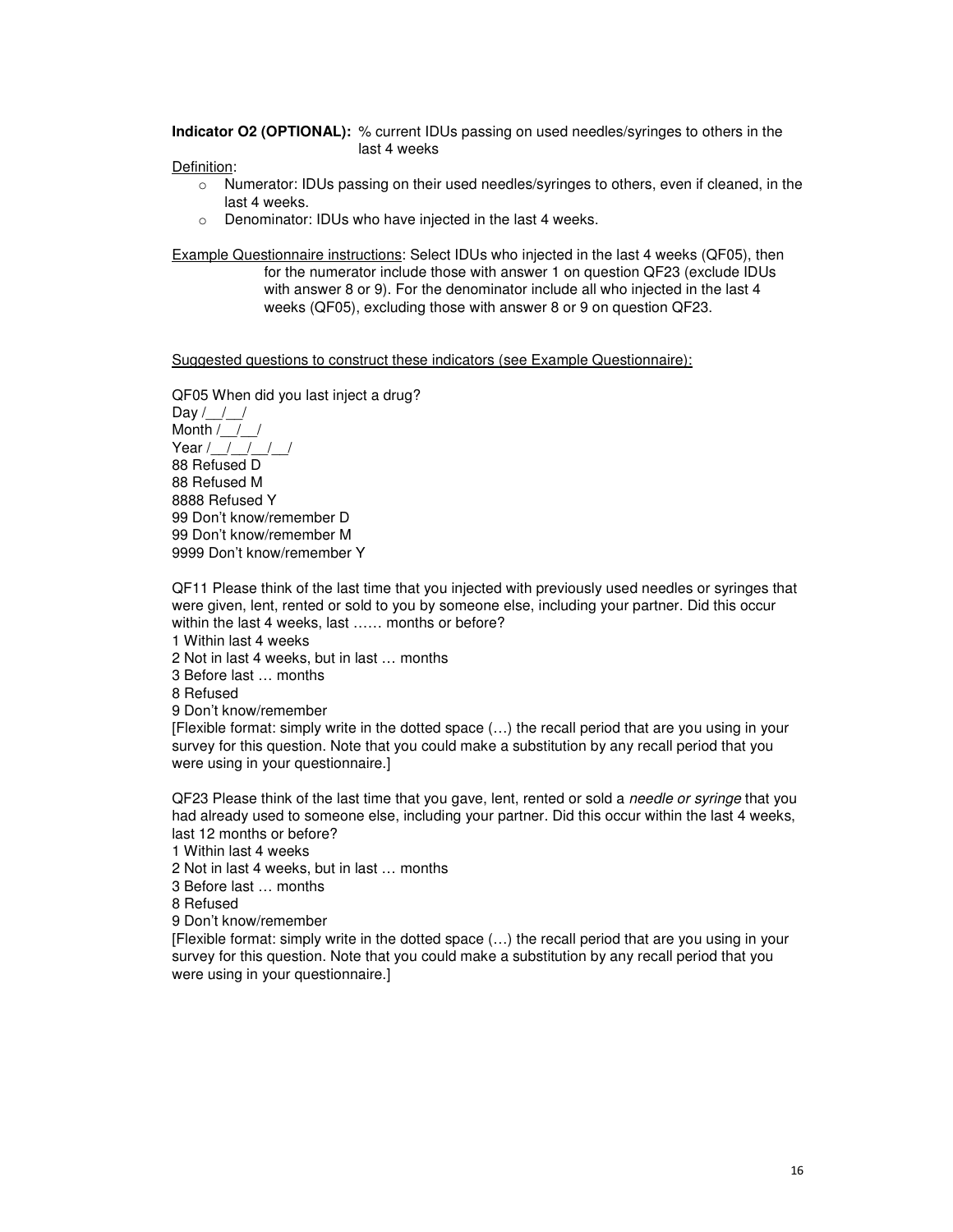**Indicator O2 (OPTIONAL):** % current IDUs passing on used needles/syringes to others in the last 4 weeks

Definition:

- Numerator: IDUs passing on their used needles/syringes to others, even if cleaned, in the last 4 weeks.
- Denominator: IDUs who have injected in the last 4 weeks.

Example Questionnaire instructions: Select IDUs who injected in the last 4 weeks (QF05), then for the numerator include those with answer 1 on question QF23 (exclude IDUs with answer 8 or 9). For the denominator include all who injected in the last 4 weeks (QF05), excluding those with answer 8 or 9 on question QF23.

Suggested questions to construct these indicators (see Example Questionnaire):

QF05 When did you last inject a drug?
Day /__/__/
Month /__/__/
Year /__/__/__/__/
88 Refused D
88 Refused M
8888 Refused Y
99 Don't know/remember D
99 Don't know/remember M
9999 Don't know/remember Y

QF11 Please think of the last time that you injected with previously used needles or syringes that were given, lent, rented or sold to you by someone else, including your partner. Did this occur within the last 4 weeks, last …… months or before?
1 Within last 4 weeks
2 Not in last 4 weeks, but in last … months
3 Before last … months
8 Refused
9 Don't know/remember
[Flexible format: simply write in the dotted space (…) the recall period that are you using in your survey for this question. Note that you could make a substitution by any recall period that you were using in your questionnaire.]

QF23 Please think of the last time that you gave, lent, rented or sold a *needle or syringe* that you had already used to someone else, including your partner. Did this occur within the last 4 weeks, last 12 months or before?
1 Within last 4 weeks
2 Not in last 4 weeks, but in last … months
3 Before last … months
8 Refused
9 Don't know/remember
[Flexible format: simply write in the dotted space (…) the recall period that are you using in your survey for this question. Note that you could make a substitution by any recall period that you were using in your questionnaire.]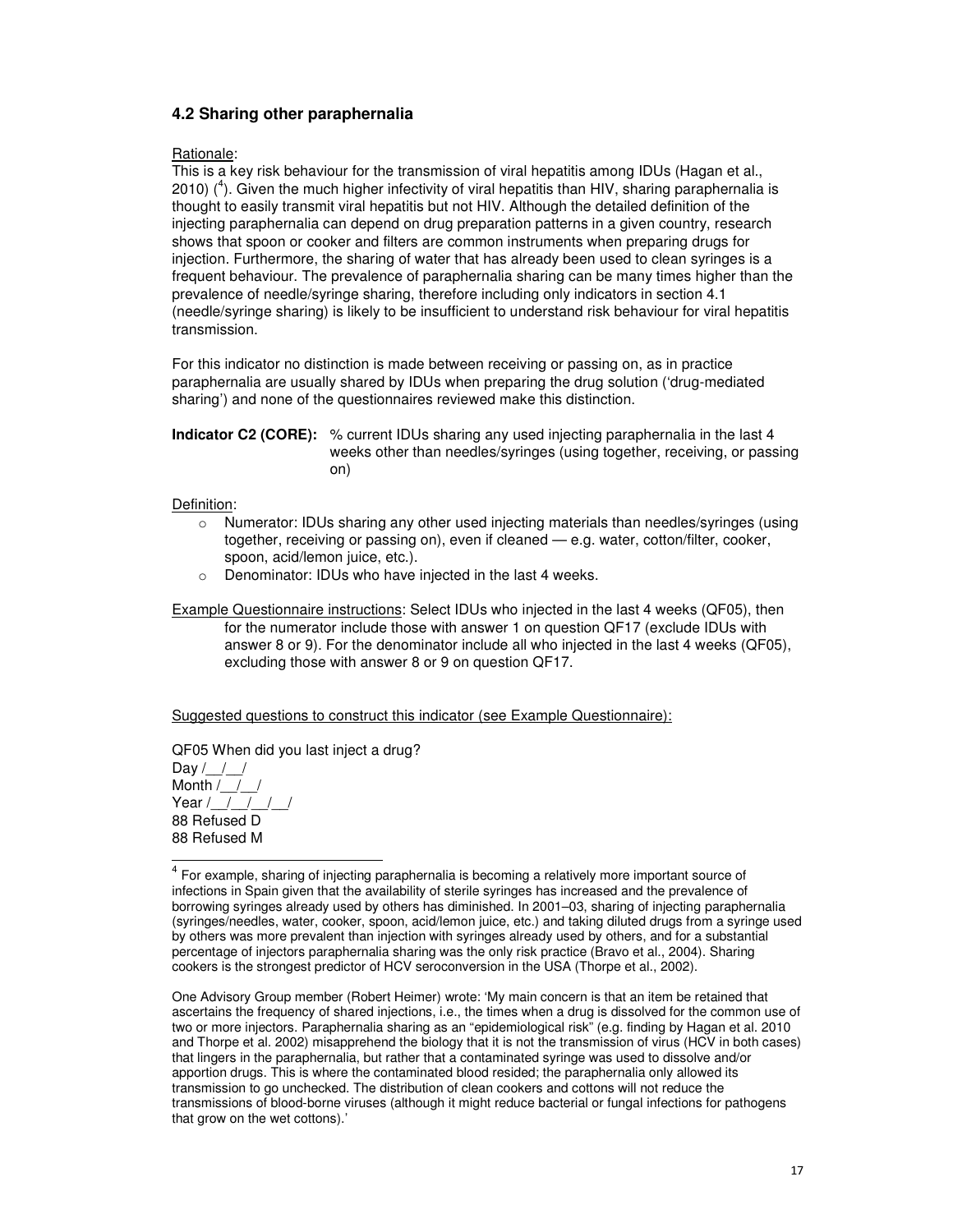### 4.2 Sharing other paraphernalia

Rationale:

This is a key risk behaviour for the transmission of viral hepatitis among IDUs (Hagan et al., 2010) ([4]). Given the much higher infectivity of viral hepatitis than HIV, sharing paraphernalia is thought to easily transmit viral hepatitis but not HIV. Although the detailed definition of the injecting paraphernalia can depend on drug preparation patterns in a given country, research shows that spoon or cooker and filters are common instruments when preparing drugs for injection. Furthermore, the sharing of water that has already been used to clean syringes is a frequent behaviour. The prevalence of paraphernalia sharing can be many times higher than the prevalence of needle/syringe sharing, therefore including only indicators in section 4.1 (needle/syringe sharing) is likely to be insufficient to understand risk behaviour for viral hepatitis transmission.

For this indicator no distinction is made between receiving or passing on, as in practice paraphernalia are usually shared by IDUs when preparing the drug solution ('drug-mediated sharing') and none of the questionnaires reviewed make this distinction.

**Indicator C2 (CORE):** % current IDUs sharing any used injecting paraphernalia in the last 4 weeks other than needles/syringes (using together, receiving, or passing on)

Definition:

- Numerator: IDUs sharing any other used injecting materials than needles/syringes (using together, receiving or passing on), even if cleaned — e.g. water, cotton/filter, cooker, spoon, acid/lemon juice, etc.).
- Denominator: IDUs who have injected in the last 4 weeks.

Example Questionnaire instructions: Select IDUs who injected in the last 4 weeks (QF05), then for the numerator include those with answer 1 on question QF17 (exclude IDUs with answer 8 or 9). For the denominator include all who injected in the last 4 weeks (QF05), excluding those with answer 8 or 9 on question QF17.

Suggested questions to construct this indicator (see Example Questionnaire):

QF05 When did you last inject a drug?
Day /__/__/
Month /__/__/
Year /__/__/__/__/
88 Refused D
88 Refused M

---

[4] For example, sharing of injecting paraphernalia is becoming a relatively more important source of infections in Spain given that the availability of sterile syringes has increased and the prevalence of borrowing syringes already used by others has diminished. In 2001–03, sharing of injecting paraphernalia (syringes/needles, water, cooker, spoon, acid/lemon juice, etc.) and taking diluted drugs from a syringe used by others was more prevalent than injection with syringes already used by others, and for a substantial percentage of injectors paraphernalia sharing was the only risk practice (Bravo et al., 2004). Sharing cookers is the strongest predictor of HCV seroconversion in the USA (Thorpe et al., 2002).

One Advisory Group member (Robert Heimer) wrote: 'My main concern is that an item be retained that ascertains the frequency of shared injections, i.e., the times when a drug is dissolved for the common use of two or more injectors. Paraphernalia sharing as an "epidemiological risk" (e.g. finding by Hagan et al. 2010 and Thorpe et al. 2002) misapprehend the biology that it is not the transmission of virus (HCV in both cases) that lingers in the paraphernalia, but rather that a contaminated syringe was used to dissolve and/or apportion drugs. This is where the contaminated blood resided; the paraphernalia only allowed its transmission to go unchecked. The distribution of clean cookers and cottons will not reduce the transmissions of blood-borne viruses (although it might reduce bacterial or fungal infections for pathogens that grow on the wet cottons).'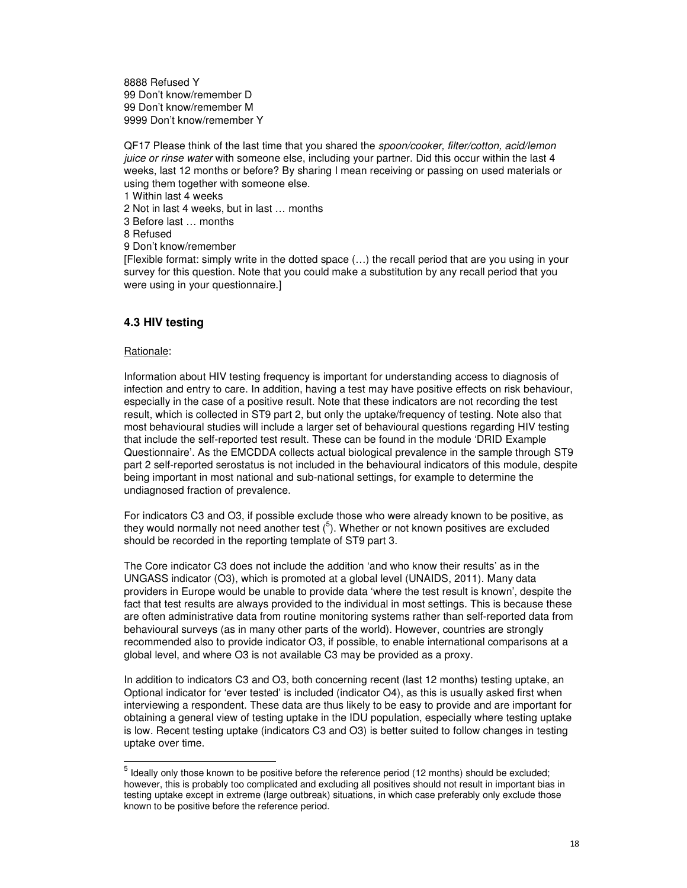8888 Refused Y
99 Don't know/remember D
99 Don't know/remember M
9999 Don't know/remember Y

QF17 Please think of the last time that you shared the *spoon/cooker, filter/cotton, acid/lemon juice or rinse water* with someone else, including your partner. Did this occur within the last 4 weeks, last 12 months or before? By sharing I mean receiving or passing on used materials or using them together with someone else.
1 Within last 4 weeks
2 Not in last 4 weeks, but in last … months
3 Before last … months
8 Refused
9 Don't know/remember
[Flexible format: simply write in the dotted space (…) the recall period that are you using in your survey for this question. Note that you could make a substitution by any recall period that you were using in your questionnaire.]

### 4.3 HIV testing

Rationale:

Information about HIV testing frequency is important for understanding access to diagnosis of infection and entry to care. In addition, having a test may have positive effects on risk behaviour, especially in the case of a positive result. Note that these indicators are not recording the test result, which is collected in ST9 part 2, but only the uptake/frequency of testing. Note also that most behavioural studies will include a larger set of behavioural questions regarding HIV testing that include the self-reported test result. These can be found in the module 'DRID Example Questionnaire'. As the EMCDDA collects actual biological prevalence in the sample through ST9 part 2 self-reported serostatus is not included in the behavioural indicators of this module, despite being important in most national and sub-national settings, for example to determine the undiagnosed fraction of prevalence.

For indicators C3 and O3, if possible exclude those who were already known to be positive, as they would normally not need another test ([5]). Whether or not known positives are excluded should be recorded in the reporting template of ST9 part 3.

The Core indicator C3 does not include the addition 'and who know their results' as in the UNGASS indicator (O3), which is promoted at a global level (UNAIDS, 2011). Many data providers in Europe would be unable to provide data 'where the test result is known', despite the fact that test results are always provided to the individual in most settings. This is because these are often administrative data from routine monitoring systems rather than self-reported data from behavioural surveys (as in many other parts of the world). However, countries are strongly recommended also to provide indicator O3, if possible, to enable international comparisons at a global level, and where O3 is not available C3 may be provided as a proxy.

In addition to indicators C3 and O3, both concerning recent (last 12 months) testing uptake, an Optional indicator for 'ever tested' is included (indicator O4), as this is usually asked first when interviewing a respondent. These data are thus likely to be easy to provide and are important for obtaining a general view of testing uptake in the IDU population, especially where testing uptake is low. Recent testing uptake (indicators C3 and O3) is better suited to follow changes in testing uptake over time.

[5] Ideally only those known to be positive before the reference period (12 months) should be excluded; however, this is probably too complicated and excluding all positives should not result in important bias in testing uptake except in extreme (large outbreak) situations, in which case preferably only exclude those known to be positive before the reference period.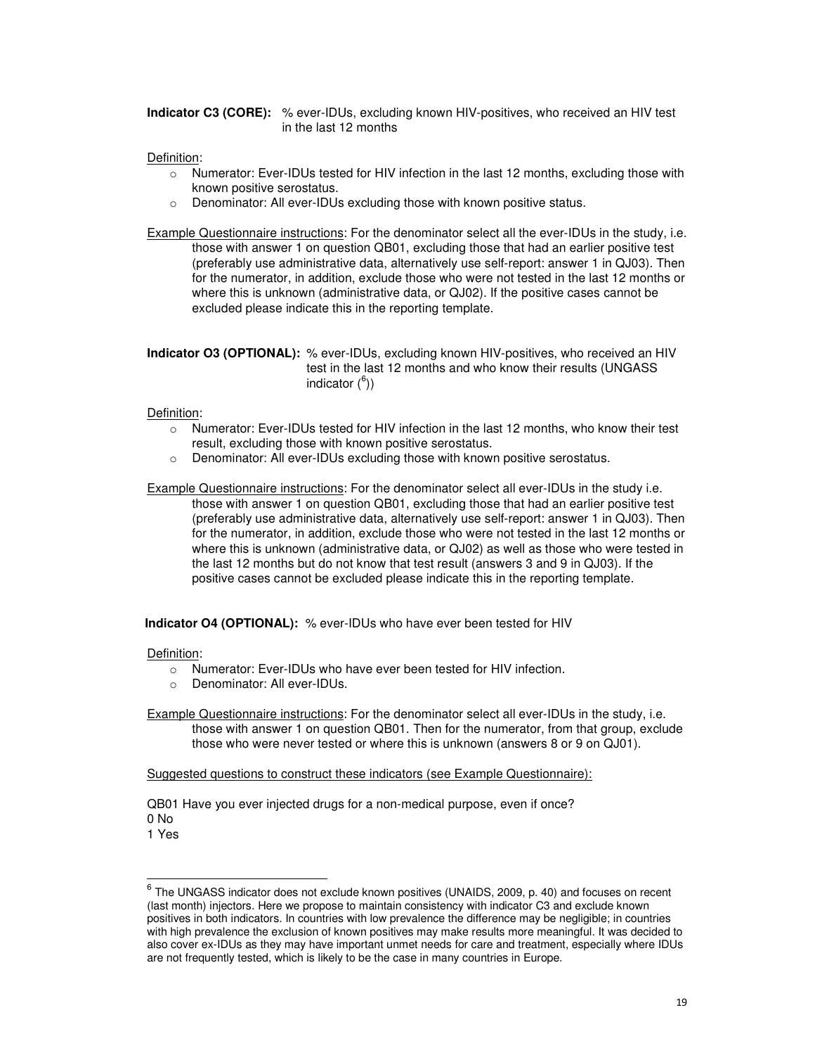**Indicator C3 (CORE):** % ever-IDUs, excluding known HIV-positives, who received an HIV test in the last 12 months

Definition:

- Numerator: Ever-IDUs tested for HIV infection in the last 12 months, excluding those with known positive serostatus.
- Denominator: All ever-IDUs excluding those with known positive status.

Example Questionnaire instructions: For the denominator select all the ever-IDUs in the study, i.e. those with answer 1 on question QB01, excluding those that had an earlier positive test (preferably use administrative data, alternatively use self-report: answer 1 in QJ03). Then for the numerator, in addition, exclude those who were not tested in the last 12 months or where this is unknown (administrative data, or QJ02). If the positive cases cannot be excluded please indicate this in the reporting template.

**Indicator O3 (OPTIONAL):** % ever-IDUs, excluding known HIV-positives, who received an HIV test in the last 12 months and who know their results (UNGASS indicator ([6]))

Definition:

- Numerator: Ever-IDUs tested for HIV infection in the last 12 months, who know their test result, excluding those with known positive serostatus.
- Denominator: All ever-IDUs excluding those with known positive serostatus.

Example Questionnaire instructions: For the denominator select all ever-IDUs in the study i.e. those with answer 1 on question QB01, excluding those that had an earlier positive test (preferably use administrative data, alternatively use self-report: answer 1 in QJ03). Then for the numerator, in addition, exclude those who were not tested in the last 12 months or where this is unknown (administrative data, or QJ02) as well as those who were tested in the last 12 months but do not know that test result (answers 3 and 9 in QJ03). If the positive cases cannot be excluded please indicate this in the reporting template.

**Indicator O4 (OPTIONAL):** % ever-IDUs who have ever been tested for HIV

Definition:

- Numerator: Ever-IDUs who have ever been tested for HIV infection.
- Denominator: All ever-IDUs.

Example Questionnaire instructions: For the denominator select all ever-IDUs in the study, i.e. those with answer 1 on question QB01. Then for the numerator, from that group, exclude those who were never tested or where this is unknown (answers 8 or 9 on QJ01).

Suggested questions to construct these indicators (see Example Questionnaire):

QB01 Have you ever injected drugs for a non-medical purpose, even if once?
0 No
1 Yes

[6] The UNGASS indicator does not exclude known positives (UNAIDS, 2009, p. 40) and focuses on recent (last month) injectors. Here we propose to maintain consistency with indicator C3 and exclude known positives in both indicators. In countries with low prevalence the difference may be negligible; in countries with high prevalence the exclusion of known positives may make results more meaningful. It was decided to also cover ex-IDUs as they may have important unmet needs for care and treatment, especially where IDUs are not frequently tested, which is likely to be the case in many countries in Europe.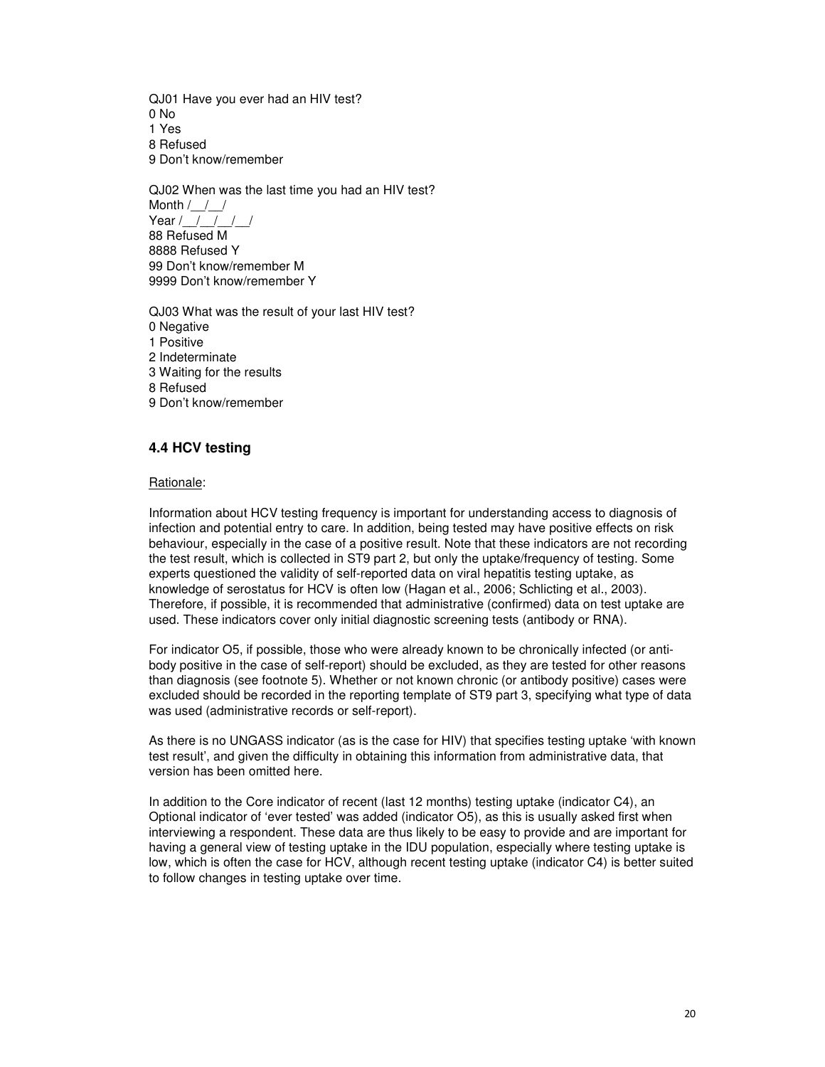QJ01 Have you ever had an HIV test?
0 No
1 Yes
8 Refused
9 Don't know/remember

QJ02 When was the last time you had an HIV test?
Month /__/__/
Year /__/__/__/__/
88 Refused M
8888 Refused Y
99 Don't know/remember M
9999 Don't know/remember Y

QJ03 What was the result of your last HIV test?
0 Negative
1 Positive
2 Indeterminate
3 Waiting for the results
8 Refused
9 Don't know/remember

## 4.4 HCV testing

Rationale:

Information about HCV testing frequency is important for understanding access to diagnosis of infection and potential entry to care. In addition, being tested may have positive effects on risk behaviour, especially in the case of a positive result. Note that these indicators are not recording the test result, which is collected in ST9 part 2, but only the uptake/frequency of testing. Some experts questioned the validity of self-reported data on viral hepatitis testing uptake, as knowledge of serostatus for HCV is often low (Hagan et al., 2006; Schlicting et al., 2003). Therefore, if possible, it is recommended that administrative (confirmed) data on test uptake are used. These indicators cover only initial diagnostic screening tests (antibody or RNA).

For indicator O5, if possible, those who were already known to be chronically infected (or anti-body positive in the case of self-report) should be excluded, as they are tested for other reasons than diagnosis (see footnote 5). Whether or not known chronic (or antibody positive) cases were excluded should be recorded in the reporting template of ST9 part 3, specifying what type of data was used (administrative records or self-report).

As there is no UNGASS indicator (as is the case for HIV) that specifies testing uptake 'with known test result', and given the difficulty in obtaining this information from administrative data, that version has been omitted here.

In addition to the Core indicator of recent (last 12 months) testing uptake (indicator C4), an Optional indicator of 'ever tested' was added (indicator O5), as this is usually asked first when interviewing a respondent. These data are thus likely to be easy to provide and are important for having a general view of testing uptake in the IDU population, especially where testing uptake is low, which is often the case for HCV, although recent testing uptake (indicator C4) is better suited to follow changes in testing uptake over time.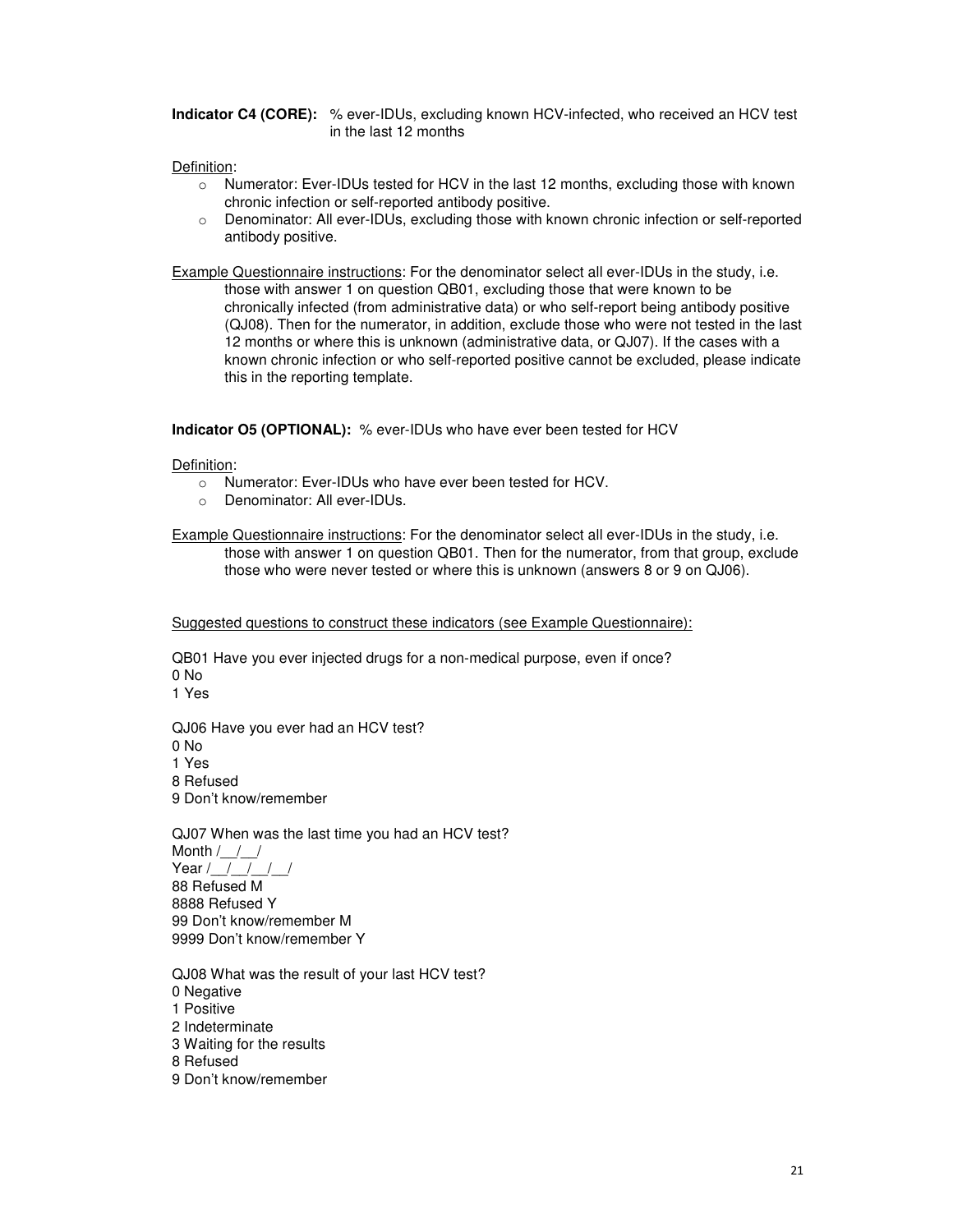**Indicator C4 (CORE):** % ever-IDUs, excluding known HCV-infected, who received an HCV test in the last 12 months

Definition:

- Numerator: Ever-IDUs tested for HCV in the last 12 months, excluding those with known chronic infection or self-reported antibody positive.
- Denominator: All ever-IDUs, excluding those with known chronic infection or self-reported antibody positive.

Example Questionnaire instructions: For the denominator select all ever-IDUs in the study, i.e. those with answer 1 on question QB01, excluding those that were known to be chronically infected (from administrative data) or who self-report being antibody positive (QJ08). Then for the numerator, in addition, exclude those who were not tested in the last 12 months or where this is unknown (administrative data, or QJ07). If the cases with a known chronic infection or who self-reported positive cannot be excluded, please indicate this in the reporting template.

**Indicator O5 (OPTIONAL):** % ever-IDUs who have ever been tested for HCV

Definition:

- Numerator: Ever-IDUs who have ever been tested for HCV.
- Denominator: All ever-IDUs.

Example Questionnaire instructions: For the denominator select all ever-IDUs in the study, i.e. those with answer 1 on question QB01. Then for the numerator, from that group, exclude those who were never tested or where this is unknown (answers 8 or 9 on QJ06).

Suggested questions to construct these indicators (see Example Questionnaire):

QB01 Have you ever injected drugs for a non-medical purpose, even if once?
0 No
1 Yes

QJ06 Have you ever had an HCV test?
0 No
1 Yes
8 Refused
9 Don't know/remember

QJ07 When was the last time you had an HCV test?
Month /__/__/
Year /__/__/__/__/
88 Refused M
8888 Refused Y
99 Don't know/remember M
9999 Don't know/remember Y

QJ08 What was the result of your last HCV test?
0 Negative
1 Positive
2 Indeterminate
3 Waiting for the results
8 Refused
9 Don't know/remember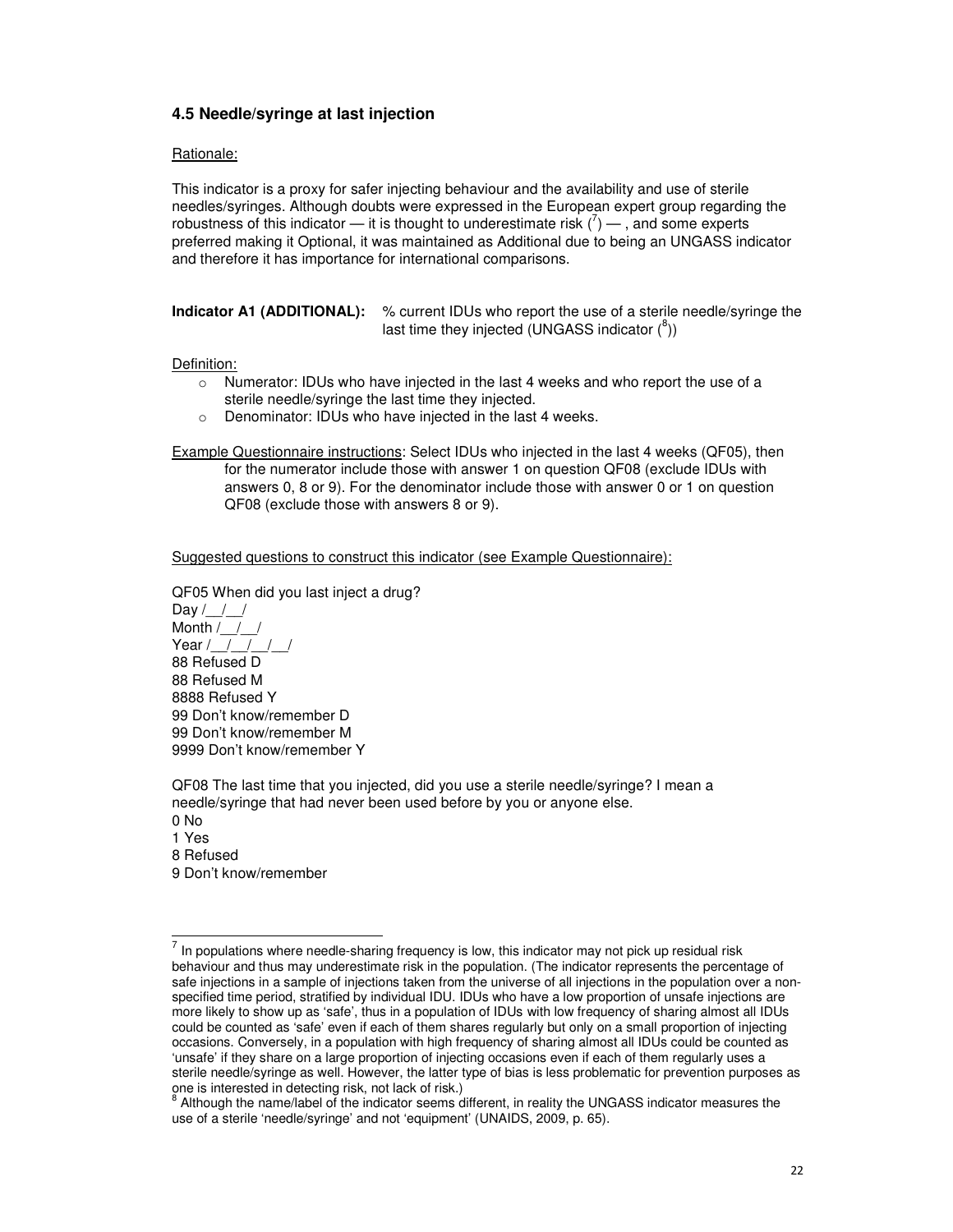### 4.5 Needle/syringe at last injection

Rationale:

This indicator is a proxy for safer injecting behaviour and the availability and use of sterile needles/syringes. Although doubts were expressed in the European expert group regarding the robustness of this indicator — it is thought to underestimate risk ([7]) — , and some experts preferred making it Optional, it was maintained as Additional due to being an UNGASS indicator and therefore it has importance for international comparisons.

**Indicator A1 (ADDITIONAL):** % current IDUs who report the use of a sterile needle/syringe the last time they injected (UNGASS indicator ([8]))

Definition:

- Numerator: IDUs who have injected in the last 4 weeks and who report the use of a sterile needle/syringe the last time they injected.
- Denominator: IDUs who have injected in the last 4 weeks.

Example Questionnaire instructions: Select IDUs who injected in the last 4 weeks (QF05), then for the numerator include those with answer 1 on question QF08 (exclude IDUs with answers 0, 8 or 9). For the denominator include those with answer 0 or 1 on question QF08 (exclude those with answers 8 or 9).

Suggested questions to construct this indicator (see Example Questionnaire):

QF05 When did you last inject a drug?
Day /__/__/
Month /__/__/
Year /__/__/__/__/
88 Refused D
88 Refused M
8888 Refused Y
99 Don't know/remember D
99 Don't know/remember M
9999 Don't know/remember Y

QF08 The last time that you injected, did you use a sterile needle/syringe? I mean a needle/syringe that had never been used before by you or anyone else.
0 No
1 Yes
8 Refused
9 Don't know/remember

---

[7] In populations where needle-sharing frequency is low, this indicator may not pick up residual risk behaviour and thus may underestimate risk in the population. (The indicator represents the percentage of safe injections in a sample of injections taken from the universe of all injections in the population over a non-specified time period, stratified by individual IDU. IDUs who have a low proportion of unsafe injections are more likely to show up as 'safe', thus in a population of IDUs with low frequency of sharing almost all IDUs could be counted as 'safe' even if each of them shares regularly but only on a small proportion of injecting occasions. Conversely, in a population with high frequency of sharing almost all IDUs could be counted as 'unsafe' if they share on a large proportion of injecting occasions even if each of them regularly uses a sterile needle/syringe as well. However, the latter type of bias is less problematic for prevention purposes as one is interested in detecting risk, not lack of risk.)

[8] Although the name/label of the indicator seems different, in reality the UNGASS indicator measures the use of a sterile 'needle/syringe' and not 'equipment' (UNAIDS, 2009, p. 65).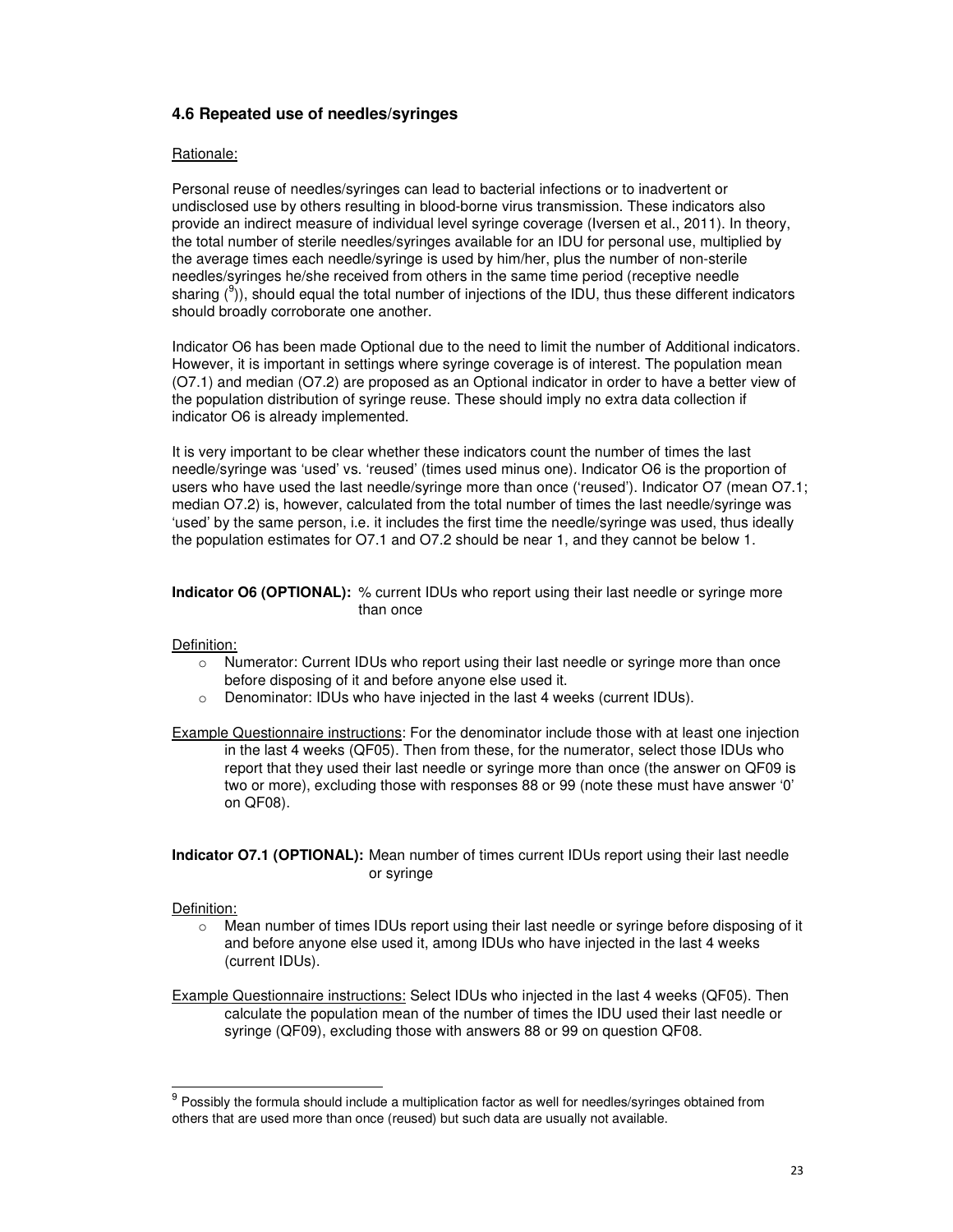### 4.6 Repeated use of needles/syringes

Rationale:

Personal reuse of needles/syringes can lead to bacterial infections or to inadvertent or undisclosed use by others resulting in blood-borne virus transmission. These indicators also provide an indirect measure of individual level syringe coverage (Iversen et al., 2011). In theory, the total number of sterile needles/syringes available for an IDU for personal use, multiplied by the average times each needle/syringe is used by him/her, plus the number of non-sterile needles/syringes he/she received from others in the same time period (receptive needle sharing ([9])), should equal the total number of injections of the IDU, thus these different indicators should broadly corroborate one another.

Indicator O6 has been made Optional due to the need to limit the number of Additional indicators. However, it is important in settings where syringe coverage is of interest. The population mean (O7.1) and median (O7.2) are proposed as an Optional indicator in order to have a better view of the population distribution of syringe reuse. These should imply no extra data collection if indicator O6 is already implemented.

It is very important to be clear whether these indicators count the number of times the last needle/syringe was 'used' vs. 'reused' (times used minus one). Indicator O6 is the proportion of users who have used the last needle/syringe more than once ('reused'). Indicator O7 (mean O7.1; median O7.2) is, however, calculated from the total number of times the last needle/syringe was 'used' by the same person, i.e. it includes the first time the needle/syringe was used, thus ideally the population estimates for O7.1 and O7.2 should be near 1, and they cannot be below 1.

**Indicator O6 (OPTIONAL):** % current IDUs who report using their last needle or syringe more than once

Definition:

- Numerator: Current IDUs who report using their last needle or syringe more than once before disposing of it and before anyone else used it.
- Denominator: IDUs who have injected in the last 4 weeks (current IDUs).

Example Questionnaire instructions: For the denominator include those with at least one injection in the last 4 weeks (QF05). Then from these, for the numerator, select those IDUs who report that they used their last needle or syringe more than once (the answer on QF09 is two or more), excluding those with responses 88 or 99 (note these must have answer '0' on QF08).

**Indicator O7.1 (OPTIONAL):** Mean number of times current IDUs report using their last needle or syringe

Definition:

- Mean number of times IDUs report using their last needle or syringe before disposing of it and before anyone else used it, among IDUs who have injected in the last 4 weeks (current IDUs).

Example Questionnaire instructions: Select IDUs who injected in the last 4 weeks (QF05). Then calculate the population mean of the number of times the IDU used their last needle or syringe (QF09), excluding those with answers 88 or 99 on question QF08.

---

[9] Possibly the formula should include a multiplication factor as well for needles/syringes obtained from others that are used more than once (reused) but such data are usually not available.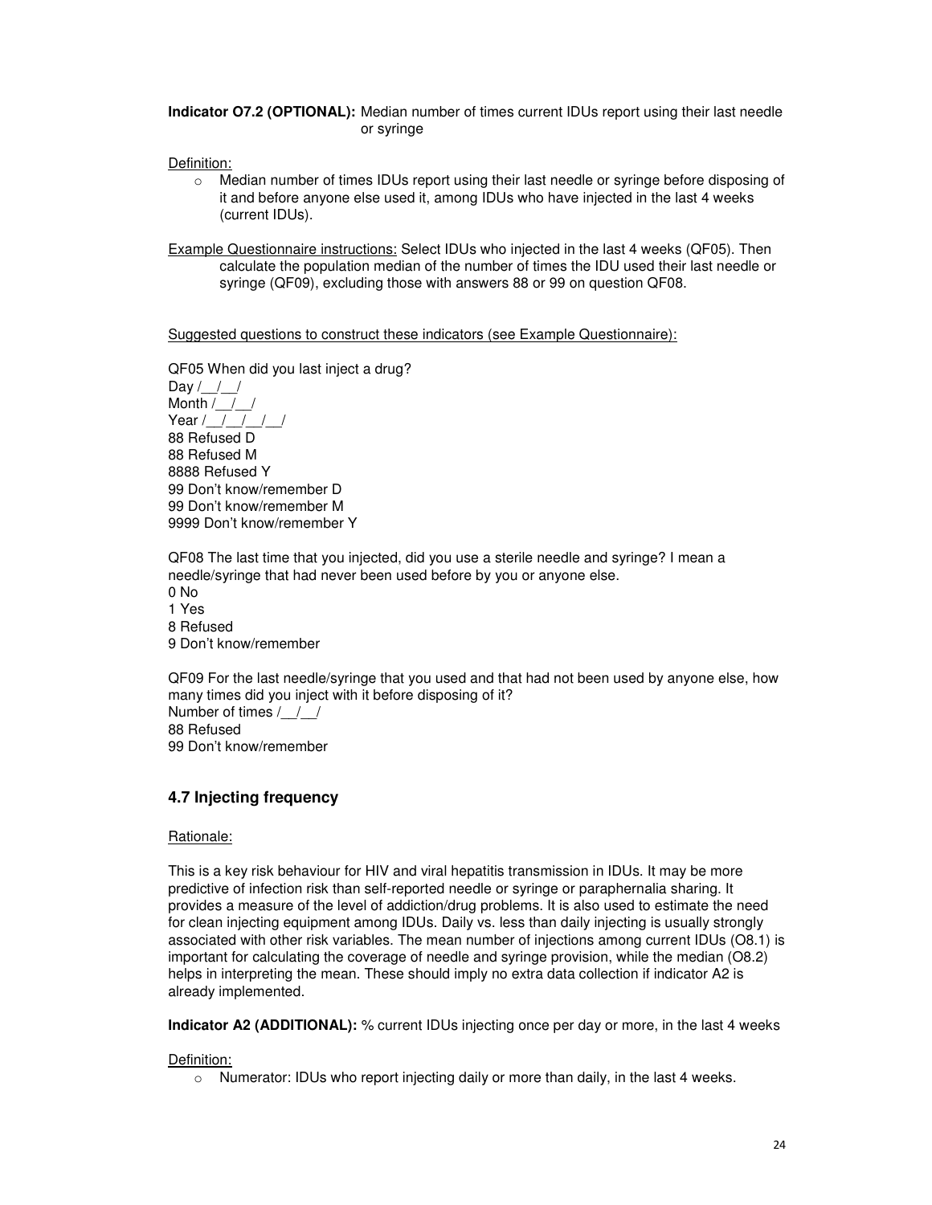**Indicator O7.2 (OPTIONAL):** Median number of times current IDUs report using their last needle or syringe

Definition:

- Median number of times IDUs report using their last needle or syringe before disposing of it and before anyone else used it, among IDUs who have injected in the last 4 weeks (current IDUs).

Example Questionnaire instructions: Select IDUs who injected in the last 4 weeks (QF05). Then calculate the population median of the number of times the IDU used their last needle or syringe (QF09), excluding those with answers 88 or 99 on question QF08.

Suggested questions to construct these indicators (see Example Questionnaire):

QF05 When did you last inject a drug?
Day /__/__/
Month /__/__/
Year /__/__/__/__/
88 Refused D
88 Refused M
8888 Refused Y
99 Don't know/remember D
99 Don't know/remember M
9999 Don't know/remember Y

QF08 The last time that you injected, did you use a sterile needle and syringe? I mean a needle/syringe that had never been used before by you or anyone else.
0 No
1 Yes
8 Refused
9 Don't know/remember

QF09 For the last needle/syringe that you used and that had not been used by anyone else, how many times did you inject with it before disposing of it?
Number of times /__/__/
88 Refused
99 Don't know/remember

## 4.7 Injecting frequency

Rationale:

This is a key risk behaviour for HIV and viral hepatitis transmission in IDUs. It may be more predictive of infection risk than self-reported needle or syringe or paraphernalia sharing. It provides a measure of the level of addiction/drug problems. It is also used to estimate the need for clean injecting equipment among IDUs. Daily vs. less than daily injecting is usually strongly associated with other risk variables. The mean number of injections among current IDUs (O8.1) is important for calculating the coverage of needle and syringe provision, while the median (O8.2) helps in interpreting the mean. These should imply no extra data collection if indicator A2 is already implemented.

**Indicator A2 (ADDITIONAL):** % current IDUs injecting once per day or more, in the last 4 weeks

Definition:

- Numerator: IDUs who report injecting daily or more than daily, in the last 4 weeks.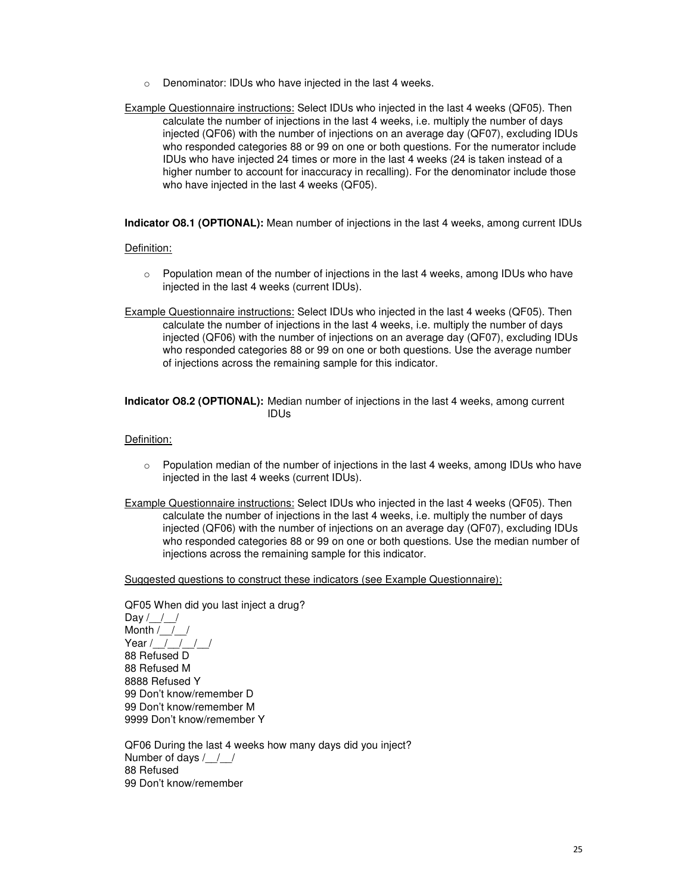- Denominator: IDUs who have injected in the last 4 weeks.

Example Questionnaire instructions: Select IDUs who injected in the last 4 weeks (QF05). Then calculate the number of injections in the last 4 weeks, i.e. multiply the number of days injected (QF06) with the number of injections on an average day (QF07), excluding IDUs who responded categories 88 or 99 on one or both questions. For the numerator include IDUs who have injected 24 times or more in the last 4 weeks (24 is taken instead of a higher number to account for inaccuracy in recalling). For the denominator include those who have injected in the last 4 weeks (QF05).

**Indicator O8.1 (OPTIONAL):** Mean number of injections in the last 4 weeks, among current IDUs

Definition:

- Population mean of the number of injections in the last 4 weeks, among IDUs who have injected in the last 4 weeks (current IDUs).

Example Questionnaire instructions: Select IDUs who injected in the last 4 weeks (QF05). Then calculate the number of injections in the last 4 weeks, i.e. multiply the number of days injected (QF06) with the number of injections on an average day (QF07), excluding IDUs who responded categories 88 or 99 on one or both questions. Use the average number of injections across the remaining sample for this indicator.

**Indicator O8.2 (OPTIONAL):** Median number of injections in the last 4 weeks, among current IDUs

Definition:

- Population median of the number of injections in the last 4 weeks, among IDUs who have injected in the last 4 weeks (current IDUs).

Example Questionnaire instructions: Select IDUs who injected in the last 4 weeks (QF05). Then calculate the number of injections in the last 4 weeks, i.e. multiply the number of days injected (QF06) with the number of injections on an average day (QF07), excluding IDUs who responded categories 88 or 99 on one or both questions. Use the median number of injections across the remaining sample for this indicator.

Suggested questions to construct these indicators (see Example Questionnaire):

QF05 When did you last inject a drug?
Day /__/__/
Month /__/__/
Year /__/__/__/__/
88 Refused D
88 Refused M
8888 Refused Y
99 Don't know/remember D
99 Don't know/remember M
9999 Don't know/remember Y

QF06 During the last 4 weeks how many days did you inject?
Number of days /__/__/
88 Refused
99 Don't know/remember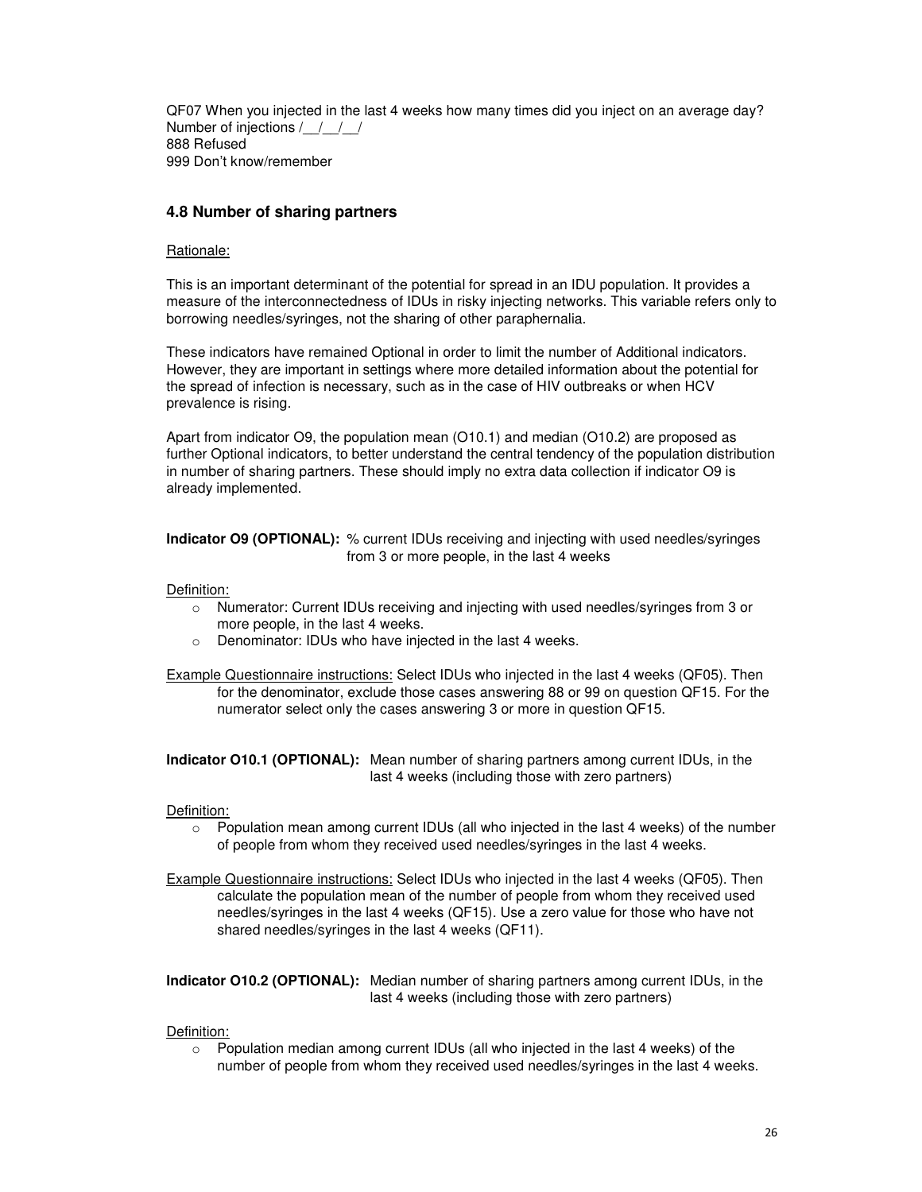QF07 When you injected in the last 4 weeks how many times did you inject on an average day?
Number of injections /__/__/__/
888 Refused
999 Don't know/remember

## 4.8 Number of sharing partners

Rationale:

This is an important determinant of the potential for spread in an IDU population. It provides a measure of the interconnectedness of IDUs in risky injecting networks. This variable refers only to borrowing needles/syringes, not the sharing of other paraphernalia.

These indicators have remained Optional in order to limit the number of Additional indicators. However, they are important in settings where more detailed information about the potential for the spread of infection is necessary, such as in the case of HIV outbreaks or when HCV prevalence is rising.

Apart from indicator O9, the population mean (O10.1) and median (O10.2) are proposed as further Optional indicators, to better understand the central tendency of the population distribution in number of sharing partners. These should imply no extra data collection if indicator O9 is already implemented.

**Indicator O9 (OPTIONAL):** % current IDUs receiving and injecting with used needles/syringes from 3 or more people, in the last 4 weeks

Definition:

- Numerator: Current IDUs receiving and injecting with used needles/syringes from 3 or more people, in the last 4 weeks.
- Denominator: IDUs who have injected in the last 4 weeks.

Example Questionnaire instructions: Select IDUs who injected in the last 4 weeks (QF05). Then for the denominator, exclude those cases answering 88 or 99 on question QF15. For the numerator select only the cases answering 3 or more in question QF15.

**Indicator O10.1 (OPTIONAL):** Mean number of sharing partners among current IDUs, in the last 4 weeks (including those with zero partners)

Definition:

- Population mean among current IDUs (all who injected in the last 4 weeks) of the number of people from whom they received used needles/syringes in the last 4 weeks.

Example Questionnaire instructions: Select IDUs who injected in the last 4 weeks (QF05). Then calculate the population mean of the number of people from whom they received used needles/syringes in the last 4 weeks (QF15). Use a zero value for those who have not shared needles/syringes in the last 4 weeks (QF11).

**Indicator O10.2 (OPTIONAL):** Median number of sharing partners among current IDUs, in the last 4 weeks (including those with zero partners)

Definition:

- Population median among current IDUs (all who injected in the last 4 weeks) of the number of people from whom they received used needles/syringes in the last 4 weeks.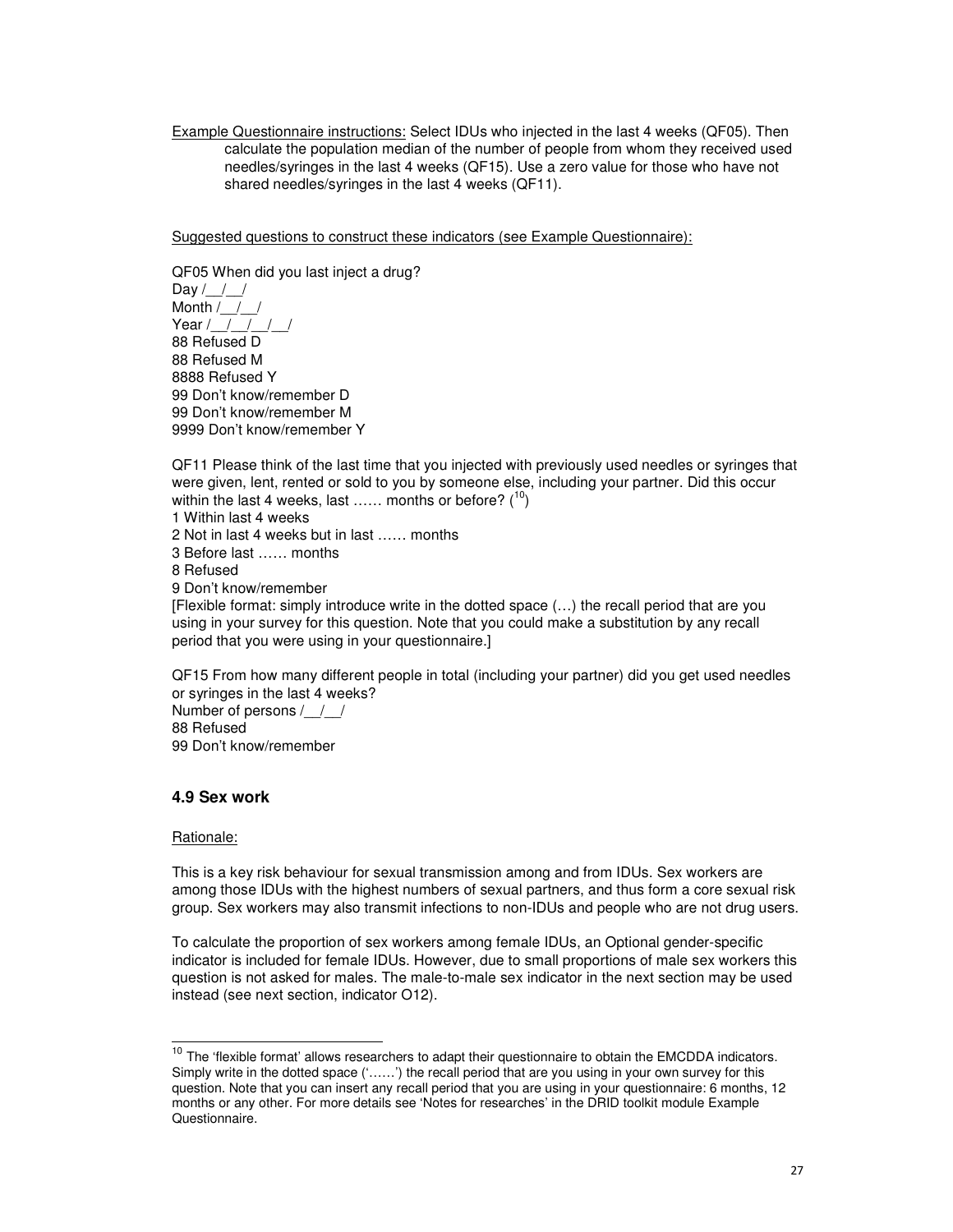Example Questionnaire instructions: Select IDUs who injected in the last 4 weeks (QF05). Then calculate the population median of the number of people from whom they received used needles/syringes in the last 4 weeks (QF15). Use a zero value for those who have not shared needles/syringes in the last 4 weeks (QF11).

Suggested questions to construct these indicators (see Example Questionnaire):

QF05 When did you last inject a drug?
Day /__/__/
Month /__/__/
Year /__/__/__/__/
88 Refused D
88 Refused M
8888 Refused Y
99 Don't know/remember D
99 Don't know/remember M
9999 Don't know/remember Y

QF11 Please think of the last time that you injected with previously used needles or syringes that were given, lent, rented or sold to you by someone else, including your partner. Did this occur within the last 4 weeks, last …… months or before? ([10])
1 Within last 4 weeks
2 Not in last 4 weeks but in last …… months
3 Before last …… months
8 Refused
9 Don't know/remember
[Flexible format: simply introduce write in the dotted space (…) the recall period that are you using in your survey for this question. Note that you could make a substitution by any recall period that you were using in your questionnaire.]

QF15 From how many different people in total (including your partner) did you get used needles or syringes in the last 4 weeks?
Number of persons /__/__/
88 Refused
99 Don't know/remember

### 4.9 Sex work

Rationale:

This is a key risk behaviour for sexual transmission among and from IDUs. Sex workers are among those IDUs with the highest numbers of sexual partners, and thus form a core sexual risk group. Sex workers may also transmit infections to non-IDUs and people who are not drug users.

To calculate the proportion of sex workers among female IDUs, an Optional gender-specific indicator is included for female IDUs. However, due to small proportions of male sex workers this question is not asked for males. The male-to-male sex indicator in the next section may be used instead (see next section, indicator O12).

[10] The 'flexible format' allows researchers to adapt their questionnaire to obtain the EMCDDA indicators. Simply write in the dotted space ('……') the recall period that are you using in your own survey for this question. Note that you can insert any recall period that you are using in your questionnaire: 6 months, 12 months or any other. For more details see 'Notes for researches' in the DRID toolkit module Example Questionnaire.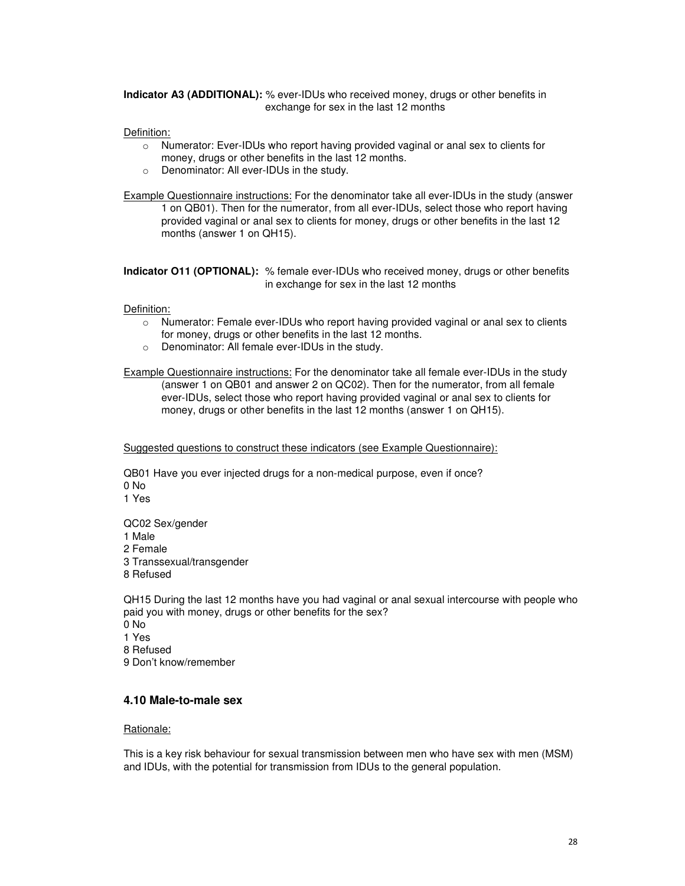**Indicator A3 (ADDITIONAL):** % ever-IDUs who received money, drugs or other benefits in exchange for sex in the last 12 months

Definition:

- Numerator: Ever-IDUs who report having provided vaginal or anal sex to clients for money, drugs or other benefits in the last 12 months.
- Denominator: All ever-IDUs in the study.

Example Questionnaire instructions: For the denominator take all ever-IDUs in the study (answer 1 on QB01). Then for the numerator, from all ever-IDUs, select those who report having provided vaginal or anal sex to clients for money, drugs or other benefits in the last 12 months (answer 1 on QH15).

**Indicator O11 (OPTIONAL):** % female ever-IDUs who received money, drugs or other benefits in exchange for sex in the last 12 months

Definition:

- Numerator: Female ever-IDUs who report having provided vaginal or anal sex to clients for money, drugs or other benefits in the last 12 months.
- Denominator: All female ever-IDUs in the study.

Example Questionnaire instructions: For the denominator take all female ever-IDUs in the study (answer 1 on QB01 and answer 2 on QC02). Then for the numerator, from all female ever-IDUs, select those who report having provided vaginal or anal sex to clients for money, drugs or other benefits in the last 12 months (answer 1 on QH15).

Suggested questions to construct these indicators (see Example Questionnaire):

QB01 Have you ever injected drugs for a non-medical purpose, even if once?
0 No
1 Yes

QC02 Sex/gender
1 Male
2 Female
3 Transsexual/transgender
8 Refused

QH15 During the last 12 months have you had vaginal or anal sexual intercourse with people who paid you with money, drugs or other benefits for the sex?
0 No
1 Yes
8 Refused
9 Don't know/remember

### 4.10 Male-to-male sex

Rationale:

This is a key risk behaviour for sexual transmission between men who have sex with men (MSM) and IDUs, with the potential for transmission from IDUs to the general population.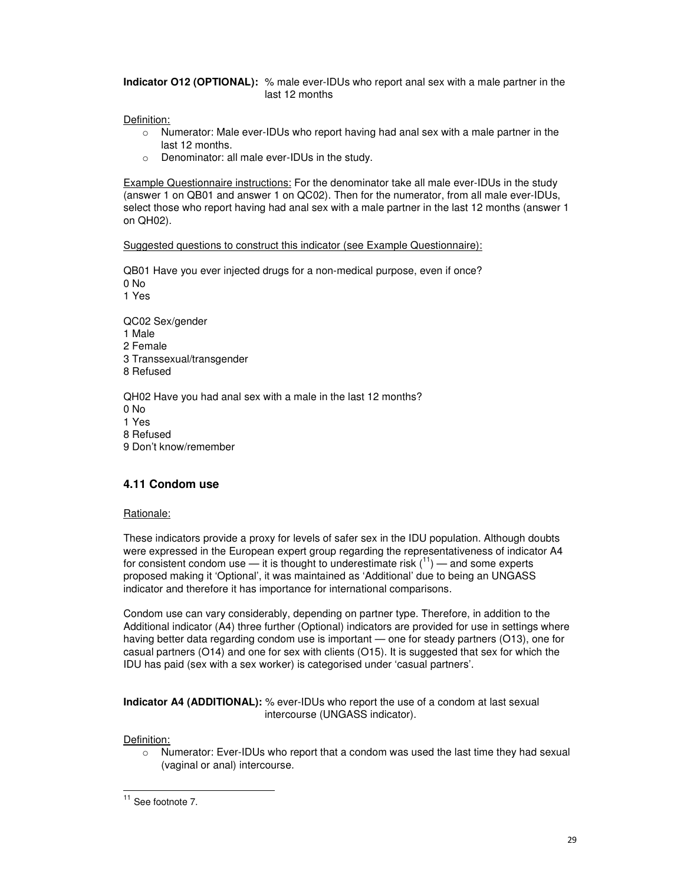**Indicator O12 (OPTIONAL):** % male ever-IDUs who report anal sex with a male partner in the last 12 months

Definition:

- Numerator: Male ever-IDUs who report having had anal sex with a male partner in the last 12 months.
- Denominator: all male ever-IDUs in the study.

Example Questionnaire instructions: For the denominator take all male ever-IDUs in the study (answer 1 on QB01 and answer 1 on QC02). Then for the numerator, from all male ever-IDUs, select those who report having had anal sex with a male partner in the last 12 months (answer 1 on QH02).

Suggested questions to construct this indicator (see Example Questionnaire):

QB01 Have you ever injected drugs for a non-medical purpose, even if once?
0 No
1 Yes

QC02 Sex/gender
1 Male
2 Female
3 Transsexual/transgender
8 Refused

QH02 Have you had anal sex with a male in the last 12 months?
0 No
1 Yes
8 Refused
9 Don't know/remember

## 4.11 Condom use

Rationale:

These indicators provide a proxy for levels of safer sex in the IDU population. Although doubts were expressed in the European expert group regarding the representativeness of indicator A4 for consistent condom use — it is thought to underestimate risk ([11]) — and some experts proposed making it 'Optional', it was maintained as 'Additional' due to being an UNGASS indicator and therefore it has importance for international comparisons.

Condom use can vary considerably, depending on partner type. Therefore, in addition to the Additional indicator (A4) three further (Optional) indicators are provided for use in settings where having better data regarding condom use is important — one for steady partners (O13), one for casual partners (O14) and one for sex with clients (O15). It is suggested that sex for which the IDU has paid (sex with a sex worker) is categorised under 'casual partners'.

**Indicator A4 (ADDITIONAL):** % ever-IDUs who report the use of a condom at last sexual intercourse (UNGASS indicator).

Definition:

- Numerator: Ever-IDUs who report that a condom was used the last time they had sexual (vaginal or anal) intercourse.

[11] See footnote 7.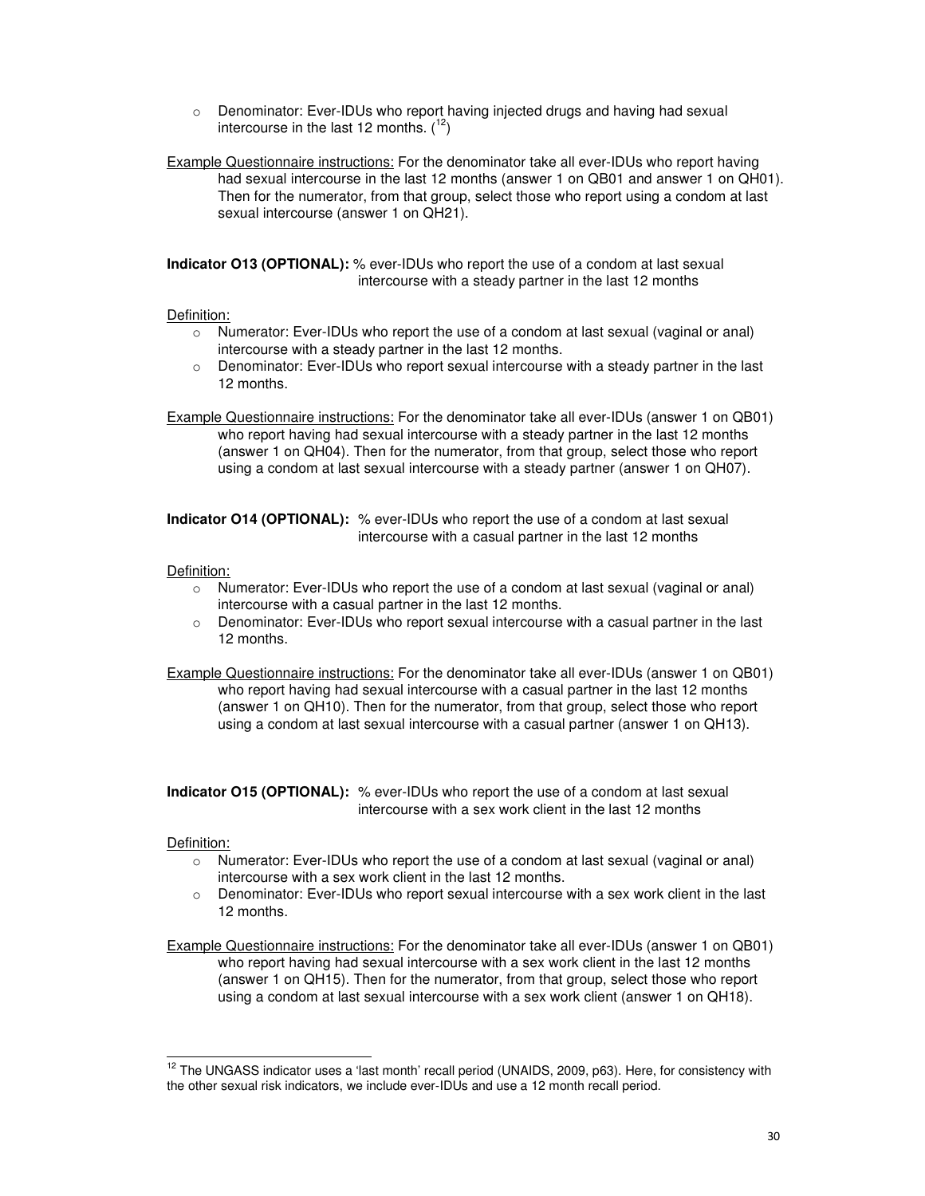- Denominator: Ever-IDUs who report having injected drugs and having had sexual intercourse in the last 12 months. ([12])

Example Questionnaire instructions: For the denominator take all ever-IDUs who report having had sexual intercourse in the last 12 months (answer 1 on QB01 and answer 1 on QH01). Then for the numerator, from that group, select those who report using a condom at last sexual intercourse (answer 1 on QH21).

**Indicator O13 (OPTIONAL):** % ever-IDUs who report the use of a condom at last sexual intercourse with a steady partner in the last 12 months

Definition:

- Numerator: Ever-IDUs who report the use of a condom at last sexual (vaginal or anal) intercourse with a steady partner in the last 12 months.
- Denominator: Ever-IDUs who report sexual intercourse with a steady partner in the last 12 months.

Example Questionnaire instructions: For the denominator take all ever-IDUs (answer 1 on QB01) who report having had sexual intercourse with a steady partner in the last 12 months (answer 1 on QH04). Then for the numerator, from that group, select those who report using a condom at last sexual intercourse with a steady partner (answer 1 on QH07).

**Indicator O14 (OPTIONAL):** % ever-IDUs who report the use of a condom at last sexual intercourse with a casual partner in the last 12 months

Definition:

- Numerator: Ever-IDUs who report the use of a condom at last sexual (vaginal or anal) intercourse with a casual partner in the last 12 months.
- Denominator: Ever-IDUs who report sexual intercourse with a casual partner in the last 12 months.

Example Questionnaire instructions: For the denominator take all ever-IDUs (answer 1 on QB01) who report having had sexual intercourse with a casual partner in the last 12 months (answer 1 on QH10). Then for the numerator, from that group, select those who report using a condom at last sexual intercourse with a casual partner (answer 1 on QH13).

**Indicator O15 (OPTIONAL):** % ever-IDUs who report the use of a condom at last sexual intercourse with a sex work client in the last 12 months

Definition:

- Numerator: Ever-IDUs who report the use of a condom at last sexual (vaginal or anal) intercourse with a sex work client in the last 12 months.
- Denominator: Ever-IDUs who report sexual intercourse with a sex work client in the last 12 months.

Example Questionnaire instructions: For the denominator take all ever-IDUs (answer 1 on QB01) who report having had sexual intercourse with a sex work client in the last 12 months (answer 1 on QH15). Then for the numerator, from that group, select those who report using a condom at last sexual intercourse with a sex work client (answer 1 on QH18).

---

[12] The UNGASS indicator uses a 'last month' recall period (UNAIDS, 2009, p63). Here, for consistency with the other sexual risk indicators, we include ever-IDUs and use a 12 month recall period.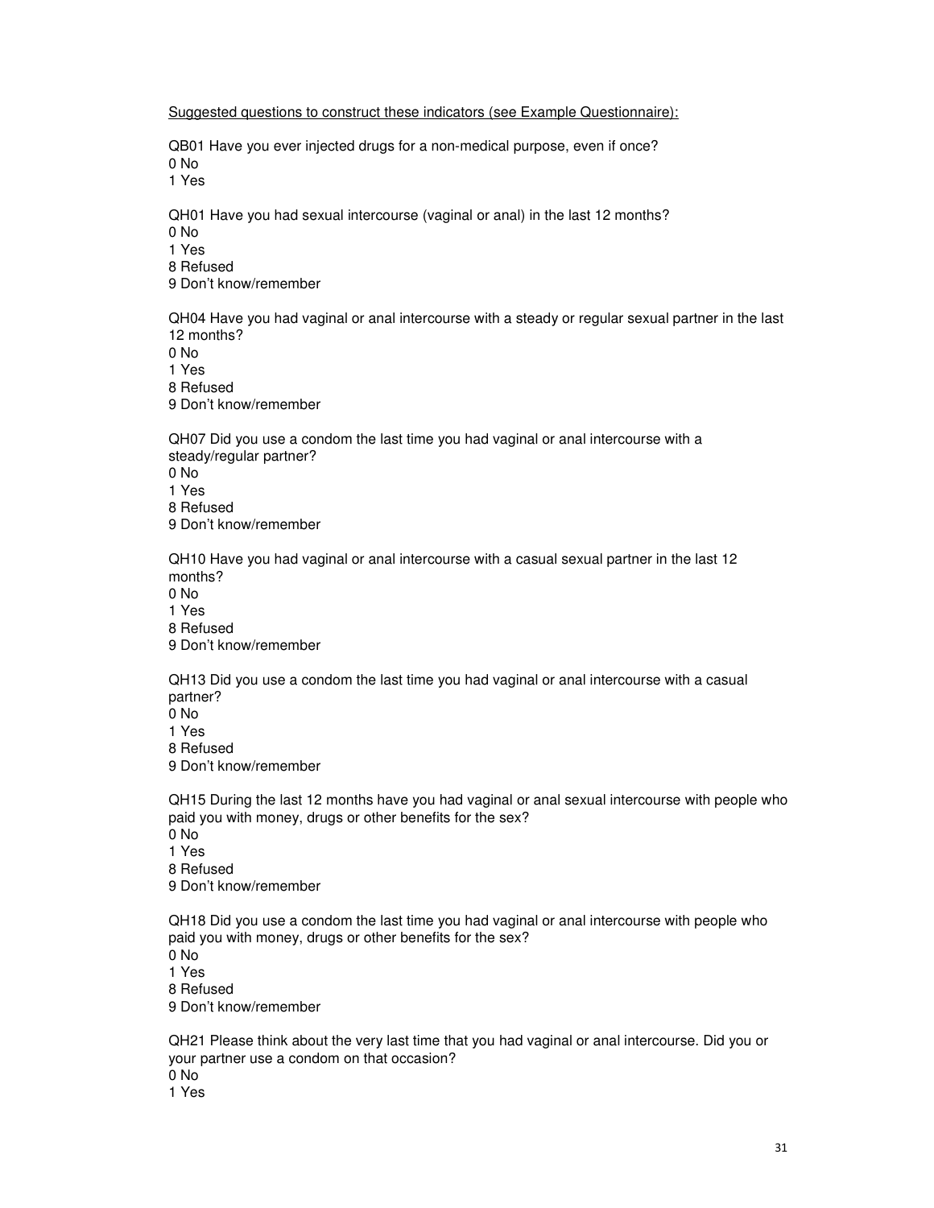<u>Suggested questions to construct these indicators (see Example Questionnaire):</u>

QB01 Have you ever injected drugs for a non-medical purpose, even if once?
0 No
1 Yes

QH01 Have you had sexual intercourse (vaginal or anal) in the last 12 months?
0 No
1 Yes
8 Refused
9 Don't know/remember

QH04 Have you had vaginal or anal intercourse with a steady or regular sexual partner in the last 12 months?
0 No
1 Yes
8 Refused
9 Don't know/remember

QH07 Did you use a condom the last time you had vaginal or anal intercourse with a steady/regular partner?
0 No
1 Yes
8 Refused
9 Don't know/remember

QH10 Have you had vaginal or anal intercourse with a casual sexual partner in the last 12 months?
0 No
1 Yes
8 Refused
9 Don't know/remember

QH13 Did you use a condom the last time you had vaginal or anal intercourse with a casual partner?
0 No
1 Yes
8 Refused
9 Don't know/remember

QH15 During the last 12 months have you had vaginal or anal sexual intercourse with people who paid you with money, drugs or other benefits for the sex?
0 No
1 Yes
8 Refused
9 Don't know/remember

QH18 Did you use a condom the last time you had vaginal or anal intercourse with people who paid you with money, drugs or other benefits for the sex?
0 No
1 Yes
8 Refused
9 Don't know/remember

QH21 Please think about the very last time that you had vaginal or anal intercourse. Did you or your partner use a condom on that occasion?
0 No
1 Yes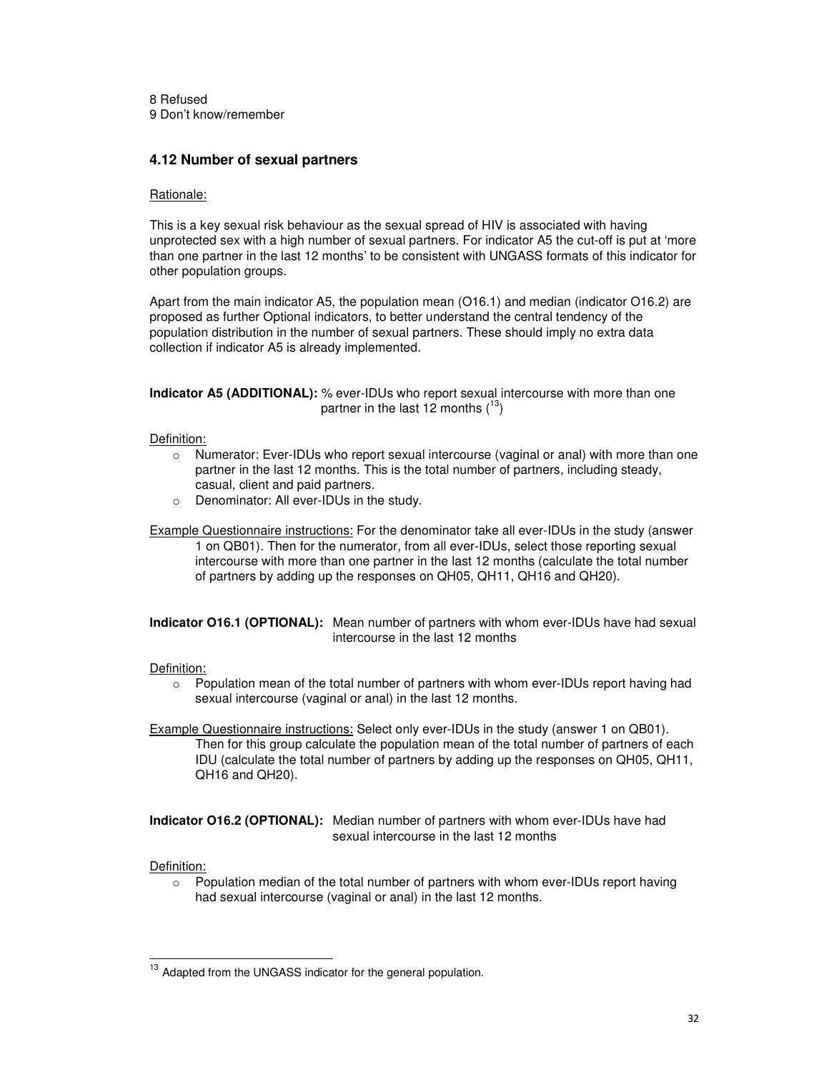8 Refused
9 Don't know/remember

### 4.12 Number of sexual partners

Rationale:

This is a key sexual risk behaviour as the sexual spread of HIV is associated with having unprotected sex with a high number of sexual partners. For indicator A5 the cut-off is put at 'more than one partner in the last 12 months' to be consistent with UNGASS formats of this indicator for other population groups.

Apart from the main indicator A5, the population mean (O16.1) and median (indicator O16.2) are proposed as further Optional indicators, to better understand the central tendency of the population distribution in the number of sexual partners. These should imply no extra data collection if indicator A5 is already implemented.

**Indicator A5 (ADDITIONAL):** % ever-IDUs who report sexual intercourse with more than one partner in the last 12 months ([13])

Definition:

- Numerator: Ever-IDUs who report sexual intercourse (vaginal or anal) with more than one partner in the last 12 months. This is the total number of partners, including steady, casual, client and paid partners.
- Denominator: All ever-IDUs in the study.

Example Questionnaire instructions: For the denominator take all ever-IDUs in the study (answer 1 on QB01). Then for the numerator, from all ever-IDUs, select those reporting sexual intercourse with more than one partner in the last 12 months (calculate the total number of partners by adding up the responses on QH05, QH11, QH16 and QH20).

**Indicator O16.1 (OPTIONAL):** Mean number of partners with whom ever-IDUs have had sexual intercourse in the last 12 months

Definition:

- Population mean of the total number of partners with whom ever-IDUs report having had sexual intercourse (vaginal or anal) in the last 12 months.

Example Questionnaire instructions: Select only ever-IDUs in the study (answer 1 on QB01). Then for this group calculate the population mean of the total number of partners of each IDU (calculate the total number of partners by adding up the responses on QH05, QH11, QH16 and QH20).

**Indicator O16.2 (OPTIONAL):** Median number of partners with whom ever-IDUs have had sexual intercourse in the last 12 months

Definition:

- Population median of the total number of partners with whom ever-IDUs report having had sexual intercourse (vaginal or anal) in the last 12 months.

[13] Adapted from the UNGASS indicator for the general population.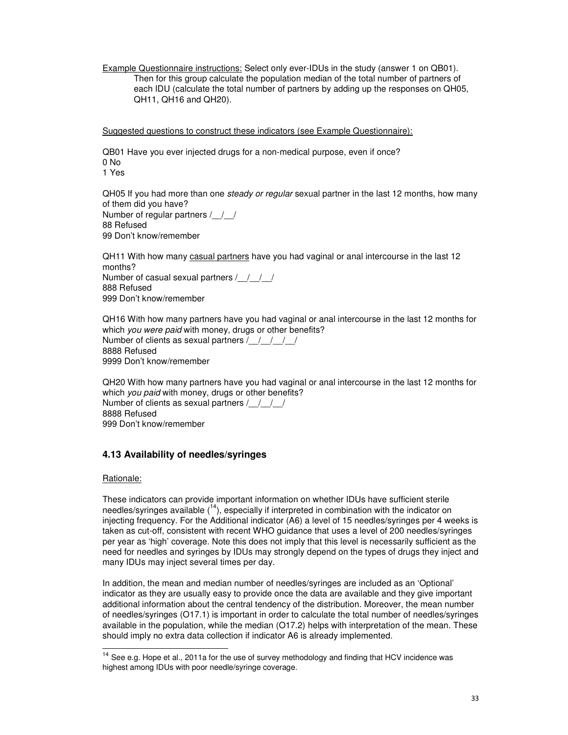<u>Example Questionnaire instructions:</u> Select only ever-IDUs in the study (answer 1 on QB01). Then for this group calculate the population median of the total number of partners of each IDU (calculate the total number of partners by adding up the responses on QH05, QH11, QH16 and QH20).

<u>Suggested questions to construct these indicators (see Example Questionnaire):</u>

QB01 Have you ever injected drugs for a non-medical purpose, even if once?
0 No
1 Yes

QH05 If you had more than one *steady or regular* sexual partner in the last 12 months, how many of them did you have?
Number of regular partners /__/__/
88 Refused
99 Don't know/remember

QH11 With how many <u>casual partners</u> have you had vaginal or anal intercourse in the last 12 months?
Number of casual sexual partners /__/__/__/
888 Refused
999 Don't know/remember

QH16 With how many partners have you had vaginal or anal intercourse in the last 12 months for which *you were paid* with money, drugs or other benefits?
Number of clients as sexual partners /__/__/__/__/
8888 Refused
9999 Don't know/remember

QH20 With how many partners have you had vaginal or anal intercourse in the last 12 months for which *you paid* with money, drugs or other benefits?
Number of clients as sexual partners /__/__/__/
8888 Refused
999 Don't know/remember

### 4.13 Availability of needles/syringes

<u>Rationale:</u>

These indicators can provide important information on whether IDUs have sufficient sterile needles/syringes available ([14]), especially if interpreted in combination with the indicator on injecting frequency. For the Additional indicator (A6) a level of 15 needles/syringes per 4 weeks is taken as cut-off, consistent with recent WHO guidance that uses a level of 200 needles/syringes per year as 'high' coverage. Note this does not imply that this level is necessarily sufficient as the need for needles and syringes by IDUs may strongly depend on the types of drugs they inject and many IDUs may inject several times per day.

In addition, the mean and median number of needles/syringes are included as an 'Optional' indicator as they are usually easy to provide once the data are available and they give important additional information about the central tendency of the distribution. Moreover, the mean number of needles/syringes (O17.1) is important in order to calculate the total number of needles/syringes available in the population, while the median (O17.2) helps with interpretation of the mean. These should imply no extra data collection if indicator A6 is already implemented.

[14] See e.g. Hope et al., 2011a for the use of survey methodology and finding that HCV incidence was highest among IDUs with poor needle/syringe coverage.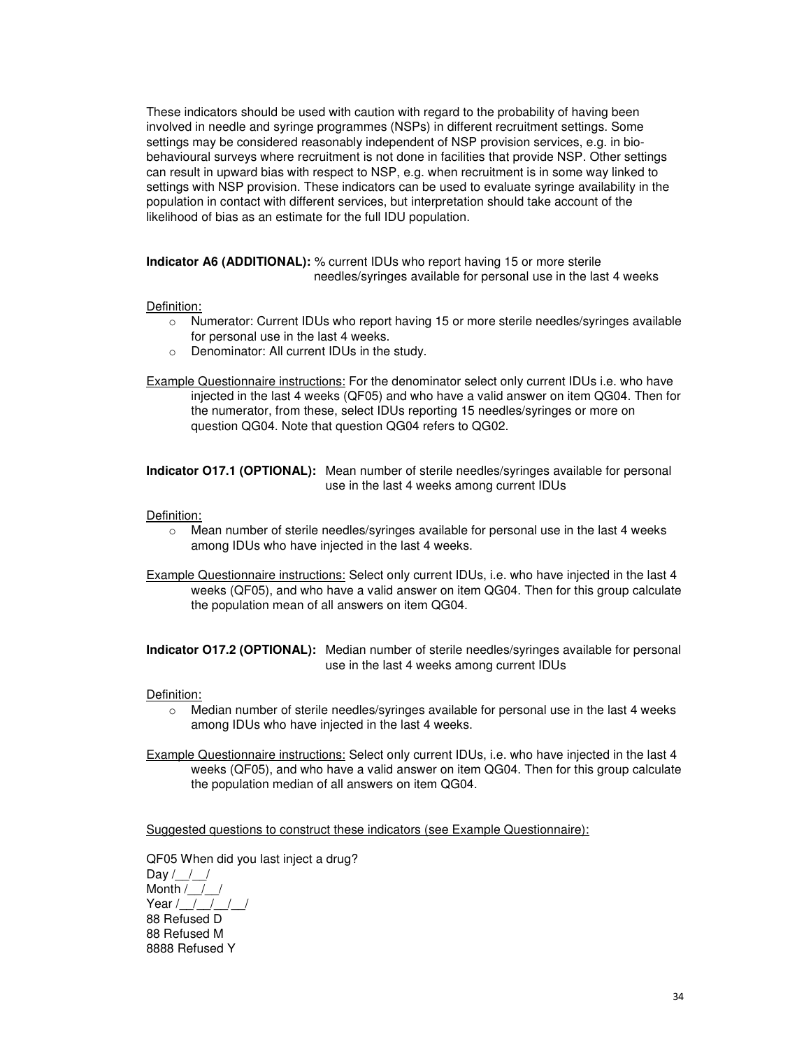These indicators should be used with caution with regard to the probability of having been involved in needle and syringe programmes (NSPs) in different recruitment settings. Some settings may be considered reasonably independent of NSP provision services, e.g. in bio-behavioural surveys where recruitment is not done in facilities that provide NSP. Other settings can result in upward bias with respect to NSP, e.g. when recruitment is in some way linked to settings with NSP provision. These indicators can be used to evaluate syringe availability in the population in contact with different services, but interpretation should take account of the likelihood of bias as an estimate for the full IDU population.

**Indicator A6 (ADDITIONAL):** % current IDUs who report having 15 or more sterile needles/syringes available for personal use in the last 4 weeks

Definition:

- Numerator: Current IDUs who report having 15 or more sterile needles/syringes available for personal use in the last 4 weeks.
- Denominator: All current IDUs in the study.

Example Questionnaire instructions: For the denominator select only current IDUs i.e. who have injected in the last 4 weeks (QF05) and who have a valid answer on item QG04. Then for the numerator, from these, select IDUs reporting 15 needles/syringes or more on question QG04. Note that question QG04 refers to QG02.

**Indicator O17.1 (OPTIONAL):** Mean number of sterile needles/syringes available for personal use in the last 4 weeks among current IDUs

Definition:

- Mean number of sterile needles/syringes available for personal use in the last 4 weeks among IDUs who have injected in the last 4 weeks.

Example Questionnaire instructions: Select only current IDUs, i.e. who have injected in the last 4 weeks (QF05), and who have a valid answer on item QG04. Then for this group calculate the population mean of all answers on item QG04.

**Indicator O17.2 (OPTIONAL):** Median number of sterile needles/syringes available for personal use in the last 4 weeks among current IDUs

Definition:

- Median number of sterile needles/syringes available for personal use in the last 4 weeks among IDUs who have injected in the last 4 weeks.

Example Questionnaire instructions: Select only current IDUs, i.e. who have injected in the last 4 weeks (QF05), and who have a valid answer on item QG04. Then for this group calculate the population median of all answers on item QG04.

Suggested questions to construct these indicators (see Example Questionnaire):

QF05 When did you last inject a drug?
Day /__/__/
Month /__/__/
Year /__/__/__/__/
88 Refused D
88 Refused M
8888 Refused Y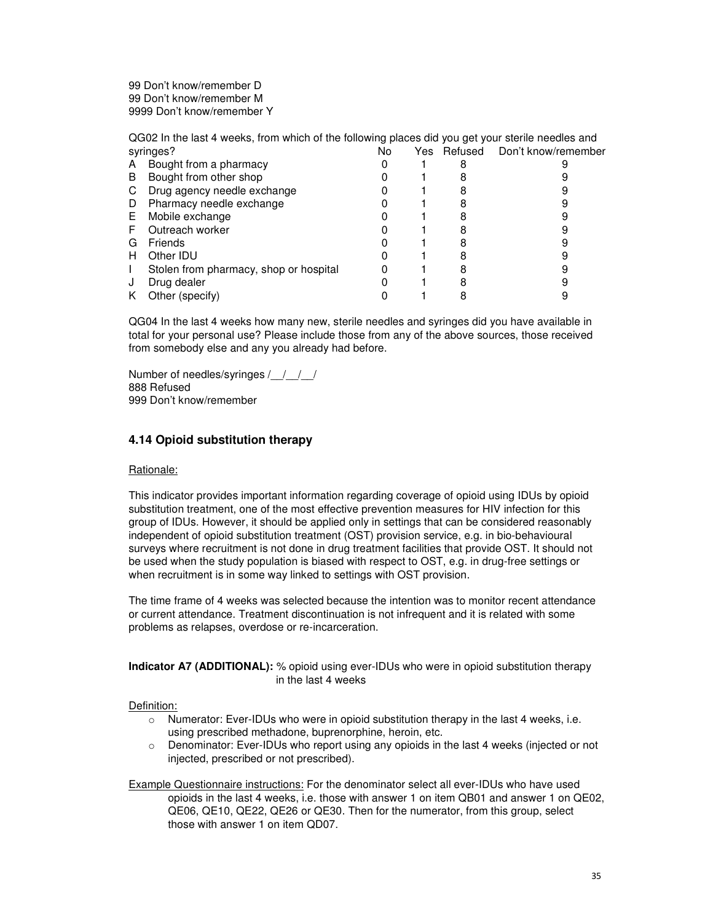99 Don't know/remember D
99 Don't know/remember M
9999 Don't know/remember Y

QG02 In the last 4 weeks, from which of the following places did you get your sterile needles and syringes?

| | | No | Yes | Refused | Don't know/remember |
|---|---|---|---|---|---|
| A | Bought from a pharmacy | 0 | 1 | 8 | 9 |
| B | Bought from other shop | 0 | 1 | 8 | 9 |
| C | Drug agency needle exchange | 0 | 1 | 8 | 9 |
| D | Pharmacy needle exchange | 0 | 1 | 8 | 9 |
| E | Mobile exchange | 0 | 1 | 8 | 9 |
| F | Outreach worker | 0 | 1 | 8 | 9 |
| G | Friends | 0 | 1 | 8 | 9 |
| H | Other IDU | 0 | 1 | 8 | 9 |
| I | Stolen from pharmacy, shop or hospital | 0 | 1 | 8 | 9 |
| J | Drug dealer | 0 | 1 | 8 | 9 |
| K | Other (specify) | 0 | 1 | 8 | 9 |

QG04 In the last 4 weeks how many new, sterile needles and syringes did you have available in total for your personal use? Please include those from any of the above sources, those received from somebody else and any you already had before.

Number of needles/syringes /__/__/__/
888 Refused
999 Don't know/remember

## 4.14 Opioid substitution therapy

Rationale:

This indicator provides important information regarding coverage of opioid using IDUs by opioid substitution treatment, one of the most effective prevention measures for HIV infection for this group of IDUs. However, it should be applied only in settings that can be considered reasonably independent of opioid substitution treatment (OST) provision service, e.g. in bio-behavioural surveys where recruitment is not done in drug treatment facilities that provide OST. It should not be used when the study population is biased with respect to OST, e.g. in drug-free settings or when recruitment is in some way linked to settings with OST provision.

The time frame of 4 weeks was selected because the intention was to monitor recent attendance or current attendance. Treatment discontinuation is not infrequent and it is related with some problems as relapses, overdose or re-incarceration.

**Indicator A7 (ADDITIONAL):** % opioid using ever-IDUs who were in opioid substitution therapy in the last 4 weeks

Definition:

- Numerator: Ever-IDUs who were in opioid substitution therapy in the last 4 weeks, i.e. using prescribed methadone, buprenorphine, heroin, etc.
- Denominator: Ever-IDUs who report using any opioids in the last 4 weeks (injected or not injected, prescribed or not prescribed).

Example Questionnaire instructions: For the denominator select all ever-IDUs who have used opioids in the last 4 weeks, i.e. those with answer 1 on item QB01 and answer 1 on QE02, QE06, QE10, QE22, QE26 or QE30. Then for the numerator, from this group, select those with answer 1 on item QD07.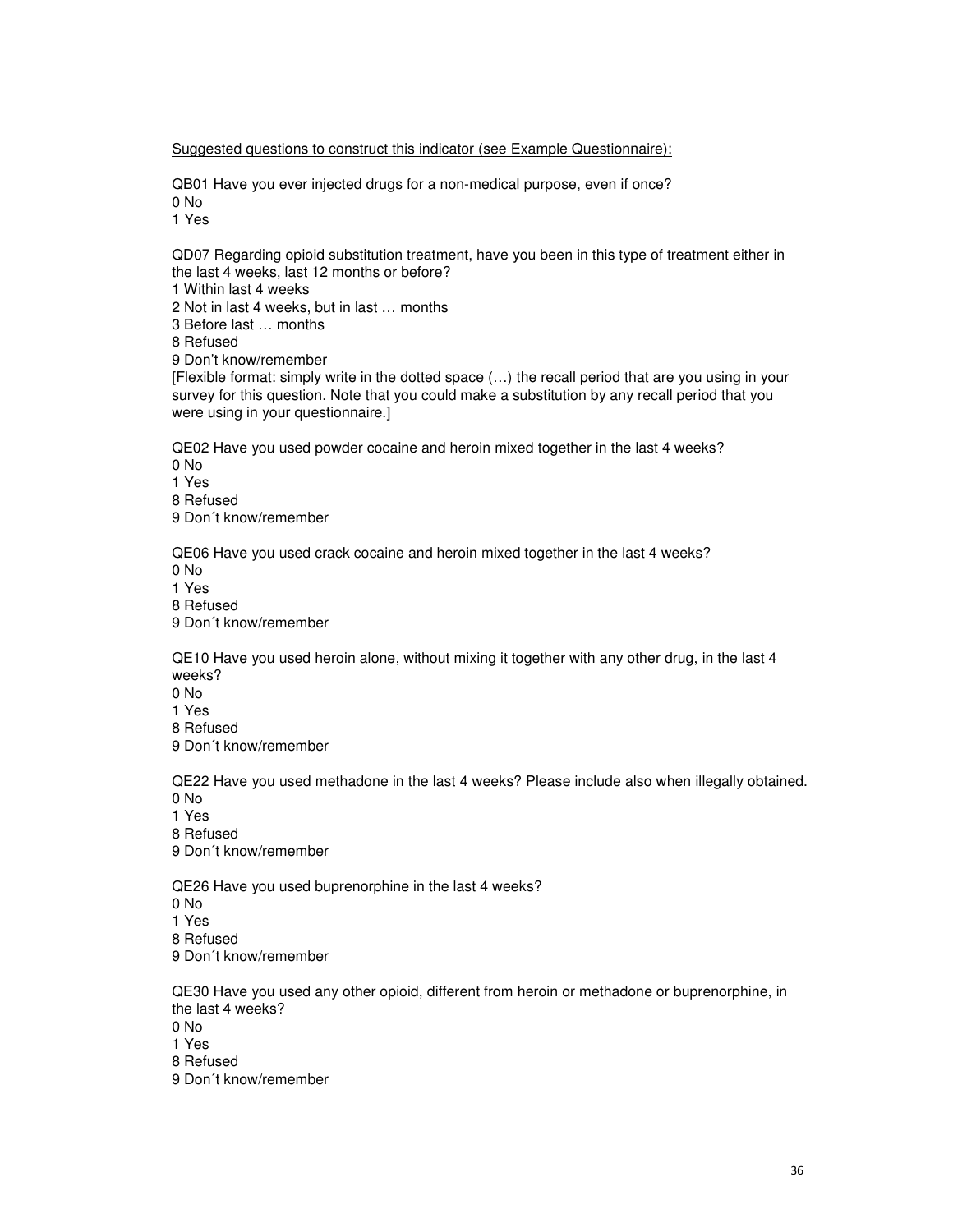<u>Suggested questions to construct this indicator (see Example Questionnaire):</u>

QB01 Have you ever injected drugs for a non-medical purpose, even if once?
0 No
1 Yes

QD07 Regarding opioid substitution treatment, have you been in this type of treatment either in the last 4 weeks, last 12 months or before?
1 Within last 4 weeks
2 Not in last 4 weeks, but in last … months
3 Before last … months
8 Refused
9 Don't know/remember
[Flexible format: simply write in the dotted space (…) the recall period that are you using in your survey for this question. Note that you could make a substitution by any recall period that you were using in your questionnaire.]

QE02 Have you used powder cocaine and heroin mixed together in the last 4 weeks?
0 No
1 Yes
8 Refused
9 Don´t know/remember

QE06 Have you used crack cocaine and heroin mixed together in the last 4 weeks?
0 No
1 Yes
8 Refused
9 Don´t know/remember

QE10 Have you used heroin alone, without mixing it together with any other drug, in the last 4 weeks?
0 No
1 Yes
8 Refused
9 Don´t know/remember

QE22 Have you used methadone in the last 4 weeks? Please include also when illegally obtained.
0 No
1 Yes
8 Refused
9 Don´t know/remember

QE26 Have you used buprenorphine in the last 4 weeks?
0 No
1 Yes
8 Refused
9 Don´t know/remember

QE30 Have you used any other opioid, different from heroin or methadone or buprenorphine, in the last 4 weeks?
0 No
1 Yes
8 Refused
9 Don´t know/remember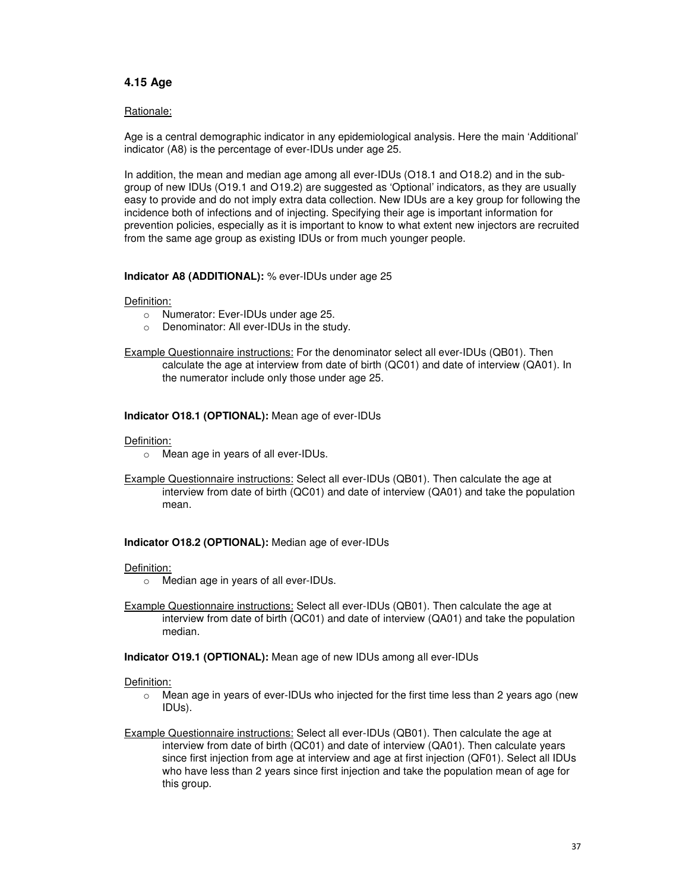## 4.15 Age

Rationale:

Age is a central demographic indicator in any epidemiological analysis. Here the main 'Additional' indicator (A8) is the percentage of ever-IDUs under age 25.

In addition, the mean and median age among all ever-IDUs (O18.1 and O18.2) and in the sub-group of new IDUs (O19.1 and O19.2) are suggested as 'Optional' indicators, as they are usually easy to provide and do not imply extra data collection. New IDUs are a key group for following the incidence both of infections and of injecting. Specifying their age is important information for prevention policies, especially as it is important to know to what extent new injectors are recruited from the same age group as existing IDUs or from much younger people.

**Indicator A8 (ADDITIONAL):** % ever-IDUs under age 25

Definition:

- Numerator: Ever-IDUs under age 25.
- Denominator: All ever-IDUs in the study.

Example Questionnaire instructions: For the denominator select all ever-IDUs (QB01). Then calculate the age at interview from date of birth (QC01) and date of interview (QA01). In the numerator include only those under age 25.

**Indicator O18.1 (OPTIONAL):** Mean age of ever-IDUs

Definition:

- Mean age in years of all ever-IDUs.

Example Questionnaire instructions: Select all ever-IDUs (QB01). Then calculate the age at interview from date of birth (QC01) and date of interview (QA01) and take the population mean.

**Indicator O18.2 (OPTIONAL):** Median age of ever-IDUs

Definition:

- Median age in years of all ever-IDUs.

Example Questionnaire instructions: Select all ever-IDUs (QB01). Then calculate the age at interview from date of birth (QC01) and date of interview (QA01) and take the population median.

**Indicator O19.1 (OPTIONAL):** Mean age of new IDUs among all ever-IDUs

Definition:

- Mean age in years of ever-IDUs who injected for the first time less than 2 years ago (new IDUs).

Example Questionnaire instructions: Select all ever-IDUs (QB01). Then calculate the age at interview from date of birth (QC01) and date of interview (QA01). Then calculate years since first injection from age at interview and age at first injection (QF01). Select all IDUs who have less than 2 years since first injection and take the population mean of age for this group.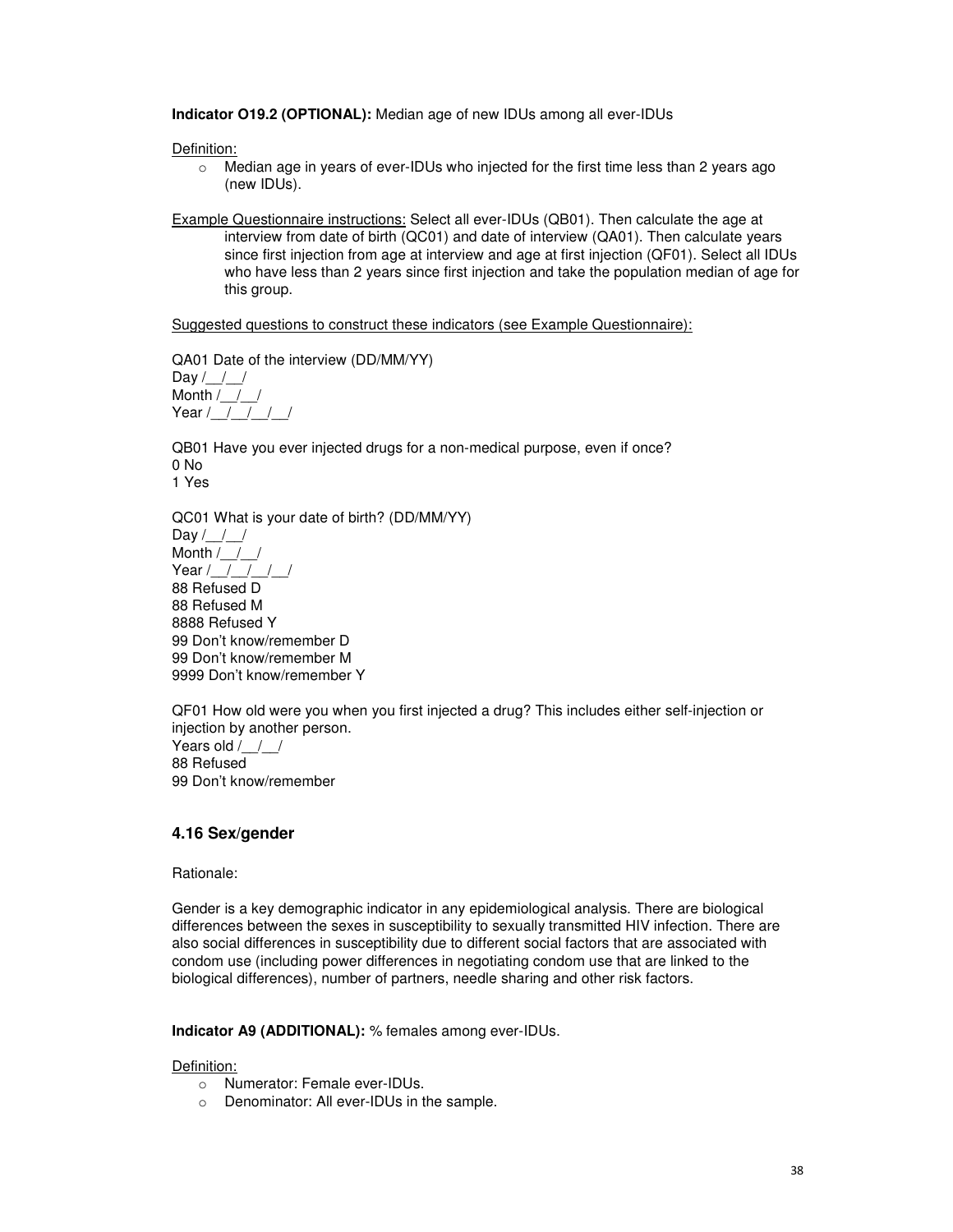**Indicator O19.2 (OPTIONAL):** Median age of new IDUs among all ever-IDUs

Definition:

- Median age in years of ever-IDUs who injected for the first time less than 2 years ago (new IDUs).

Example Questionnaire instructions: Select all ever-IDUs (QB01). Then calculate the age at interview from date of birth (QC01) and date of interview (QA01). Then calculate years since first injection from age at interview and age at first injection (QF01). Select all IDUs who have less than 2 years since first injection and take the population median of age for this group.

Suggested questions to construct these indicators (see Example Questionnaire):

QA01 Date of the interview (DD/MM/YY)
Day /__/__/
Month /__/__/
Year /__/__/__/__/

QB01 Have you ever injected drugs for a non-medical purpose, even if once?
0 No
1 Yes

QC01 What is your date of birth? (DD/MM/YY)
Day /__/__/
Month /__/__/
Year /__/__/__/__/
88 Refused D
88 Refused M
8888 Refused Y
99 Don't know/remember D
99 Don't know/remember M
9999 Don't know/remember Y

QF01 How old were you when you first injected a drug? This includes either self-injection or injection by another person.
Years old /__/__/
88 Refused
99 Don't know/remember

### 4.16 Sex/gender

Rationale:

Gender is a key demographic indicator in any epidemiological analysis. There are biological differences between the sexes in susceptibility to sexually transmitted HIV infection. There are also social differences in susceptibility due to different social factors that are associated with condom use (including power differences in negotiating condom use that are linked to the biological differences), number of partners, needle sharing and other risk factors.

**Indicator A9 (ADDITIONAL):** % females among ever-IDUs.

Definition:

- Numerator: Female ever-IDUs.
- Denominator: All ever-IDUs in the sample.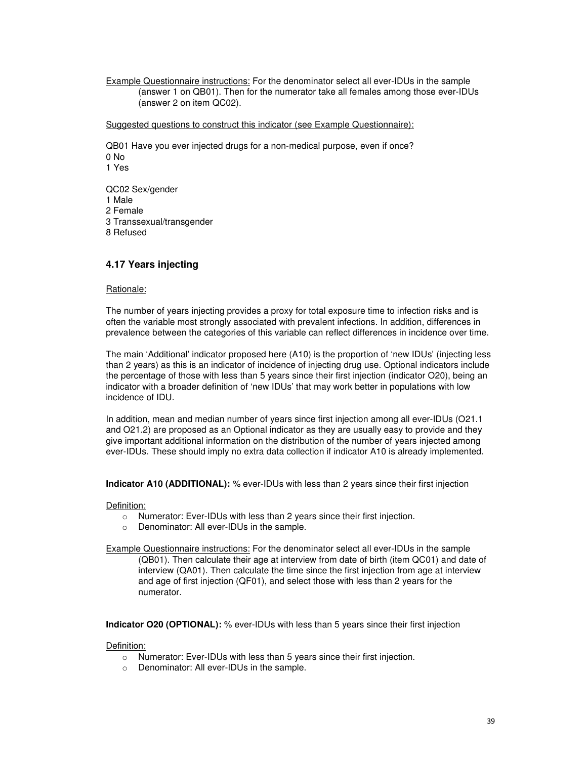Example Questionnaire instructions: For the denominator select all ever-IDUs in the sample (answer 1 on QB01). Then for the numerator take all females among those ever-IDUs (answer 2 on item QC02).

Suggested questions to construct this indicator (see Example Questionnaire):

QB01 Have you ever injected drugs for a non-medical purpose, even if once?
0 No
1 Yes

QC02 Sex/gender
1 Male
2 Female
3 Transsexual/transgender
8 Refused

### 4.17 Years injecting

Rationale:

The number of years injecting provides a proxy for total exposure time to infection risks and is often the variable most strongly associated with prevalent infections. In addition, differences in prevalence between the categories of this variable can reflect differences in incidence over time.

The main 'Additional' indicator proposed here (A10) is the proportion of 'new IDUs' (injecting less than 2 years) as this is an indicator of incidence of injecting drug use. Optional indicators include the percentage of those with less than 5 years since their first injection (indicator O20), being an indicator with a broader definition of 'new IDUs' that may work better in populations with low incidence of IDU.

In addition, mean and median number of years since first injection among all ever-IDUs (O21.1 and O21.2) are proposed as an Optional indicator as they are usually easy to provide and they give important additional information on the distribution of the number of years injected among ever-IDUs. These should imply no extra data collection if indicator A10 is already implemented.

**Indicator A10 (ADDITIONAL):** % ever-IDUs with less than 2 years since their first injection

Definition:

- Numerator: Ever-IDUs with less than 2 years since their first injection.
- Denominator: All ever-IDUs in the sample.

Example Questionnaire instructions: For the denominator select all ever-IDUs in the sample (QB01). Then calculate their age at interview from date of birth (item QC01) and date of interview (QA01). Then calculate the time since the first injection from age at interview and age of first injection (QF01), and select those with less than 2 years for the numerator.

**Indicator O20 (OPTIONAL):** % ever-IDUs with less than 5 years since their first injection

Definition:

- Numerator: Ever-IDUs with less than 5 years since their first injection.
- Denominator: All ever-IDUs in the sample.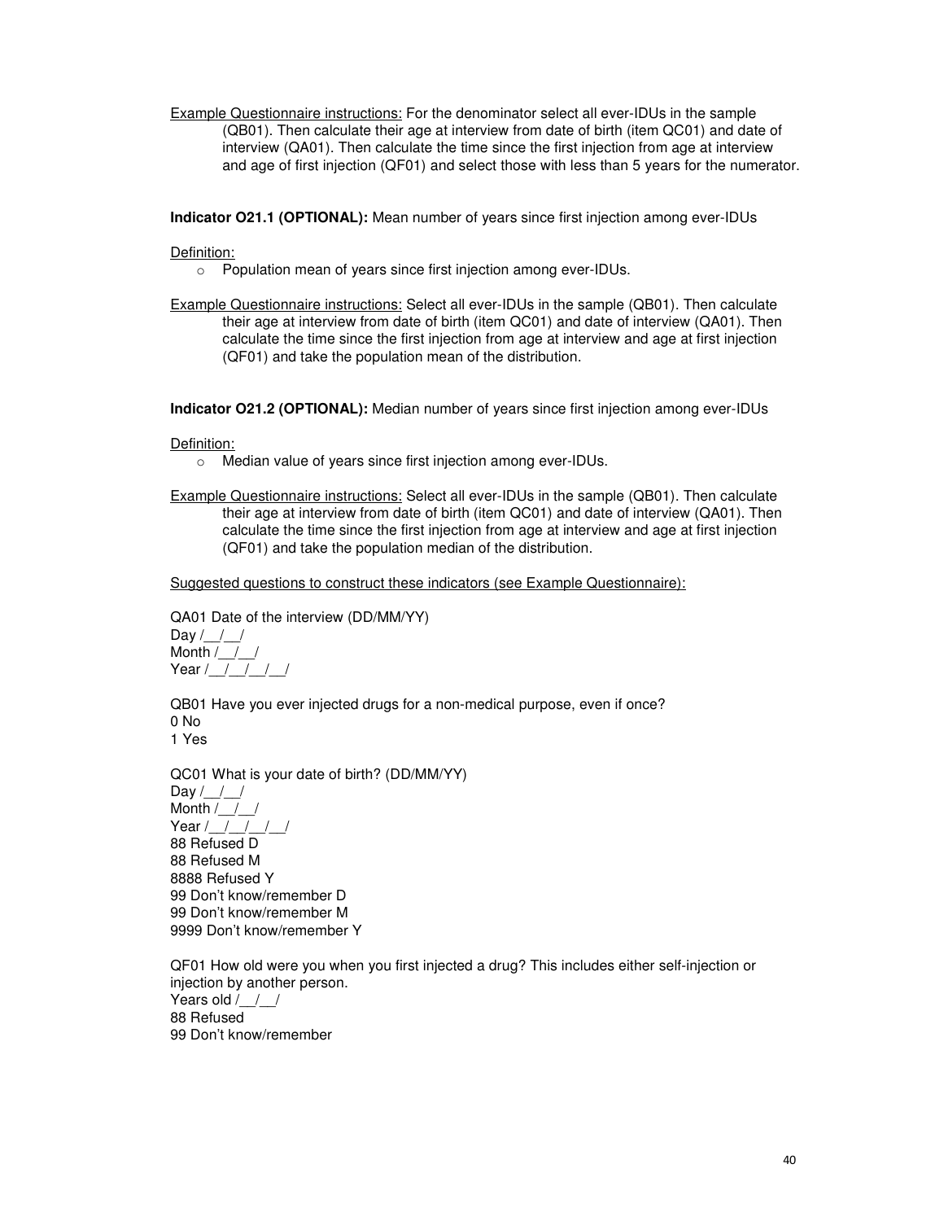<u>Example Questionnaire instructions:</u> For the denominator select all ever-IDUs in the sample (QB01). Then calculate their age at interview from date of birth (item QC01) and date of interview (QA01). Then calculate the time since the first injection from age at interview and age of first injection (QF01) and select those with less than 5 years for the numerator.

**Indicator O21.1 (OPTIONAL):** Mean number of years since first injection among ever-IDUs

<u>Definition:</u>

- Population mean of years since first injection among ever-IDUs.

<u>Example Questionnaire instructions:</u> Select all ever-IDUs in the sample (QB01). Then calculate their age at interview from date of birth (item QC01) and date of interview (QA01). Then calculate the time since the first injection from age at interview and age at first injection (QF01) and take the population mean of the distribution.

**Indicator O21.2 (OPTIONAL):** Median number of years since first injection among ever-IDUs

<u>Definition:</u>

- Median value of years since first injection among ever-IDUs.

<u>Example Questionnaire instructions:</u> Select all ever-IDUs in the sample (QB01). Then calculate their age at interview from date of birth (item QC01) and date of interview (QA01). Then calculate the time since the first injection from age at interview and age at first injection (QF01) and take the population median of the distribution.

<u>Suggested questions to construct these indicators (see Example Questionnaire):</u>

QA01 Date of the interview (DD/MM/YY)
Day /__/__/
Month /__/__/
Year /__/__/__/__/

QB01 Have you ever injected drugs for a non-medical purpose, even if once?
0 No
1 Yes

QC01 What is your date of birth? (DD/MM/YY)
Day /__/__/
Month /__/__/
Year /__/__/__/__/
88 Refused D
88 Refused M
8888 Refused Y
99 Don't know/remember D
99 Don't know/remember M
9999 Don't know/remember Y

QF01 How old were you when you first injected a drug? This includes either self-injection or injection by another person.
Years old /__/__/
88 Refused
99 Don't know/remember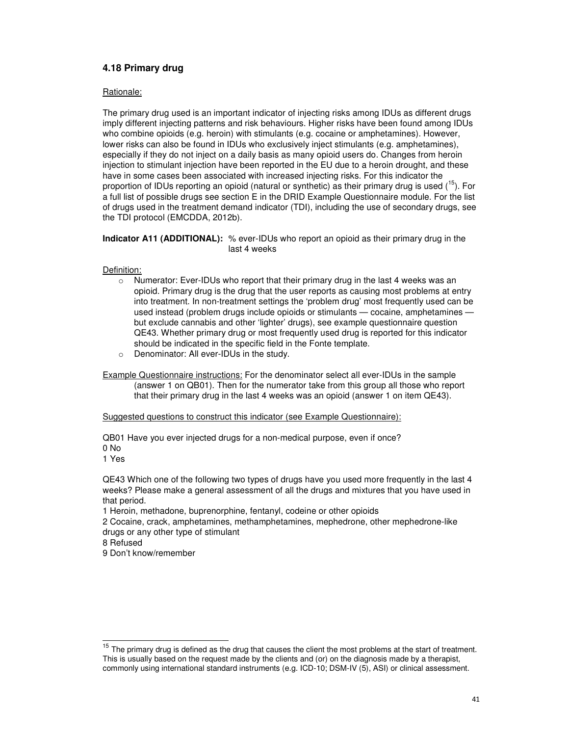### 4.18 Primary drug

Rationale:

The primary drug used is an important indicator of injecting risks among IDUs as different drugs imply different injecting patterns and risk behaviours. Higher risks have been found among IDUs who combine opioids (e.g. heroin) with stimulants (e.g. cocaine or amphetamines). However, lower risks can also be found in IDUs who exclusively inject stimulants (e.g. amphetamines), especially if they do not inject on a daily basis as many opioid users do. Changes from heroin injection to stimulant injection have been reported in the EU due to a heroin drought, and these have in some cases been associated with increased injecting risks. For this indicator the proportion of IDUs reporting an opioid (natural or synthetic) as their primary drug is used ([15]). For a full list of possible drugs see section E in the DRID Example Questionnaire module. For the list of drugs used in the treatment demand indicator (TDI), including the use of secondary drugs, see the TDI protocol (EMCDDA, 2012b).

**Indicator A11 (ADDITIONAL):** % ever-IDUs who report an opioid as their primary drug in the last 4 weeks

Definition:

- Numerator: Ever-IDUs who report that their primary drug in the last 4 weeks was an opioid. Primary drug is the drug that the user reports as causing most problems at entry into treatment. In non-treatment settings the 'problem drug' most frequently used can be used instead (problem drugs include opioids or stimulants — cocaine, amphetamines — but exclude cannabis and other 'lighter' drugs), see example questionnaire question QE43. Whether primary drug or most frequently used drug is reported for this indicator should be indicated in the specific field in the Fonte template.
- Denominator: All ever-IDUs in the study.

Example Questionnaire instructions: For the denominator select all ever-IDUs in the sample (answer 1 on QB01). Then for the numerator take from this group all those who report that their primary drug in the last 4 weeks was an opioid (answer 1 on item QE43).

Suggested questions to construct this indicator (see Example Questionnaire):

QB01 Have you ever injected drugs for a non-medical purpose, even if once?
0 No
1 Yes

QE43 Which one of the following two types of drugs have you used more frequently in the last 4 weeks? Please make a general assessment of all the drugs and mixtures that you have used in that period.
1 Heroin, methadone, buprenorphine, fentanyl, codeine or other opioids
2 Cocaine, crack, amphetamines, methamphetamines, mephedrone, other mephedrone-like drugs or any other type of stimulant
8 Refused
9 Don't know/remember

---

[15] The primary drug is defined as the drug that causes the client the most problems at the start of treatment. This is usually based on the request made by the clients and (or) on the diagnosis made by a therapist, commonly using international standard instruments (e.g. ICD-10; DSM-IV (5), ASI) or clinical assessment.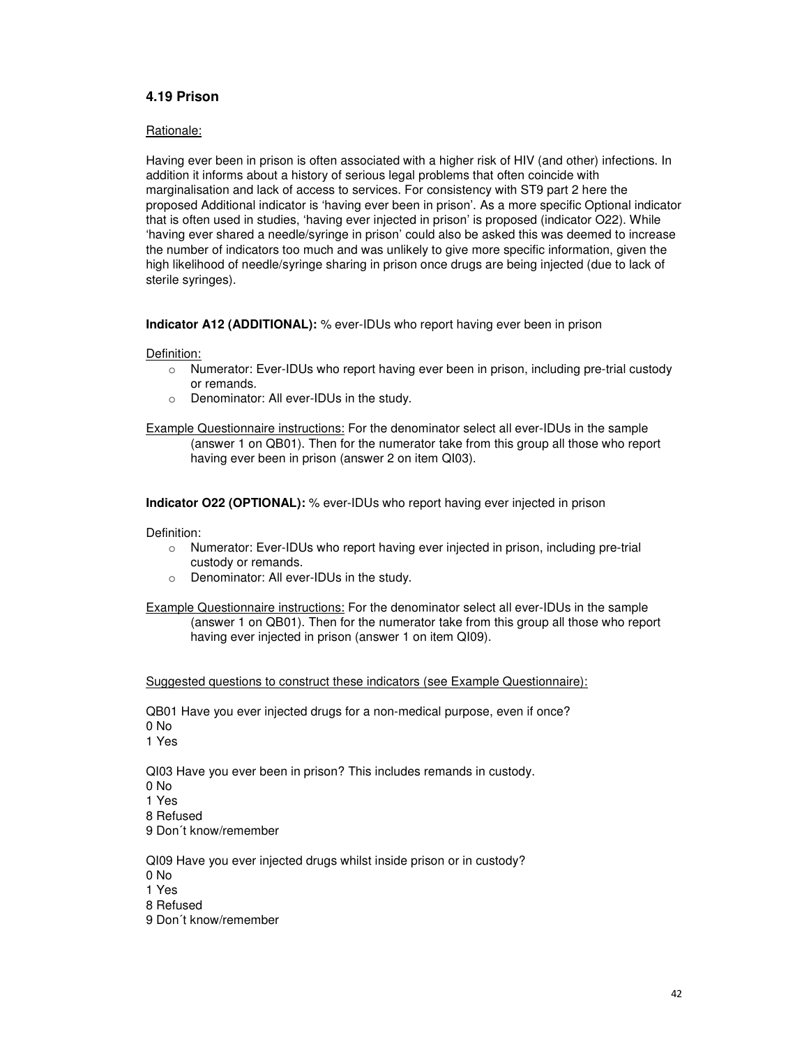### 4.19 Prison

Rationale:

Having ever been in prison is often associated with a higher risk of HIV (and other) infections. In addition it informs about a history of serious legal problems that often coincide with marginalisation and lack of access to services. For consistency with ST9 part 2 here the proposed Additional indicator is 'having ever been in prison'. As a more specific Optional indicator that is often used in studies, 'having ever injected in prison' is proposed (indicator O22). While 'having ever shared a needle/syringe in prison' could also be asked this was deemed to increase the number of indicators too much and was unlikely to give more specific information, given the high likelihood of needle/syringe sharing in prison once drugs are being injected (due to lack of sterile syringes).

**Indicator A12 (ADDITIONAL):** % ever-IDUs who report having ever been in prison

Definition:

- Numerator: Ever-IDUs who report having ever been in prison, including pre-trial custody or remands.
- Denominator: All ever-IDUs in the study.

Example Questionnaire instructions: For the denominator select all ever-IDUs in the sample (answer 1 on QB01). Then for the numerator take from this group all those who report having ever been in prison (answer 2 on item QI03).

**Indicator O22 (OPTIONAL):** % ever-IDUs who report having ever injected in prison

Definition:

- Numerator: Ever-IDUs who report having ever injected in prison, including pre-trial custody or remands.
- Denominator: All ever-IDUs in the study.

Example Questionnaire instructions: For the denominator select all ever-IDUs in the sample (answer 1 on QB01). Then for the numerator take from this group all those who report having ever injected in prison (answer 1 on item QI09).

Suggested questions to construct these indicators (see Example Questionnaire):

QB01 Have you ever injected drugs for a non-medical purpose, even if once?
0 No
1 Yes

QI03 Have you ever been in prison? This includes remands in custody.
0 No
1 Yes
8 Refused
9 Don´t know/remember

QI09 Have you ever injected drugs whilst inside prison or in custody?
0 No
1 Yes
8 Refused
9 Don´t know/remember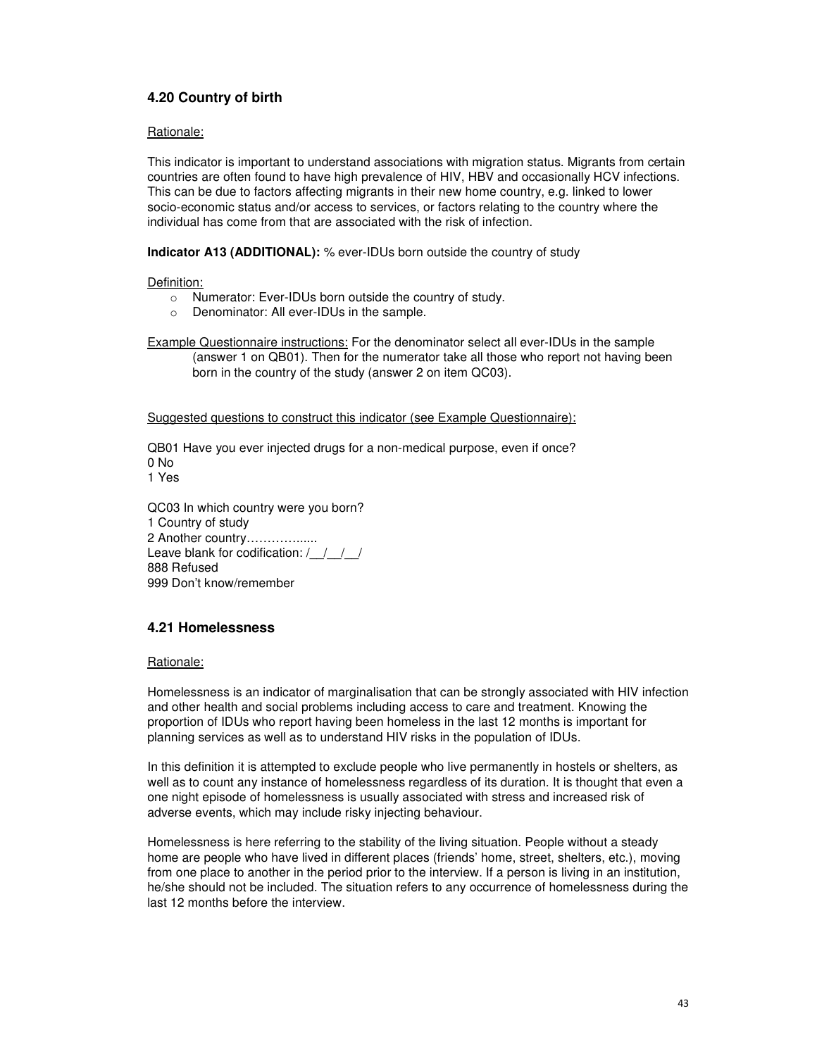### 4.20 Country of birth

Rationale:

This indicator is important to understand associations with migration status. Migrants from certain countries are often found to have high prevalence of HIV, HBV and occasionally HCV infections. This can be due to factors affecting migrants in their new home country, e.g. linked to lower socio-economic status and/or access to services, or factors relating to the country where the individual has come from that are associated with the risk of infection.

**Indicator A13 (ADDITIONAL):** % ever-IDUs born outside the country of study

Definition:

- Numerator: Ever-IDUs born outside the country of study.
- Denominator: All ever-IDUs in the sample.

Example Questionnaire instructions: For the denominator select all ever-IDUs in the sample (answer 1 on QB01). Then for the numerator take all those who report not having been born in the country of the study (answer 2 on item QC03).

Suggested questions to construct this indicator (see Example Questionnaire):

QB01 Have you ever injected drugs for a non-medical purpose, even if once?
0 No
1 Yes

QC03 In which country were you born?
1 Country of study
2 Another country…………......
Leave blank for codification: /__/__/__/
888 Refused
999 Don't know/remember

### 4.21 Homelessness

Rationale:

Homelessness is an indicator of marginalisation that can be strongly associated with HIV infection and other health and social problems including access to care and treatment. Knowing the proportion of IDUs who report having been homeless in the last 12 months is important for planning services as well as to understand HIV risks in the population of IDUs.

In this definition it is attempted to exclude people who live permanently in hostels or shelters, as well as to count any instance of homelessness regardless of its duration. It is thought that even a one night episode of homelessness is usually associated with stress and increased risk of adverse events, which may include risky injecting behaviour.

Homelessness is here referring to the stability of the living situation. People without a steady home are people who have lived in different places (friends' home, street, shelters, etc.), moving from one place to another in the period prior to the interview. If a person is living in an institution, he/she should not be included. The situation refers to any occurrence of homelessness during the last 12 months before the interview.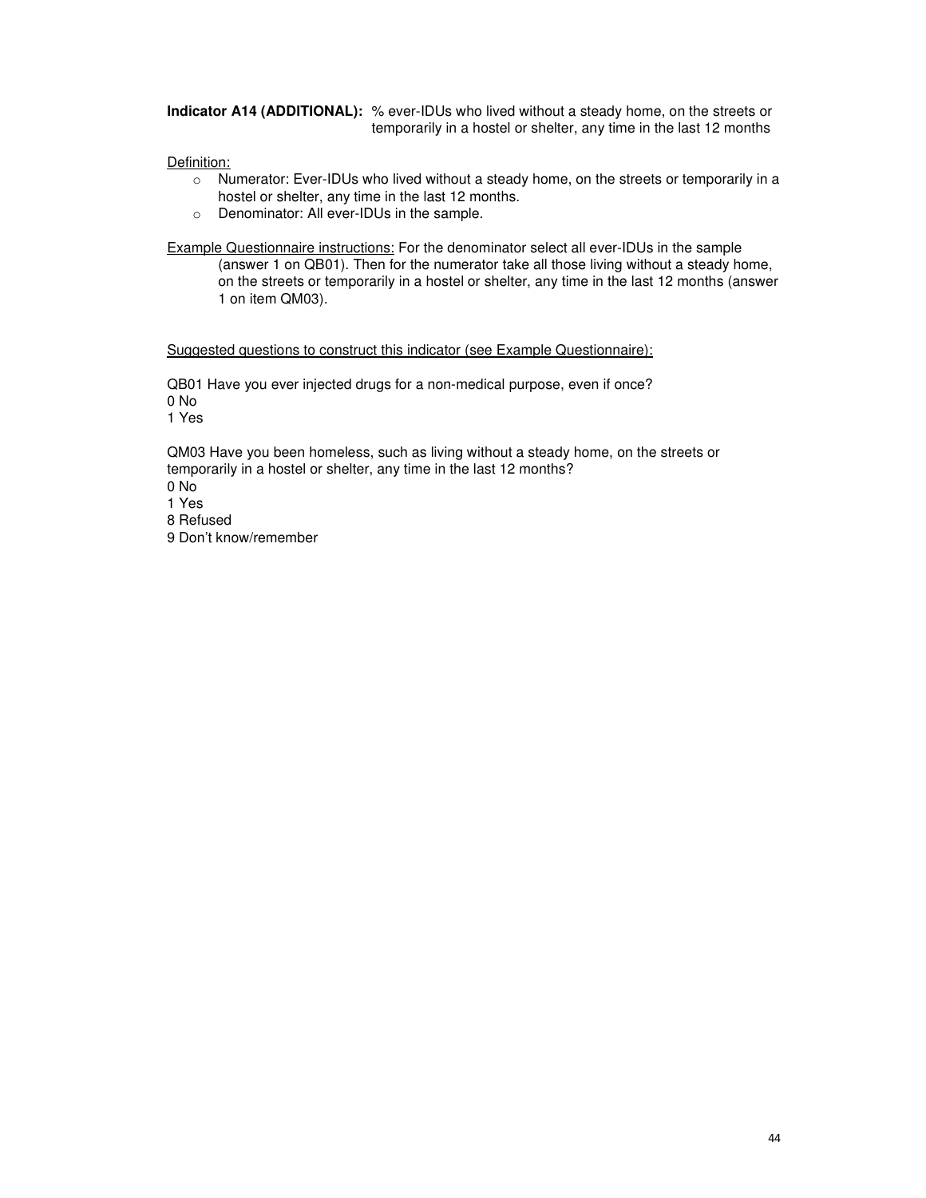**Indicator A14 (ADDITIONAL):** % ever-IDUs who lived without a steady home, on the streets or temporarily in a hostel or shelter, any time in the last 12 months

Definition:

- Numerator: Ever-IDUs who lived without a steady home, on the streets or temporarily in a hostel or shelter, any time in the last 12 months.
- Denominator: All ever-IDUs in the sample.

Example Questionnaire instructions: For the denominator select all ever-IDUs in the sample (answer 1 on QB01). Then for the numerator take all those living without a steady home, on the streets or temporarily in a hostel or shelter, any time in the last 12 months (answer 1 on item QM03).

Suggested questions to construct this indicator (see Example Questionnaire):

QB01 Have you ever injected drugs for a non-medical purpose, even if once?
0 No
1 Yes

QM03 Have you been homeless, such as living without a steady home, on the streets or temporarily in a hostel or shelter, any time in the last 12 months?
0 No
1 Yes
8 Refused
9 Don't know/remember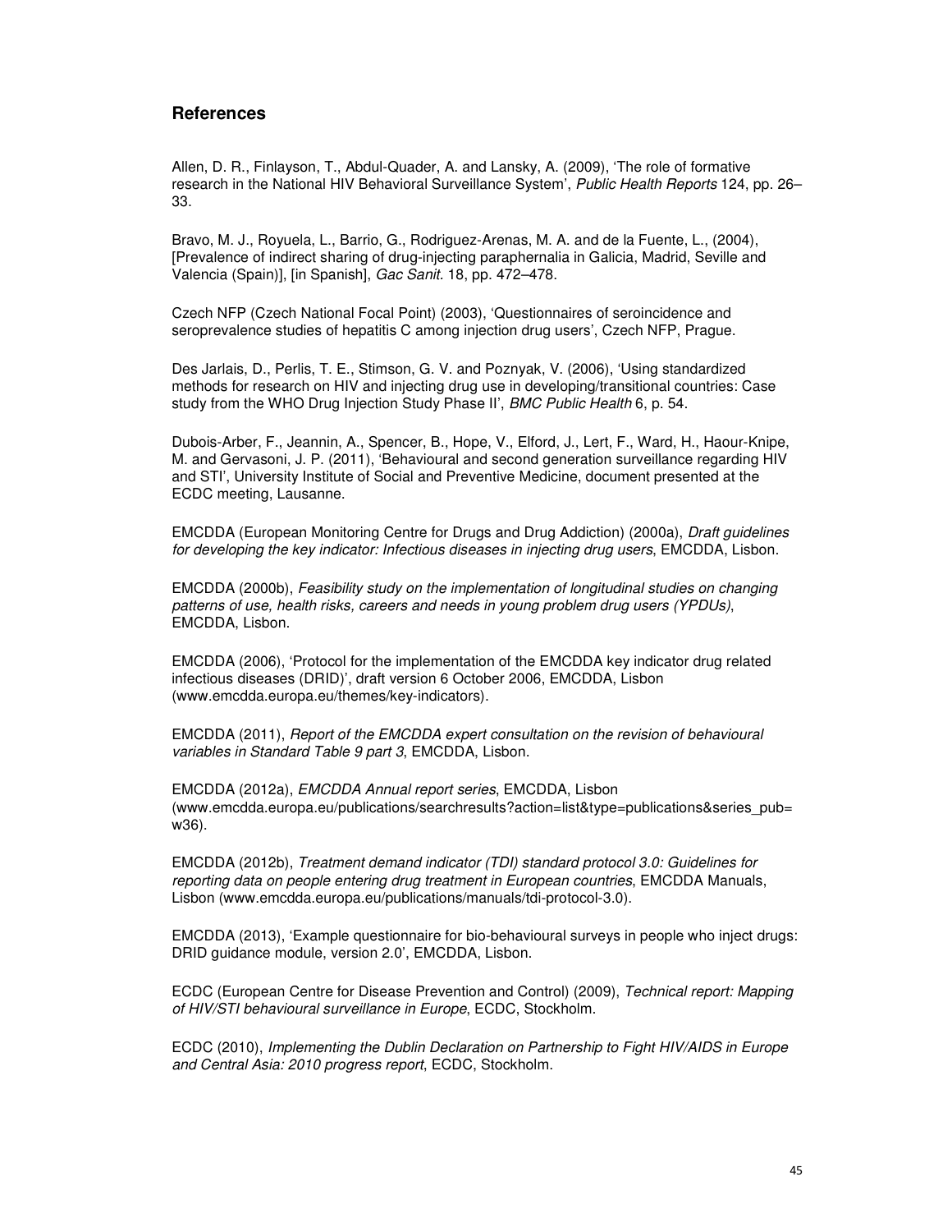## References

Allen, D. R., Finlayson, T., Abdul-Quader, A. and Lansky, A. (2009), 'The role of formative research in the National HIV Behavioral Surveillance System', *Public Health Reports* 124, pp. 26–33.

Bravo, M. J., Royuela, L., Barrio, G., Rodriguez-Arenas, M. A. and de la Fuente, L., (2004), [Prevalence of indirect sharing of drug-injecting paraphernalia in Galicia, Madrid, Seville and Valencia (Spain)], [in Spanish], *Gac Sanit.* 18, pp. 472–478.

Czech NFP (Czech National Focal Point) (2003), 'Questionnaires of seroincidence and seroprevalence studies of hepatitis C among injection drug users', Czech NFP, Prague.

Des Jarlais, D., Perlis, T. E., Stimson, G. V. and Poznyak, V. (2006), 'Using standardized methods for research on HIV and injecting drug use in developing/transitional countries: Case study from the WHO Drug Injection Study Phase II', *BMC Public Health* 6, p. 54.

Dubois-Arber, F., Jeannin, A., Spencer, B., Hope, V., Elford, J., Lert, F., Ward, H., Haour-Knipe, M. and Gervasoni, J. P. (2011), 'Behavioural and second generation surveillance regarding HIV and STI', University Institute of Social and Preventive Medicine, document presented at the ECDC meeting, Lausanne.

EMCDDA (European Monitoring Centre for Drugs and Drug Addiction) (2000a), *Draft guidelines for developing the key indicator: Infectious diseases in injecting drug users*, EMCDDA, Lisbon.

EMCDDA (2000b), *Feasibility study on the implementation of longitudinal studies on changing patterns of use, health risks, careers and needs in young problem drug users (YPDUs)*, EMCDDA, Lisbon.

EMCDDA (2006), 'Protocol for the implementation of the EMCDDA key indicator drug related infectious diseases (DRID)', draft version 6 October 2006, EMCDDA, Lisbon (www.emcdda.europa.eu/themes/key-indicators).

EMCDDA (2011), *Report of the EMCDDA expert consultation on the revision of behavioural variables in Standard Table 9 part 3*, EMCDDA, Lisbon.

EMCDDA (2012a), *EMCDDA Annual report series*, EMCDDA, Lisbon (www.emcdda.europa.eu/publications/searchresults?action=list&type=publications&series_pub=w36).

EMCDDA (2012b), *Treatment demand indicator (TDI) standard protocol 3.0: Guidelines for reporting data on people entering drug treatment in European countries*, EMCDDA Manuals, Lisbon (www.emcdda.europa.eu/publications/manuals/tdi-protocol-3.0).

EMCDDA (2013), 'Example questionnaire for bio-behavioural surveys in people who inject drugs: DRID guidance module, version 2.0', EMCDDA, Lisbon.

ECDC (European Centre for Disease Prevention and Control) (2009), *Technical report: Mapping of HIV/STI behavioural surveillance in Europe*, ECDC, Stockholm.

ECDC (2010), *Implementing the Dublin Declaration on Partnership to Fight HIV/AIDS in Europe and Central Asia: 2010 progress report*, ECDC, Stockholm.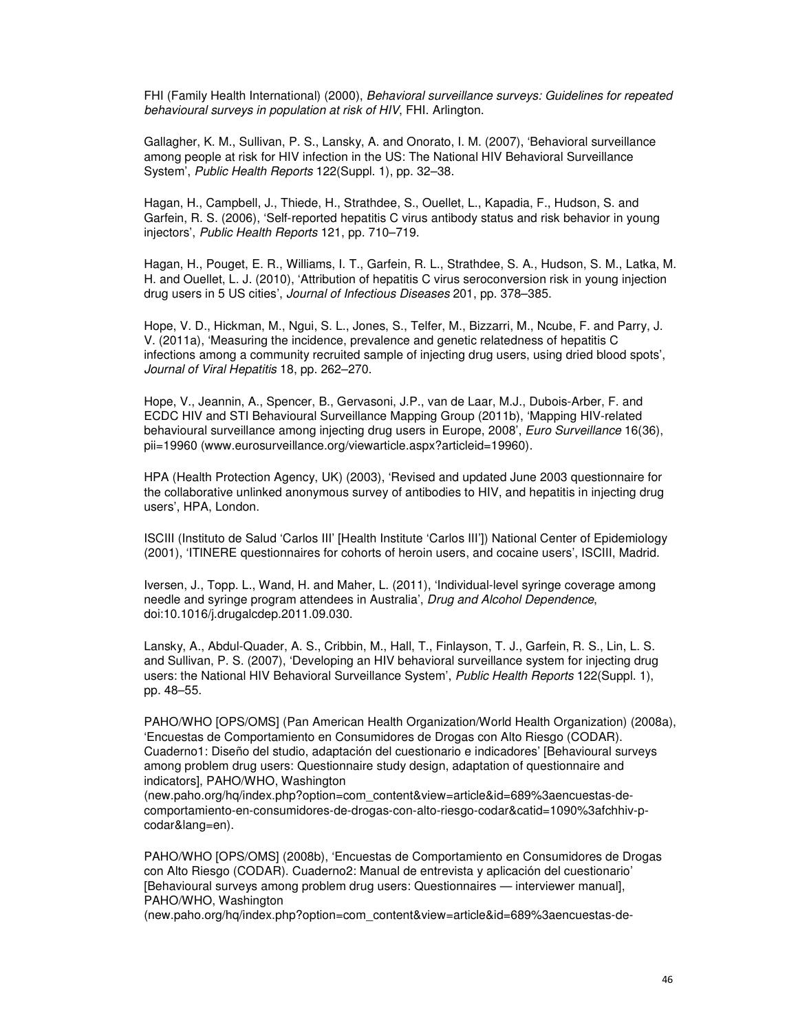FHI (Family Health International) (2000), *Behavioral surveillance surveys: Guidelines for repeated behavioural surveys in population at risk of HIV*, FHI. Arlington.

Gallagher, K. M., Sullivan, P. S., Lansky, A. and Onorato, I. M. (2007), 'Behavioral surveillance among people at risk for HIV infection in the US: The National HIV Behavioral Surveillance System', *Public Health Reports* 122(Suppl. 1), pp. 32–38.

Hagan, H., Campbell, J., Thiede, H., Strathdee, S., Ouellet, L., Kapadia, F., Hudson, S. and Garfein, R. S. (2006), 'Self-reported hepatitis C virus antibody status and risk behavior in young injectors', *Public Health Reports* 121, pp. 710–719.

Hagan, H., Pouget, E. R., Williams, I. T., Garfein, R. L., Strathdee, S. A., Hudson, S. M., Latka, M. H. and Ouellet, L. J. (2010), 'Attribution of hepatitis C virus seroconversion risk in young injection drug users in 5 US cities', *Journal of Infectious Diseases* 201, pp. 378–385.

Hope, V. D., Hickman, M., Ngui, S. L., Jones, S., Telfer, M., Bizzarri, M., Ncube, F. and Parry, J. V. (2011a), 'Measuring the incidence, prevalence and genetic relatedness of hepatitis C infections among a community recruited sample of injecting drug users, using dried blood spots', *Journal of Viral Hepatitis* 18, pp. 262–270.

Hope, V., Jeannin, A., Spencer, B., Gervasoni, J.P., van de Laar, M.J., Dubois-Arber, F. and ECDC HIV and STI Behavioural Surveillance Mapping Group (2011b), 'Mapping HIV-related behavioural surveillance among injecting drug users in Europe, 2008', *Euro Surveillance* 16(36), pii=19960 (www.eurosurveillance.org/viewarticle.aspx?articleid=19960).

HPA (Health Protection Agency, UK) (2003), 'Revised and updated June 2003 questionnaire for the collaborative unlinked anonymous survey of antibodies to HIV, and hepatitis in injecting drug users', HPA, London.

ISCIII (Instituto de Salud 'Carlos III' [Health Institute 'Carlos III']) National Center of Epidemiology (2001), 'ITINERE questionnaires for cohorts of heroin users, and cocaine users', ISCIII, Madrid.

Iversen, J., Topp. L., Wand, H. and Maher, L. (2011), 'Individual-level syringe coverage among needle and syringe program attendees in Australia', *Drug and Alcohol Dependence*, doi:10.1016/j.drugalcdep.2011.09.030.

Lansky, A., Abdul-Quader, A. S., Cribbin, M., Hall, T., Finlayson, T. J., Garfein, R. S., Lin, L. S. and Sullivan, P. S. (2007), 'Developing an HIV behavioral surveillance system for injecting drug users: the National HIV Behavioral Surveillance System', *Public Health Reports* 122(Suppl. 1), pp. 48–55.

PAHO/WHO [OPS/OMS] (Pan American Health Organization/World Health Organization) (2008a), 'Encuestas de Comportamiento en Consumidores de Drogas con Alto Riesgo (CODAR). Cuaderno1: Diseño del studio, adaptación del cuestionario e indicadores' [Behavioural surveys among problem drug users: Questionnaire study design, adaptation of questionnaire and indicators], PAHO/WHO, Washington (new.paho.org/hq/index.php?option=com_content&view=article&id=689%3aencuestas-de-comportamiento-en-consumidores-de-drogas-con-alto-riesgo-codar&catid=1090%3afchhiv-p-codar&lang=en).

PAHO/WHO [OPS/OMS] (2008b), 'Encuestas de Comportamiento en Consumidores de Drogas con Alto Riesgo (CODAR). Cuaderno2: Manual de entrevista y aplicación del cuestionario' [Behavioural surveys among problem drug users: Questionnaires — interviewer manual], PAHO/WHO, Washington (new.paho.org/hq/index.php?option=com_content&view=article&id=689%3aencuestas-de-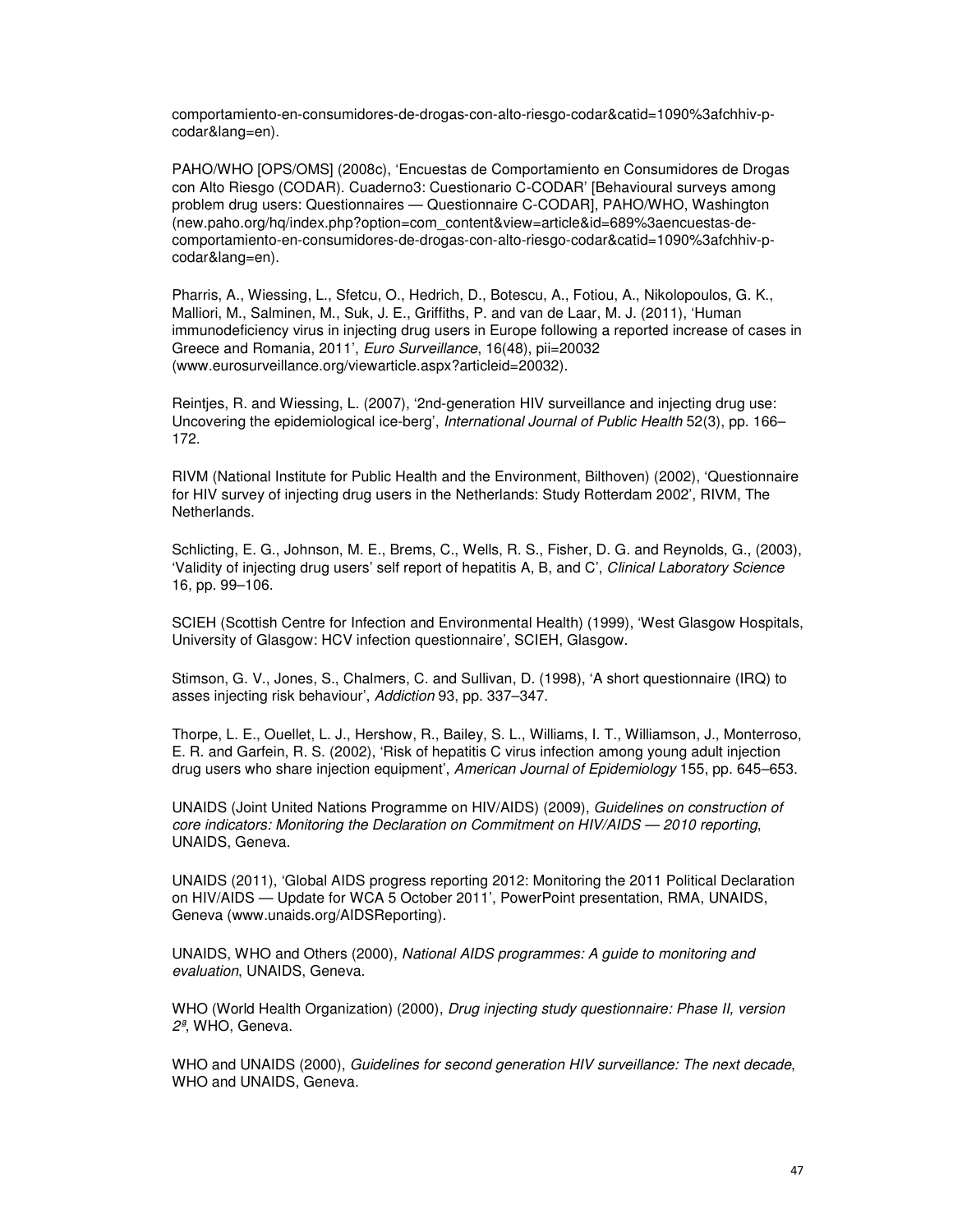comportamiento-en-consumidores-de-drogas-con-alto-riesgo-codar&catid=1090%3afchhiv-p-codar&lang=en).

PAHO/WHO [OPS/OMS] (2008c), 'Encuestas de Comportamiento en Consumidores de Drogas con Alto Riesgo (CODAR). Cuaderno3: Cuestionario C-CODAR' [Behavioural surveys among problem drug users: Questionnaires — Questionnaire C-CODAR], PAHO/WHO, Washington (new.paho.org/hq/index.php?option=com_content&view=article&id=689%3aencuestas-de-comportamiento-en-consumidores-de-drogas-con-alto-riesgo-codar&catid=1090%3afchhiv-p-codar&lang=en).

Pharris, A., Wiessing, L., Sfetcu, O., Hedrich, D., Botescu, A., Fotiou, A., Nikolopoulos, G. K., Malliori, M., Salminen, M., Suk, J. E., Griffiths, P. and van de Laar, M. J. (2011), 'Human immunodeficiency virus in injecting drug users in Europe following a reported increase of cases in Greece and Romania, 2011', *Euro Surveillance*, 16(48), pii=20032 (www.eurosurveillance.org/viewarticle.aspx?articleid=20032).

Reintjes, R. and Wiessing, L. (2007), '2nd-generation HIV surveillance and injecting drug use: Uncovering the epidemiological ice-berg', *International Journal of Public Health* 52(3), pp. 166–172.

RIVM (National Institute for Public Health and the Environment, Bilthoven) (2002), 'Questionnaire for HIV survey of injecting drug users in the Netherlands: Study Rotterdam 2002', RIVM, The Netherlands.

Schlicting, E. G., Johnson, M. E., Brems, C., Wells, R. S., Fisher, D. G. and Reynolds, G., (2003), 'Validity of injecting drug users' self report of hepatitis A, B, and C', *Clinical Laboratory Science* 16, pp. 99–106.

SCIEH (Scottish Centre for Infection and Environmental Health) (1999), 'West Glasgow Hospitals, University of Glasgow: HCV infection questionnaire', SCIEH, Glasgow.

Stimson, G. V., Jones, S., Chalmers, C. and Sullivan, D. (1998), 'A short questionnaire (IRQ) to asses injecting risk behaviour', *Addiction* 93, pp. 337–347.

Thorpe, L. E., Ouellet, L. J., Hershow, R., Bailey, S. L., Williams, I. T., Williamson, J., Monterroso, E. R. and Garfein, R. S. (2002), 'Risk of hepatitis C virus infection among young adult injection drug users who share injection equipment', *American Journal of Epidemiology* 155, pp. 645–653.

UNAIDS (Joint United Nations Programme on HIV/AIDS) (2009), *Guidelines on construction of core indicators: Monitoring the Declaration on Commitment on HIV/AIDS — 2010 reporting*, UNAIDS, Geneva.

UNAIDS (2011), 'Global AIDS progress reporting 2012: Monitoring the 2011 Political Declaration on HIV/AIDS — Update for WCA 5 October 2011', PowerPoint presentation, RMA, UNAIDS, Geneva (www.unaids.org/AIDSReporting).

UNAIDS, WHO and Others (2000), *National AIDS programmes: A guide to monitoring and evaluation*, UNAIDS, Geneva.

WHO (World Health Organization) (2000), *Drug injecting study questionnaire: Phase II, version 2ª*, WHO, Geneva.

WHO and UNAIDS (2000), *Guidelines for second generation HIV surveillance: The next decade*, WHO and UNAIDS, Geneva.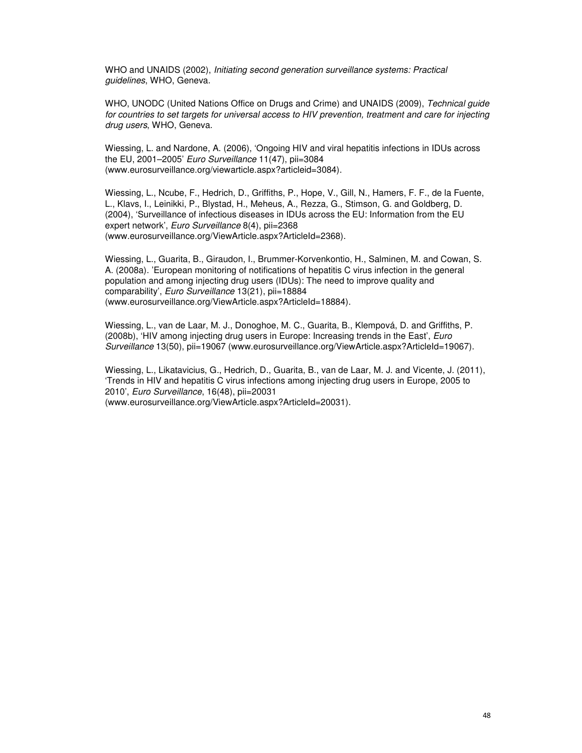WHO and UNAIDS (2002), *Initiating second generation surveillance systems: Practical guidelines*, WHO, Geneva.

WHO, UNODC (United Nations Office on Drugs and Crime) and UNAIDS (2009), *Technical guide for countries to set targets for universal access to HIV prevention, treatment and care for injecting drug users*, WHO, Geneva.

Wiessing, L. and Nardone, A. (2006), 'Ongoing HIV and viral hepatitis infections in IDUs across the EU, 2001–2005' *Euro Surveillance* 11(47), pii=3084 (www.eurosurveillance.org/viewarticle.aspx?articleid=3084).

Wiessing, L., Ncube, F., Hedrich, D., Griffiths, P., Hope, V., Gill, N., Hamers, F. F., de la Fuente, L., Klavs, I., Leinikki, P., Blystad, H., Meheus, A., Rezza, G., Stimson, G. and Goldberg, D. (2004), 'Surveillance of infectious diseases in IDUs across the EU: Information from the EU expert network', *Euro Surveillance* 8(4), pii=2368 (www.eurosurveillance.org/ViewArticle.aspx?ArticleId=2368).

Wiessing, L., Guarita, B., Giraudon, I., Brummer-Korvenkontio, H., Salminen, M. and Cowan, S. A. (2008a). 'European monitoring of notifications of hepatitis C virus infection in the general population and among injecting drug users (IDUs): The need to improve quality and comparability', *Euro Surveillance* 13(21), pii=18884 (www.eurosurveillance.org/ViewArticle.aspx?ArticleId=18884).

Wiessing, L., van de Laar, M. J., Donoghoe, M. C., Guarita, B., Klempová, D. and Griffiths, P. (2008b), 'HIV among injecting drug users in Europe: Increasing trends in the East', *Euro Surveillance* 13(50), pii=19067 (www.eurosurveillance.org/ViewArticle.aspx?ArticleId=19067).

Wiessing, L., Likatavicius, G., Hedrich, D., Guarita, B., van de Laar, M. J. and Vicente, J. (2011), 'Trends in HIV and hepatitis C virus infections among injecting drug users in Europe, 2005 to 2010', *Euro Surveillance*, 16(48), pii=20031 (www.eurosurveillance.org/ViewArticle.aspx?ArticleId=20031).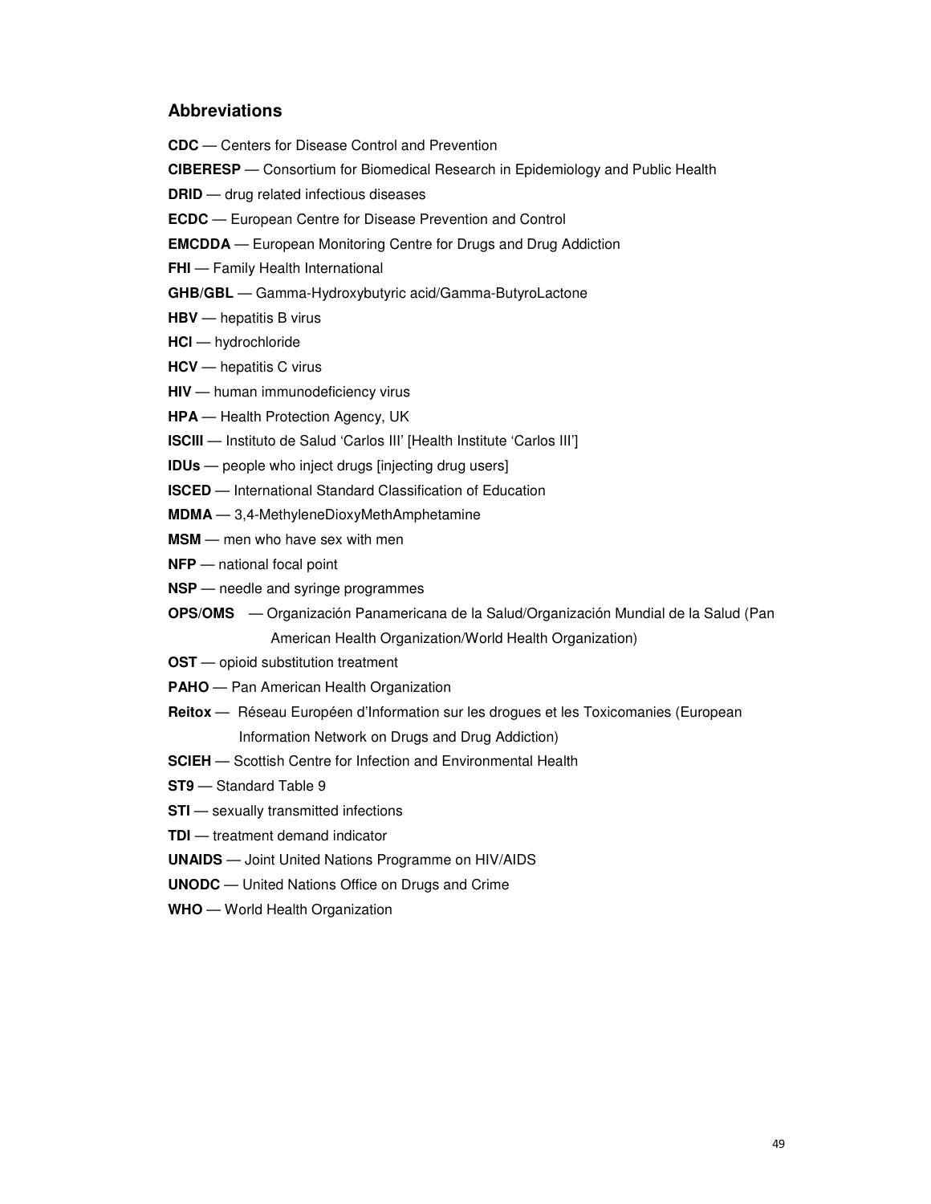## Abbreviations

**CDC** — Centers for Disease Control and Prevention

**CIBERESP** — Consortium for Biomedical Research in Epidemiology and Public Health

**DRID** — drug related infectious diseases

**ECDC** — European Centre for Disease Prevention and Control

**EMCDDA** — European Monitoring Centre for Drugs and Drug Addiction

**FHI** — Family Health International

**GHB/GBL** — Gamma-Hydroxybutyric acid/Gamma-ButyroLactone

**HBV** — hepatitis B virus

**HCl** — hydrochloride

**HCV** — hepatitis C virus

**HIV** — human immunodeficiency virus

**HPA** — Health Protection Agency, UK

**ISCIII** — Instituto de Salud 'Carlos III' [Health Institute 'Carlos III']

**IDUs** — people who inject drugs [injecting drug users]

**ISCED** — International Standard Classification of Education

**MDMA** — 3,4-MethyleneDioxyMethAmphetamine

**MSM** — men who have sex with men

**NFP** — national focal point

**NSP** — needle and syringe programmes

**OPS/OMS** — Organización Panamericana de la Salud/Organización Mundial de la Salud (Pan American Health Organization/World Health Organization)

**OST** — opioid substitution treatment

**PAHO** — Pan American Health Organization

**Reitox** — Réseau Européen d'Information sur les drogues et les Toxicomanies (European Information Network on Drugs and Drug Addiction)

**SCIEH** — Scottish Centre for Infection and Environmental Health

**ST9** — Standard Table 9

**STI** — sexually transmitted infections

**TDI** — treatment demand indicator

**UNAIDS** — Joint United Nations Programme on HIV/AIDS

**UNODC** — United Nations Office on Drugs and Crime

**WHO** — World Health Organization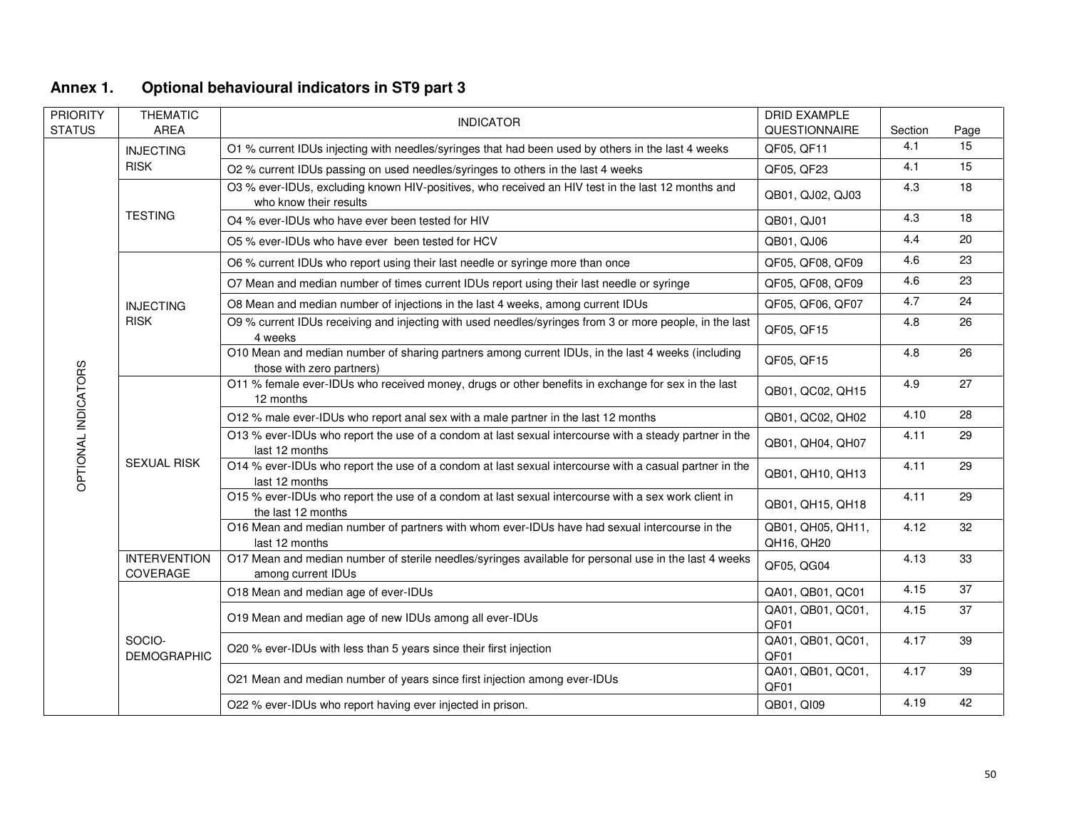## Annex 1. Optional behavioural indicators in ST9 part 3

| PRIORITY STATUS | THEMATIC AREA | INDICATOR | DRID EXAMPLE QUESTIONNAIRE | Section | Page |
|---|---|---|---|---|---|
| OPTIONAL INDICATORS | INJECTING RISK | O1 % current IDUs injecting with needles/syringes that had been used by others in the last 4 weeks | QF05, QF11 | 4.1 | 15 |
| | | O2 % current IDUs passing on used needles/syringes to others in the last 4 weeks | QF05, QF23 | 4.1 | 15 |
| | TESTING | O3 % ever-IDUs, excluding known HIV-positives, who received an HIV test in the last 12 months and who know their results | QB01, QJ02, QJ03 | 4.3 | 18 |
| | | O4 % ever-IDUs who have ever been tested for HIV | QB01, QJ01 | 4.3 | 18 |
| | | O5 % ever-IDUs who have ever been tested for HCV | QB01, QJ06 | 4.4 | 20 |
| | INJECTING RISK | O6 % current IDUs who report using their last needle or syringe more than once | QF05, QF08, QF09 | 4.6 | 23 |
| | | O7 Mean and median number of times current IDUs report using their last needle or syringe | QF05, QF08, QF09 | 4.6 | 23 |
| | | O8 Mean and median number of injections in the last 4 weeks, among current IDUs | QF05, QF06, QF07 | 4.7 | 24 |
| | | O9 % current IDUs receiving and injecting with used needles/syringes from 3 or more people, in the last 4 weeks | QF05, QF15 | 4.8 | 26 |
| | | O10 Mean and median number of sharing partners among current IDUs, in the last 4 weeks (including those with zero partners) | QF05, QF15 | 4.8 | 26 |
| | SEXUAL RISK | O11 % female ever-IDUs who received money, drugs or other benefits in exchange for sex in the last 12 months | QB01, QC02, QH15 | 4.9 | 27 |
| | | O12 % male ever-IDUs who report anal sex with a male partner in the last 12 months | QB01, QC02, QH02 | 4.10 | 28 |
| | | O13 % ever-IDUs who report the use of a condom at last sexual intercourse with a steady partner in the last 12 months | QB01, QH04, QH07 | 4.11 | 29 |
| | | O14 % ever-IDUs who report the use of a condom at last sexual intercourse with a casual partner in the last 12 months | QB01, QH10, QH13 | 4.11 | 29 |
| | | O15 % ever-IDUs who report the use of a condom at last sexual intercourse with a sex work client in the last 12 months | QB01, QH15, QH18 | 4.11 | 29 |
| | | O16 Mean and median number of partners with whom ever-IDUs have had sexual intercourse in the last 12 months | QB01, QH05, QH11, QH16, QH20 | 4.12 | 32 |
| | INTERVENTION COVERAGE | O17 Mean and median number of sterile needles/syringes available for personal use in the last 4 weeks among current IDUs | QF05, QG04 | 4.13 | 33 |
| | SOCIO-DEMOGRAPHIC | O18 Mean and median age of ever-IDUs | QA01, QB01, QC01 | 4.15 | 37 |
| | | O19 Mean and median age of new IDUs among all ever-IDUs | QA01, QB01, QC01, QF01 | 4.15 | 37 |
| | | O20 % ever-IDUs with less than 5 years since their first injection | QA01, QB01, QC01, QF01 | 4.17 | 39 |
| | | O21 Mean and median number of years since first injection among ever-IDUs | QA01, QB01, QC01, QF01 | 4.17 | 39 |
| | | O22 % ever-IDUs who report having ever injected in prison. | QB01, QI09 | 4.19 | 42 |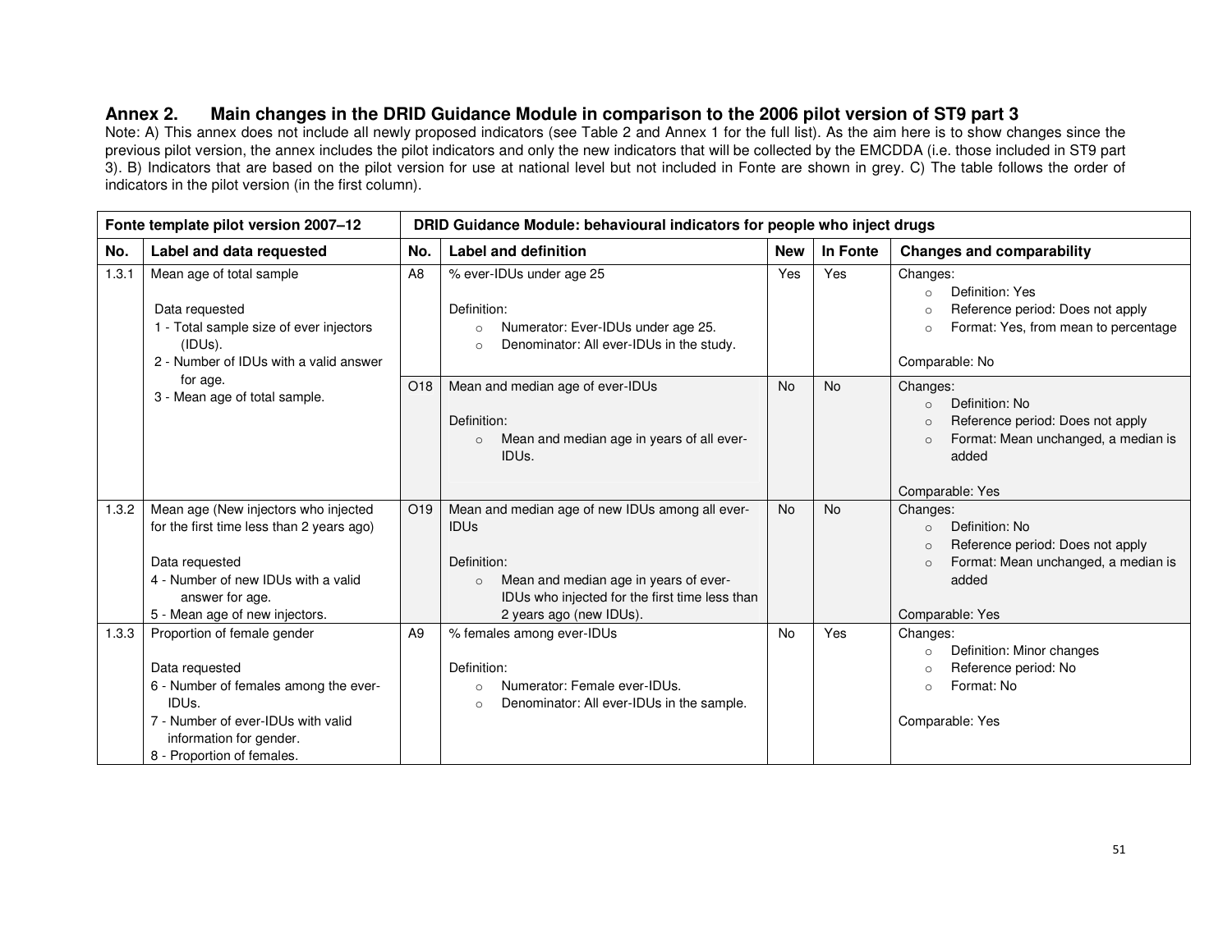## Annex 2. Main changes in the DRID Guidance Module in comparison to the 2006 pilot version of ST9 part 3

Note: A) This annex does not include all newly proposed indicators (see Table 2 and Annex 1 for the full list). As the aim here is to show changes since the previous pilot version, the annex includes the pilot indicators and only the new indicators that will be collected by the EMCDDA (i.e. those included in ST9 part 3). B) Indicators that are based on the pilot version for use at national level but not included in Fonte are shown in grey. C) The table follows the order of indicators in the pilot version (in the first column).

| Fonte template pilot version 2007–12 | | DRID Guidance Module: behavioural indicators for people who inject drugs | | | | |
|---|---|---|---|---|---|---|
| **No.** | **Label and data requested** | **No.** | **Label and definition** | **New** | **In Fonte** | **Changes and comparability** |
| 1.3.1 | Mean age of total sample<br><br>Data requested<br>1 - Total sample size of ever injectors (IDUs).<br>2 - Number of IDUs with a valid answer for age.<br>3 - Mean age of total sample. | A8 | % ever-IDUs under age 25<br><br>Definition:<br>○ Numerator: Ever-IDUs under age 25.<br>○ Denominator: All ever-IDUs in the study. | Yes | Yes | Changes:<br>○ Definition: Yes<br>○ Reference period: Does not apply<br>○ Format: Yes, from mean to percentage<br><br>Comparable: No |
| | | O18 | Mean and median age of ever-IDUs<br><br>Definition:<br>○ Mean and median age in years of all ever-IDUs. | No | No | Changes:<br>○ Definition: No<br>○ Reference period: Does not apply<br>○ Format: Mean unchanged, a median is added<br><br>Comparable: Yes |
| 1.3.2 | Mean age (New injectors who injected for the first time less than 2 years ago)<br><br>Data requested<br>4 - Number of new IDUs with a valid answer for age.<br>5 - Mean age of new injectors. | O19 | Mean and median age of new IDUs among all ever-IDUs<br><br>Definition:<br>○ Mean and median age in years of ever-IDUs who injected for the first time less than 2 years ago (new IDUs). | No | No | Changes:<br>○ Definition: No<br>○ Reference period: Does not apply<br>○ Format: Mean unchanged, a median is added<br><br>Comparable: Yes |
| 1.3.3 | Proportion of female gender<br><br>Data requested<br>6 - Number of females among the ever-IDUs.<br>7 - Number of ever-IDUs with valid information for gender.<br>8 - Proportion of females. | A9 | % females among ever-IDUs<br><br>Definition:<br>○ Numerator: Female ever-IDUs.<br>○ Denominator: All ever-IDUs in the sample. | No | Yes | Changes:<br>○ Definition: Minor changes<br>○ Reference period: No<br>○ Format: No<br><br>Comparable: Yes |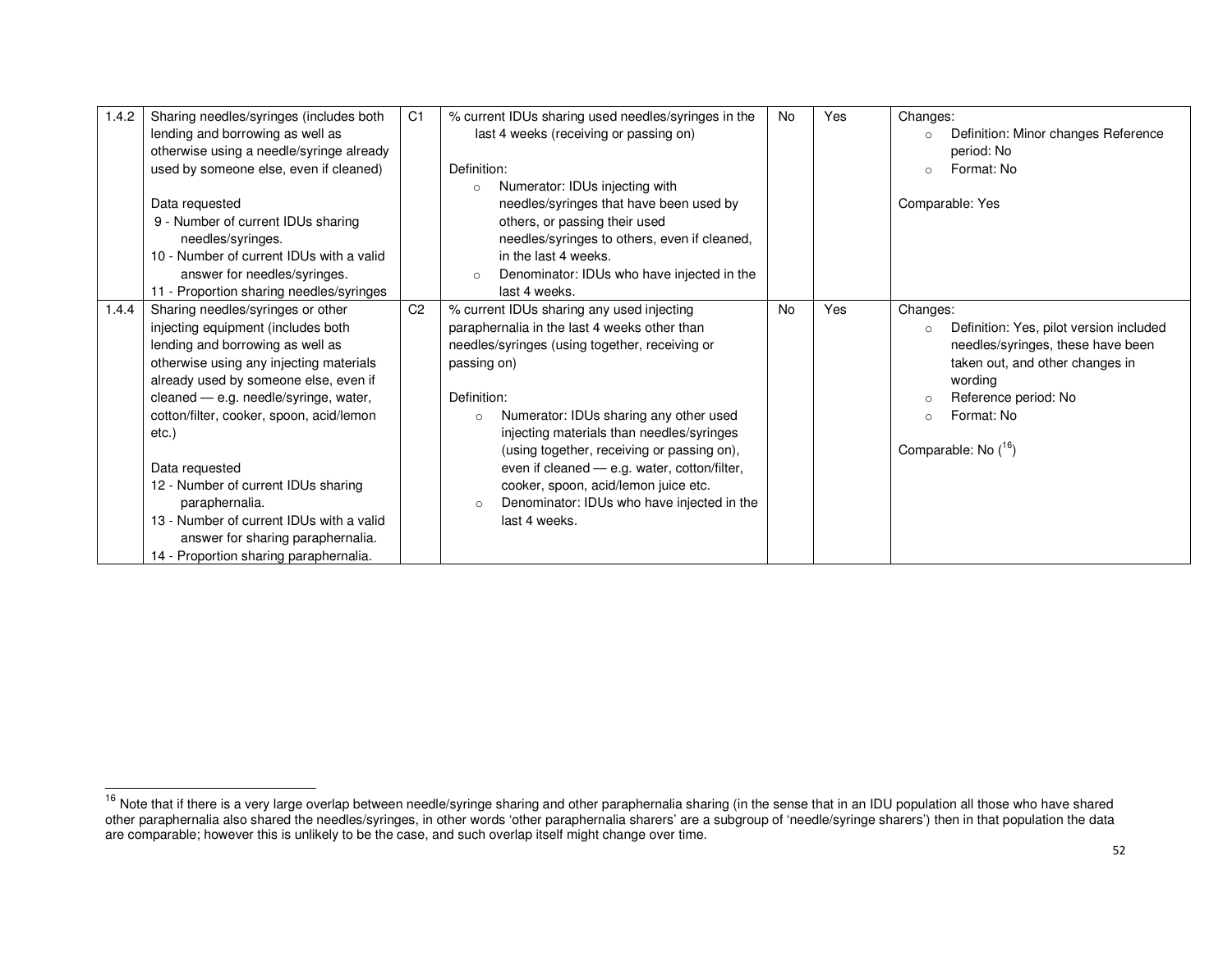| 1.4.2 | Sharing needles/syringes (includes both lending and borrowing as well as otherwise using a needle/syringe already used by someone else, even if cleaned)<br><br>Data requested<br>9 - Number of current IDUs sharing needles/syringes.<br>10 - Number of current IDUs with a valid answer for needles/syringes.<br>11 - Proportion sharing needles/syringes | C1 | % current IDUs sharing used needles/syringes in the last 4 weeks (receiving or passing on)<br><br>Definition:<br>○ Numerator: IDUs injecting with needles/syringes that have been used by others, or passing their used needles/syringes to others, even if cleaned, in the last 4 weeks.<br>○ Denominator: IDUs who have injected in the last 4 weeks. | No | Yes | Changes:<br>○ Definition: Minor changes Reference period: No<br>○ Format: No<br><br>Comparable: Yes |
|---|---|---|---|---|---|---|
| 1.4.4 | Sharing needles/syringes or other injecting equipment (includes both lending and borrowing as well as otherwise using any injecting materials already used by someone else, even if cleaned — e.g. needle/syringe, water, cotton/filter, cooker, spoon, acid/lemon etc.)<br><br>Data requested<br>12 - Number of current IDUs sharing paraphernalia.<br>13 - Number of current IDUs with a valid answer for sharing paraphernalia.<br>14 - Proportion sharing paraphernalia. | C2 | % current IDUs sharing any used injecting paraphernalia in the last 4 weeks other than needles/syringes (using together, receiving or passing on)<br><br>Definition:<br>○ Numerator: IDUs sharing any other used injecting materials than needles/syringes (using together, receiving or passing on), even if cleaned — e.g. water, cotton/filter, cooker, spoon, acid/lemon juice etc.<br>○ Denominator: IDUs who have injected in the last 4 weeks. | No | Yes | Changes:<br>○ Definition: Yes, pilot version included needles/syringes, these have been taken out, and other changes in wording<br>○ Reference period: No<br>○ Format: No<br><br>Comparable: No ([16]) |

[16] Note that if there is a very large overlap between needle/syringe sharing and other paraphernalia sharing (in the sense that in an IDU population all those who have shared other paraphernalia also shared the needles/syringes, in other words 'other paraphernalia sharers' are a subgroup of 'needle/syringe sharers') then in that population the data are comparable; however this is unlikely to be the case, and such overlap itself might change over time.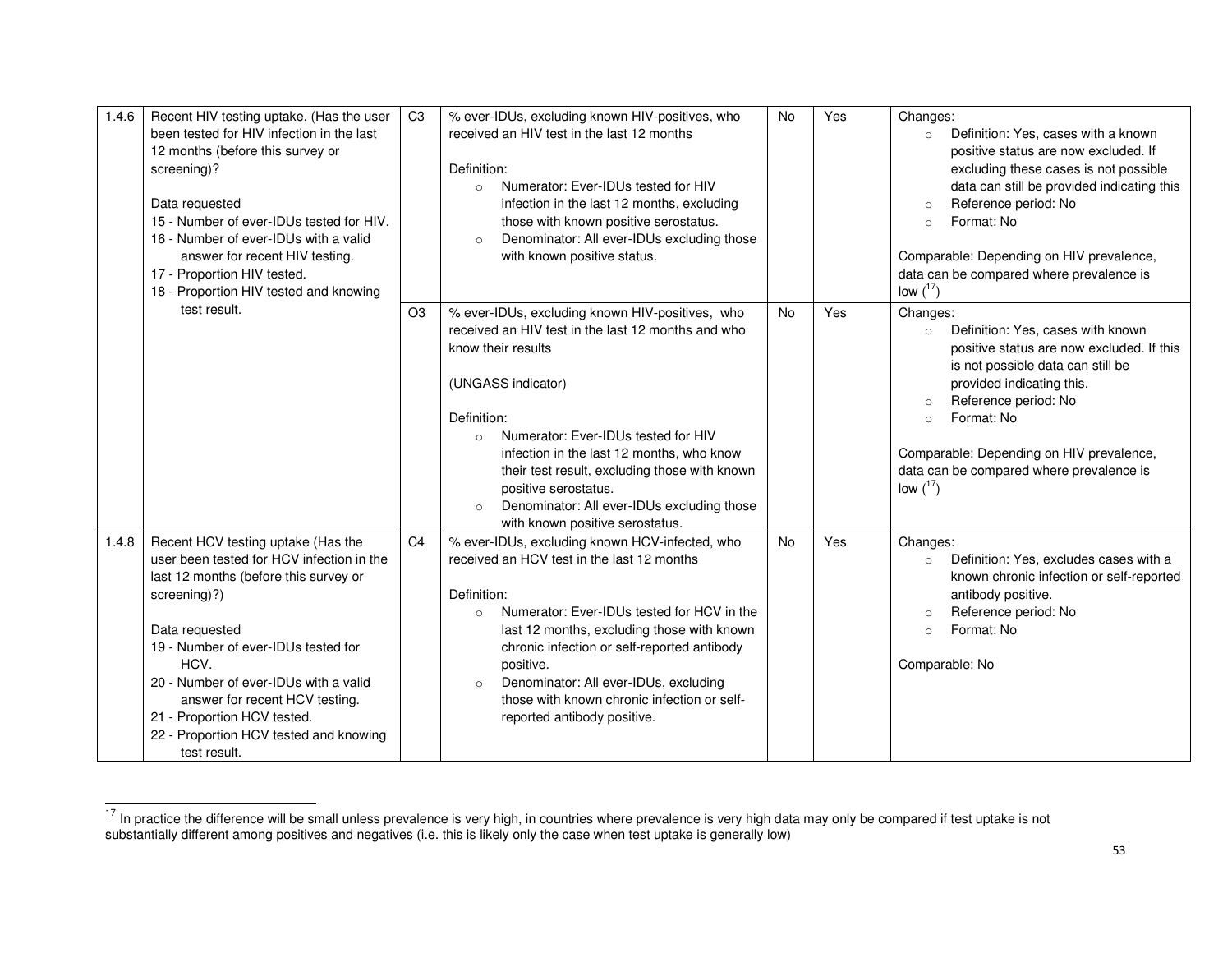| | | | | | | |
|---|---|---|---|---|---|---|
| 1.4.6 | Recent HIV testing uptake. (Has the user been tested for HIV infection in the last 12 months (before this survey or screening)?<br><br>Data requested<br>15 - Number of ever-IDUs tested for HIV.<br>16 - Number of ever-IDUs with a valid answer for recent HIV testing.<br>17 - Proportion HIV tested.<br>18 - Proportion HIV tested and knowing test result. | C3 | % ever-IDUs, excluding known HIV-positives, who received an HIV test in the last 12 months<br><br>Definition:<br>○ Numerator: Ever-IDUs tested for HIV infection in the last 12 months, excluding those with known positive serostatus.<br>○ Denominator: All ever-IDUs excluding those with known positive status. | No | Yes | Changes:<br>○ Definition: Yes, cases with a known positive status are now excluded. If excluding these cases is not possible data can still be provided indicating this<br>○ Reference period: No<br>○ Format: No<br><br>Comparable: Depending on HIV prevalence, data can be compared where prevalence is low ([17]) |
| | | O3 | % ever-IDUs, excluding known HIV-positives, who received an HIV test in the last 12 months and who know their results<br><br>(UNGASS indicator)<br><br>Definition:<br>○ Numerator: Ever-IDUs tested for HIV infection in the last 12 months, who know their test result, excluding those with known positive serostatus.<br>○ Denominator: All ever-IDUs excluding those with known positive serostatus. | No | Yes | Changes:<br>○ Definition: Yes, cases with known positive status are now excluded. If this is not possible data can still be provided indicating this.<br>○ Reference period: No<br>○ Format: No<br><br>Comparable: Depending on HIV prevalence, data can be compared where prevalence is low ([17]) |
| 1.4.8 | Recent HCV testing uptake (Has the user been tested for HCV infection in the last 12 months (before this survey or screening)?)<br><br>Data requested<br>19 - Number of ever-IDUs tested for HCV.<br>20 - Number of ever-IDUs with a valid answer for recent HCV testing.<br>21 - Proportion HCV tested.<br>22 - Proportion HCV tested and knowing test result. | C4 | % ever-IDUs, excluding known HCV-infected, who received an HCV test in the last 12 months<br><br>Definition:<br>○ Numerator: Ever-IDUs tested for HCV in the last 12 months, excluding those with known chronic infection or self-reported antibody positive.<br>○ Denominator: All ever-IDUs, excluding those with known chronic infection or self-reported antibody positive. | No | Yes | Changes:<br>○ Definition: Yes, excludes cases with a known chronic infection or self-reported antibody positive.<br>○ Reference period: No<br>○ Format: No<br><br>Comparable: No |

[17] In practice the difference will be small unless prevalence is very high, in countries where prevalence is very high data may only be compared if test uptake is not substantially different among positives and negatives (i.e. this is likely only the case when test uptake is generally low)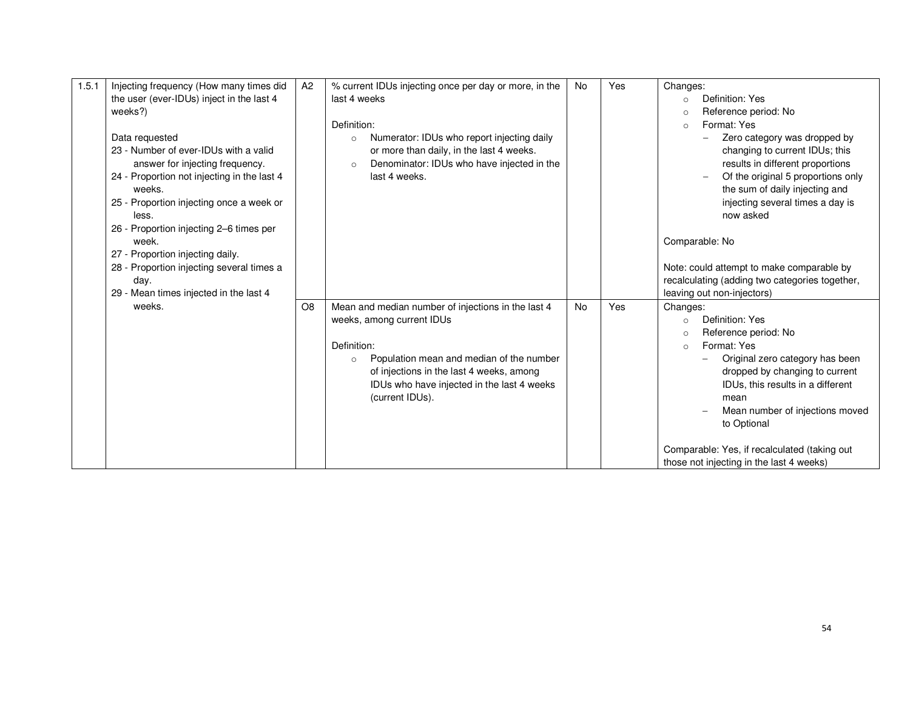| 1.5.1 | Injecting frequency (How many times did the user (ever-IDUs) inject in the last 4 weeks?)<br><br>Data requested<br>23 - Number of ever-IDUs with a valid answer for injecting frequency.<br>24 - Proportion not injecting in the last 4 weeks.<br>25 - Proportion injecting once a week or less.<br>26 - Proportion injecting 2–6 times per week.<br>27 - Proportion injecting daily.<br>28 - Proportion injecting several times a day.<br>29 - Mean times injected in the last 4 weeks. | A2 | % current IDUs injecting once per day or more, in the last 4 weeks<br><br>Definition:<br>○ Numerator: IDUs who report injecting daily or more than daily, in the last 4 weeks.<br>○ Denominator: IDUs who have injected in the last 4 weeks. | No | Yes | Changes:<br>○ Definition: Yes<br>○ Reference period: No<br>○ Format: Yes<br>– Zero category was dropped by changing to current IDUs; this results in different proportions<br>– Of the original 5 proportions only the sum of daily injecting and injecting several times a day is now asked<br><br>Comparable: No<br><br>Note: could attempt to make comparable by recalculating (adding two categories together, leaving out non-injectors) |
|---|---|---|---|---|---|---|
| | | O8 | Mean and median number of injections in the last 4 weeks, among current IDUs<br><br>Definition:<br>○ Population mean and median of the number of injections in the last 4 weeks, among IDUs who have injected in the last 4 weeks (current IDUs). | No | Yes | Changes:<br>○ Definition: Yes<br>○ Reference period: No<br>○ Format: Yes<br>– Original zero category has been dropped by changing to current IDUs, this results in a different mean<br>– Mean number of injections moved to Optional<br><br>Comparable: Yes, if recalculated (taking out those not injecting in the last 4 weeks) |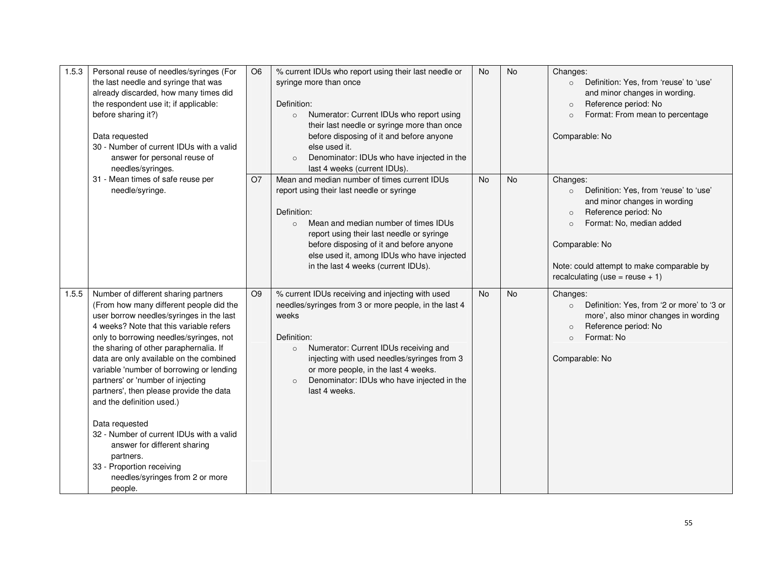| | | | | | | |
|---|---|---|---|---|---|---|
| 1.5.3 | Personal reuse of needles/syringes (For the last needle and syringe that was already discarded, how many times did the respondent use it; if applicable: before sharing it?)<br><br>Data requested<br>30 - Number of current IDUs with a valid answer for personal reuse of needles/syringes.<br>31 - Mean times of safe reuse per needle/syringe. | O6 | % current IDUs who report using their last needle or syringe more than once<br><br>Definition:<br>○ Numerator: Current IDUs who report using their last needle or syringe more than once before disposing of it and before anyone else used it.<br>○ Denominator: IDUs who have injected in the last 4 weeks (current IDUs). | No | No | Changes:<br>○ Definition: Yes, from 'reuse' to 'use' and minor changes in wording.<br>○ Reference period: No<br>○ Format: From mean to percentage<br><br>Comparable: No |
| | | O7 | Mean and median number of times current IDUs report using their last needle or syringe<br><br>Definition:<br>○ Mean and median number of times IDUs report using their last needle or syringe before disposing of it and before anyone else used it, among IDUs who have injected in the last 4 weeks (current IDUs). | No | No | Changes:<br>○ Definition: Yes, from 'reuse' to 'use' and minor changes in wording<br>○ Reference period: No<br>○ Format: No, median added<br><br>Comparable: No<br><br>Note: could attempt to make comparable by recalculating (use = reuse + 1) |
| 1.5.5 | Number of different sharing partners (From how many different people did the user borrow needles/syringes in the last 4 weeks? Note that this variable refers only to borrowing needles/syringes, not the sharing of other paraphernalia. If data are only available on the combined variable 'number of borrowing or lending partners' or 'number of injecting partners', then please provide the data and the definition used.)<br><br>Data requested<br>32 - Number of current IDUs with a valid answer for different sharing partners.<br>33 - Proportion receiving needles/syringes from 2 or more people. | O9 | % current IDUs receiving and injecting with used needles/syringes from 3 or more people, in the last 4 weeks<br><br>Definition:<br>○ Numerator: Current IDUs receiving and injecting with used needles/syringes from 3 or more people, in the last 4 weeks.<br>○ Denominator: IDUs who have injected in the last 4 weeks. | No | No | Changes:<br>○ Definition: Yes, from '2 or more' to '3 or more', also minor changes in wording<br>○ Reference period: No<br>○ Format: No<br><br>Comparable: No |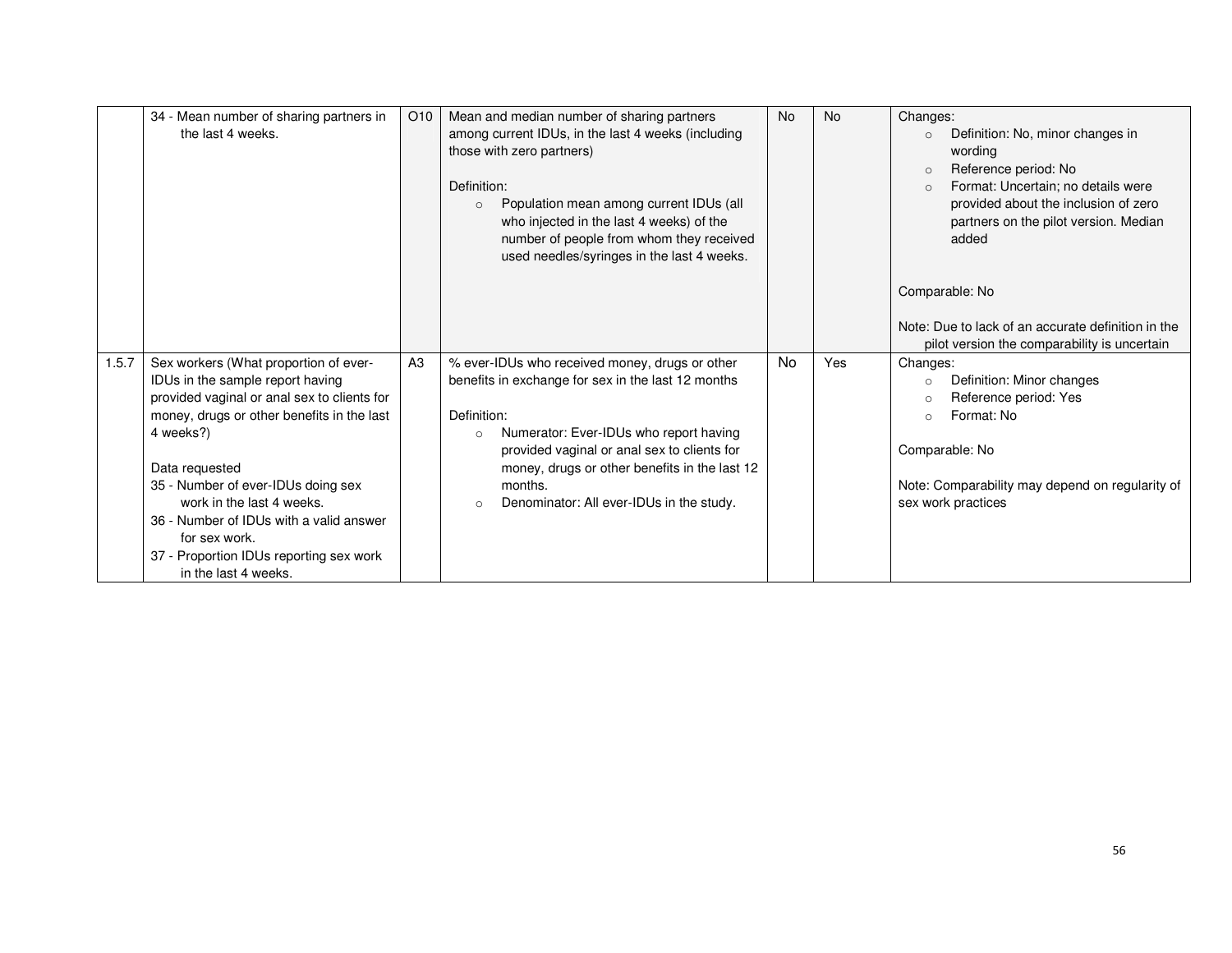| | | | | | | |
|---|---|---|---|---|---|---|
| | 34 - Mean number of sharing partners in the last 4 weeks. | O10 | Mean and median number of sharing partners among current IDUs, in the last 4 weeks (including those with zero partners)<br><br>Definition:<br>○ Population mean among current IDUs (all who injected in the last 4 weeks) of the number of people from whom they received used needles/syringes in the last 4 weeks. | No | No | Changes:<br>○ Definition: No, minor changes in wording<br>○ Reference period: No<br>○ Format: Uncertain; no details were provided about the inclusion of zero partners on the pilot version. Median added<br><br>Comparable: No<br><br>Note: Due to lack of an accurate definition in the pilot version the comparability is uncertain |
| 1.5.7 | Sex workers (What proportion of ever-IDUs in the sample report having provided vaginal or anal sex to clients for money, drugs or other benefits in the last 4 weeks?)<br><br>Data requested<br>35 - Number of ever-IDUs doing sex work in the last 4 weeks.<br>36 - Number of IDUs with a valid answer for sex work.<br>37 - Proportion IDUs reporting sex work in the last 4 weeks. | A3 | % ever-IDUs who received money, drugs or other benefits in exchange for sex in the last 12 months<br><br>Definition:<br>○ Numerator: Ever-IDUs who report having provided vaginal or anal sex to clients for money, drugs or other benefits in the last 12 months.<br>○ Denominator: All ever-IDUs in the study. | No | Yes | Changes:<br>○ Definition: Minor changes<br>○ Reference period: Yes<br>○ Format: No<br><br>Comparable: No<br><br>Note: Comparability may depend on regularity of sex work practices |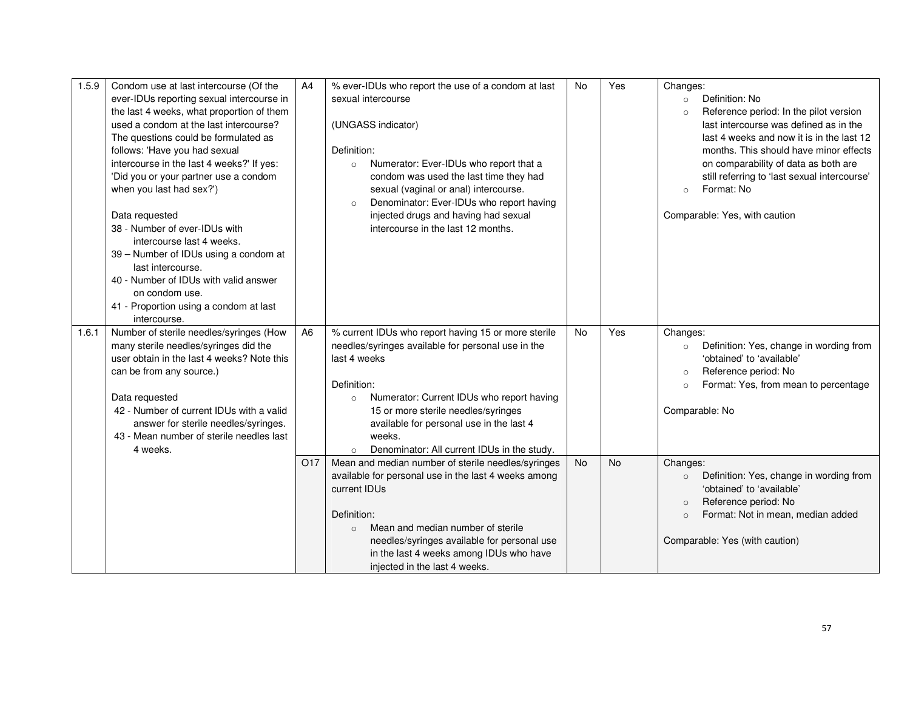| | | | | | | |
|---|---|---|---|---|---|---|
| 1.5.9 | Condom use at last intercourse (Of the ever-IDUs reporting sexual intercourse in the last 4 weeks, what proportion of them used a condom at the last intercourse? The questions could be formulated as follows: 'Have you had sexual intercourse in the last 4 weeks?' If yes: 'Did you or your partner use a condom when you last had sex?')<br><br>Data requested<br>38 - Number of ever-IDUs with intercourse last 4 weeks.<br>39 – Number of IDUs using a condom at last intercourse.<br>40 - Number of IDUs with valid answer on condom use.<br>41 - Proportion using a condom at last intercourse. | A4 | % ever-IDUs who report the use of a condom at last sexual intercourse<br><br>(UNGASS indicator)<br><br>Definition:<br>○ Numerator: Ever-IDUs who report that a condom was used the last time they had sexual (vaginal or anal) intercourse.<br>○ Denominator: Ever-IDUs who report having injected drugs and having had sexual intercourse in the last 12 months. | No | Yes | Changes:<br>○ Definition: No<br>○ Reference period: In the pilot version last intercourse was defined as in the last 4 weeks and now it is in the last 12 months. This should have minor effects on comparability of data as both are still referring to 'last sexual intercourse'<br>○ Format: No<br><br>Comparable: Yes, with caution |
| 1.6.1 | Number of sterile needles/syringes (How many sterile needles/syringes did the user obtain in the last 4 weeks? Note this can be from any source.)<br><br>Data requested<br>42 - Number of current IDUs with a valid answer for sterile needles/syringes.<br>43 - Mean number of sterile needles last 4 weeks. | A6 | % current IDUs who report having 15 or more sterile needles/syringes available for personal use in the last 4 weeks<br><br>Definition:<br>○ Numerator: Current IDUs who report having 15 or more sterile needles/syringes available for personal use in the last 4 weeks.<br>○ Denominator: All current IDUs in the study. | No | Yes | Changes:<br>○ Definition: Yes, change in wording from 'obtained' to 'available'<br>○ Reference period: No<br>○ Format: Yes, from mean to percentage<br><br>Comparable: No |
| | | O17 | Mean and median number of sterile needles/syringes available for personal use in the last 4 weeks among current IDUs<br><br>Definition:<br>○ Mean and median number of sterile needles/syringes available for personal use in the last 4 weeks among IDUs who have injected in the last 4 weeks. | No | No | Changes:<br>○ Definition: Yes, change in wording from 'obtained' to 'available'<br>○ Reference period: No<br>○ Format: Not in mean, median added<br><br>Comparable: Yes (with caution) |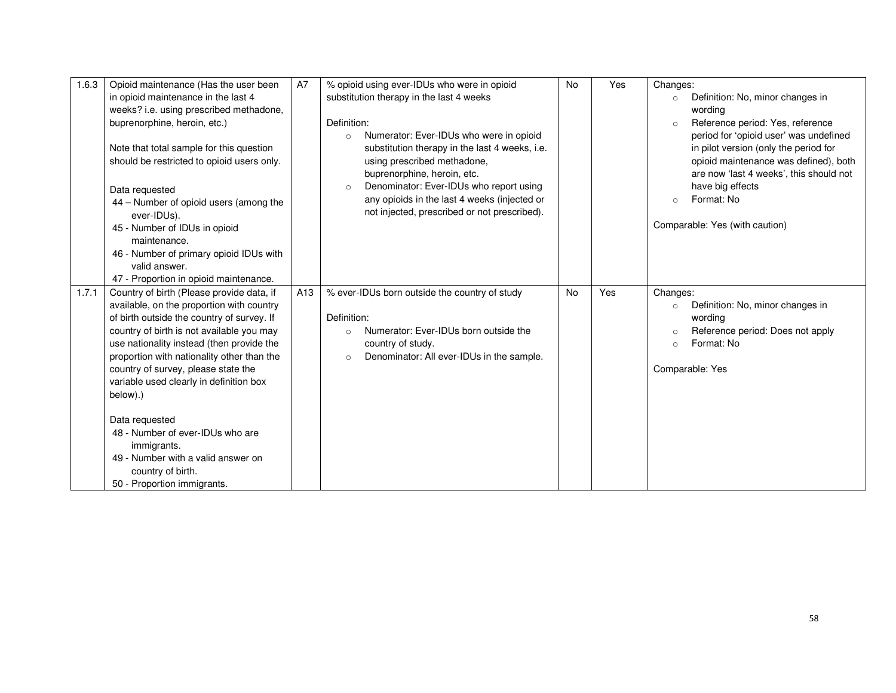| 1.6.3 | Opioid maintenance (Has the user been in opioid maintenance in the last 4 weeks? i.e. using prescribed methadone, buprenorphine, heroin, etc.)<br><br>Note that total sample for this question should be restricted to opioid users only.<br><br>Data requested<br>44 – Number of opioid users (among the ever-IDUs).<br>45 - Number of IDUs in opioid maintenance.<br>46 - Number of primary opioid IDUs with valid answer.<br>47 - Proportion in opioid maintenance. | A7 | % opioid using ever-IDUs who were in opioid substitution therapy in the last 4 weeks<br><br>Definition:<br>○ Numerator: Ever-IDUs who were in opioid substitution therapy in the last 4 weeks, i.e. using prescribed methadone, buprenorphine, heroin, etc.<br>○ Denominator: Ever-IDUs who report using any opioids in the last 4 weeks (injected or not injected, prescribed or not prescribed). | No | Yes | Changes:<br>○ Definition: No, minor changes in wording<br>○ Reference period: Yes, reference period for 'opioid user' was undefined in pilot version (only the period for opioid maintenance was defined), both are now 'last 4 weeks', this should not have big effects<br>○ Format: No<br><br>Comparable: Yes (with caution) |
|---|---|---|---|---|---|---|
| 1.7.1 | Country of birth (Please provide data, if available, on the proportion with country of birth outside the country of survey. If country of birth is not available you may use nationality instead (then provide the proportion with nationality other than the country of survey, please state the variable used clearly in definition box below).)<br><br>Data requested<br>48 - Number of ever-IDUs who are immigrants.<br>49 - Number with a valid answer on country of birth.<br>50 - Proportion immigrants. | A13 | % ever-IDUs born outside the country of study<br><br>Definition:<br>○ Numerator: Ever-IDUs born outside the country of study.<br>○ Denominator: All ever-IDUs in the sample. | No | Yes | Changes:<br>○ Definition: No, minor changes in wording<br>○ Reference period: Does not apply<br>○ Format: No<br><br>Comparable: Yes |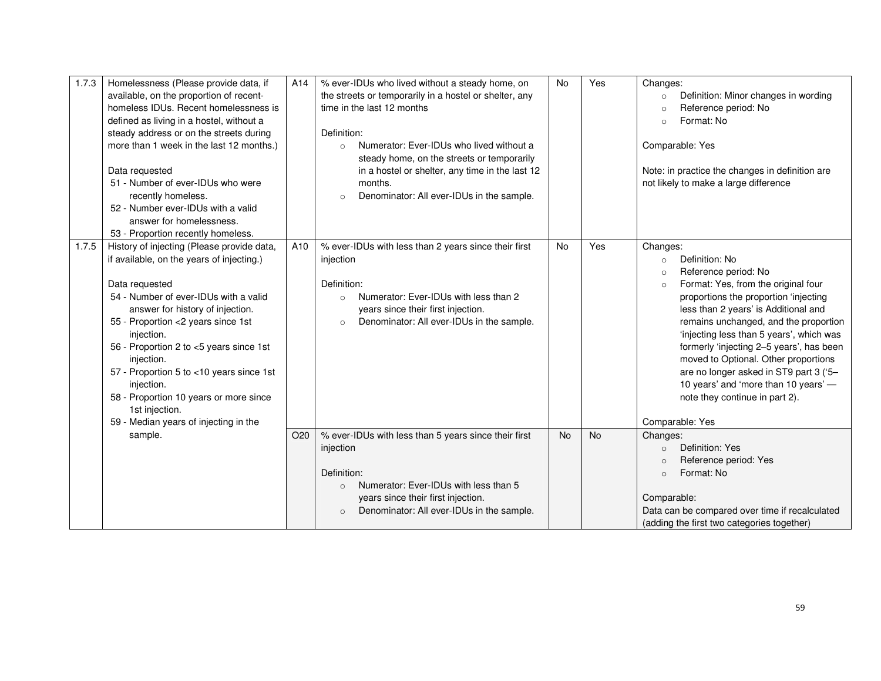| | | | | | | |
|---|---|---|---|---|---|---|
| 1.7.3 | Homelessness (Please provide data, if available, on the proportion of recent-homeless IDUs. Recent homelessness is defined as living in a hostel, without a steady address or on the streets during more than 1 week in the last 12 months.)<br><br>Data requested<br>51 - Number of ever-IDUs who were recently homeless.<br>52 - Number ever-IDUs with a valid answer for homelessness.<br>53 - Proportion recently homeless. | A14 | % ever-IDUs who lived without a steady home, on the streets or temporarily in a hostel or shelter, any time in the last 12 months<br><br>Definition:<br>○ Numerator: Ever-IDUs who lived without a steady home, on the streets or temporarily in a hostel or shelter, any time in the last 12 months.<br>○ Denominator: All ever-IDUs in the sample. | No | Yes | Changes:<br>○ Definition: Minor changes in wording<br>○ Reference period: No<br>○ Format: No<br><br>Comparable: Yes<br><br>Note: in practice the changes in definition are not likely to make a large difference |
| 1.7.5 | History of injecting (Please provide data, if available, on the years of injecting.)<br><br>Data requested<br>54 - Number of ever-IDUs with a valid answer for history of injection.<br>55 - Proportion <2 years since 1st injection.<br>56 - Proportion 2 to <5 years since 1st injection.<br>57 - Proportion 5 to <10 years since 1st injection.<br>58 - Proportion 10 years or more since 1st injection.<br>59 - Median years of injecting in the sample. | A10 | % ever-IDUs with less than 2 years since their first injection<br><br>Definition:<br>○ Numerator: Ever-IDUs with less than 2 years since their first injection.<br>○ Denominator: All ever-IDUs in the sample. | No | Yes | Changes:<br>○ Definition: No<br>○ Reference period: No<br>○ Format: Yes, from the original four proportions the proportion 'injecting less than 2 years' is Additional and remains unchanged, and the proportion 'injecting less than 5 years', which was formerly 'injecting 2–5 years', has been moved to Optional. Other proportions are no longer asked in ST9 part 3 ('5–10 years' and 'more than 10 years' — note they continue in part 2).<br><br>Comparable: Yes |
| | | O20 | % ever-IDUs with less than 5 years since their first injection<br><br>Definition:<br>○ Numerator: Ever-IDUs with less than 5 years since their first injection.<br>○ Denominator: All ever-IDUs in the sample. | No | No | Changes:<br>○ Definition: Yes<br>○ Reference period: Yes<br>○ Format: No<br><br>Comparable:<br>Data can be compared over time if recalculated (adding the first two categories together) |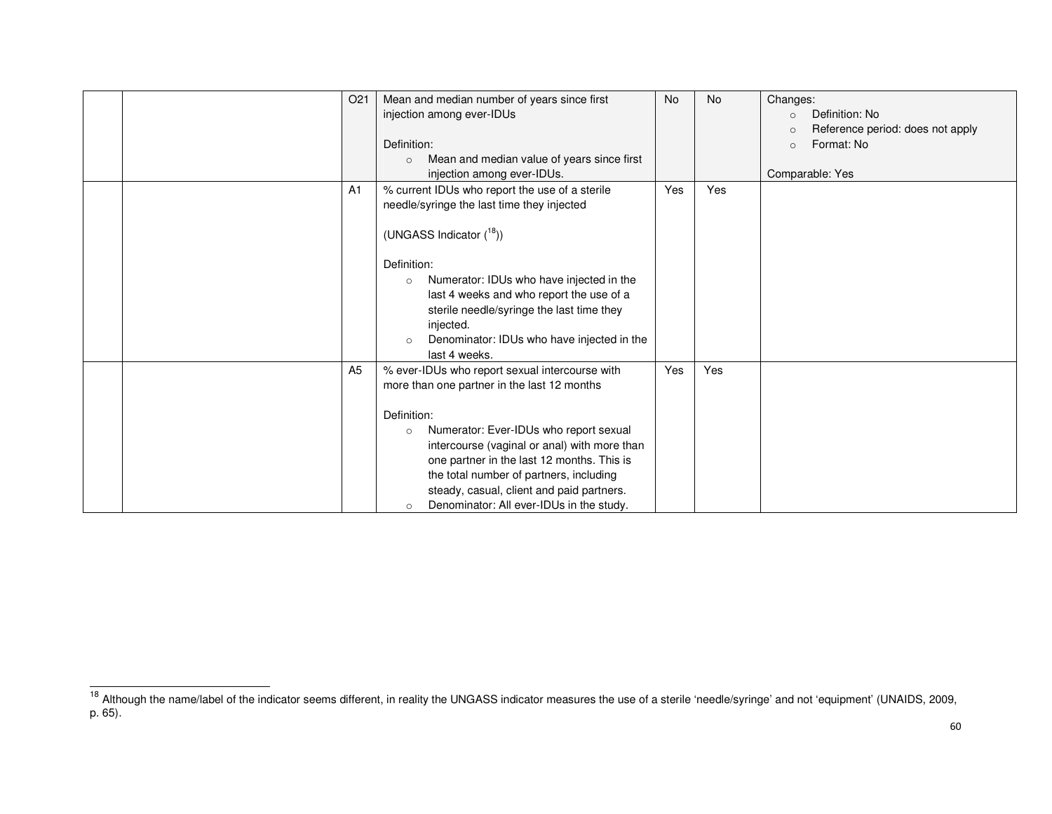| | | | | | | |
|---|---|---|---|---|---|---|
| | | O21 | Mean and median number of years since first injection among ever-IDUs<br><br>Definition:<br>○ Mean and median value of years since first injection among ever-IDUs. | No | No | Changes:<br>○ Definition: No<br>○ Reference period: does not apply<br>○ Format: No<br><br>Comparable: Yes |
| | | A1 | % current IDUs who report the use of a sterile needle/syringe the last time they injected<br><br>(UNGASS Indicator ([18]))<br><br>Definition:<br>○ Numerator: IDUs who have injected in the last 4 weeks and who report the use of a sterile needle/syringe the last time they injected.<br>○ Denominator: IDUs who have injected in the last 4 weeks. | Yes | Yes | |
| | | A5 | % ever-IDUs who report sexual intercourse with more than one partner in the last 12 months<br><br>Definition:<br>○ Numerator: Ever-IDUs who report sexual intercourse (vaginal or anal) with more than one partner in the last 12 months. This is the total number of partners, including steady, casual, client and paid partners.<br>○ Denominator: All ever-IDUs in the study. | Yes | Yes | |

[18] Although the name/label of the indicator seems different, in reality the UNGASS indicator measures the use of a sterile 'needle/syringe' and not 'equipment' (UNAIDS, 2009, p. 65).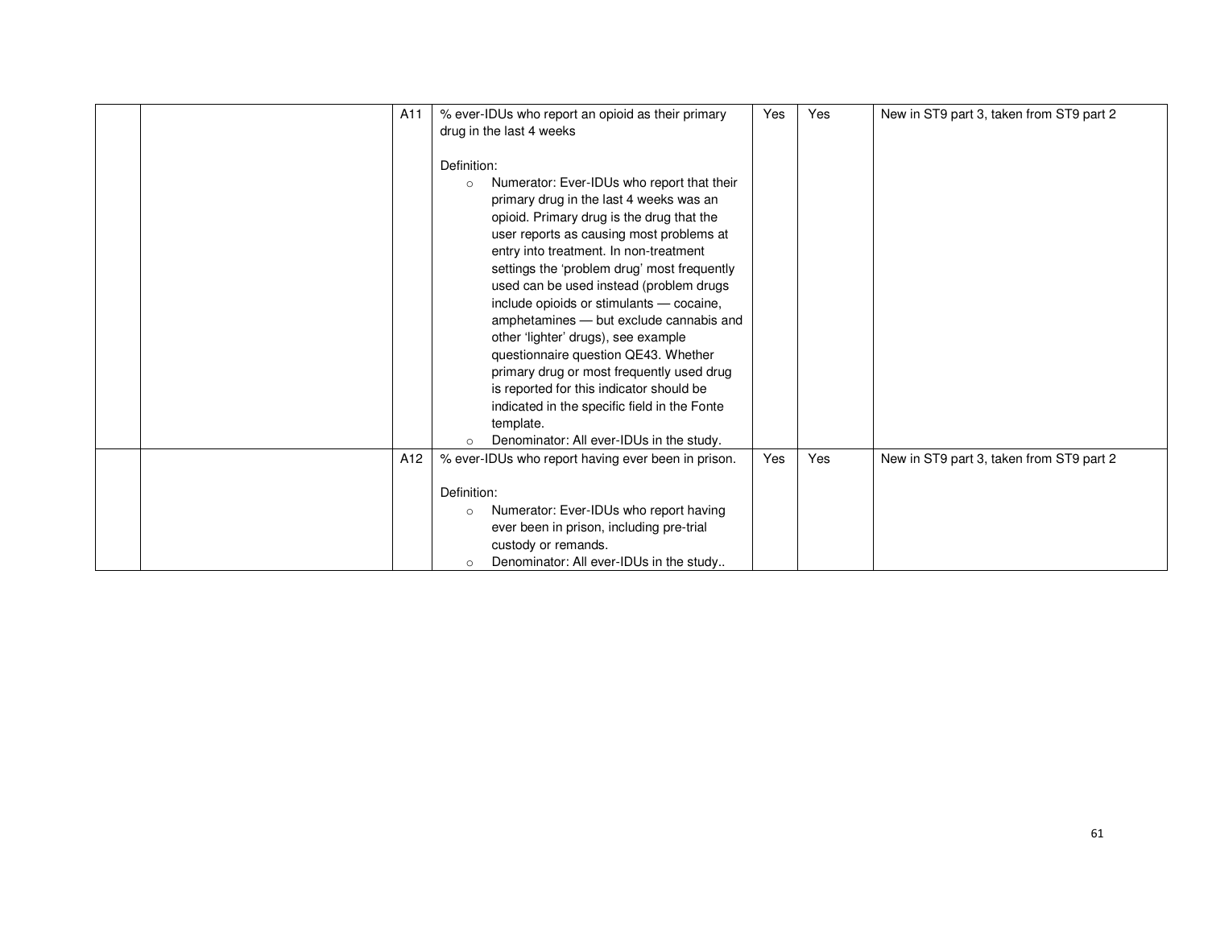| | | | | | | |
|---|---|---|---|---|---|---|
| | | A11 | % ever-IDUs who report an opioid as their primary drug in the last 4 weeks<br><br>Definition:<br>○ Numerator: Ever-IDUs who report that their primary drug in the last 4 weeks was an opioid. Primary drug is the drug that the user reports as causing most problems at entry into treatment. In non-treatment settings the 'problem drug' most frequently used can be used instead (problem drugs include opioids or stimulants — cocaine, amphetamines — but exclude cannabis and other 'lighter' drugs), see example questionnaire question QE43. Whether primary drug or most frequently used drug is reported for this indicator should be indicated in the specific field in the Fonte template.<br>○ Denominator: All ever-IDUs in the study. | Yes | Yes | New in ST9 part 3, taken from ST9 part 2 |
| | | A12 | % ever-IDUs who report having ever been in prison.<br><br>Definition:<br>○ Numerator: Ever-IDUs who report having ever been in prison, including pre-trial custody or remands.<br>○ Denominator: All ever-IDUs in the study.. | Yes | Yes | New in ST9 part 3, taken from ST9 part 2 |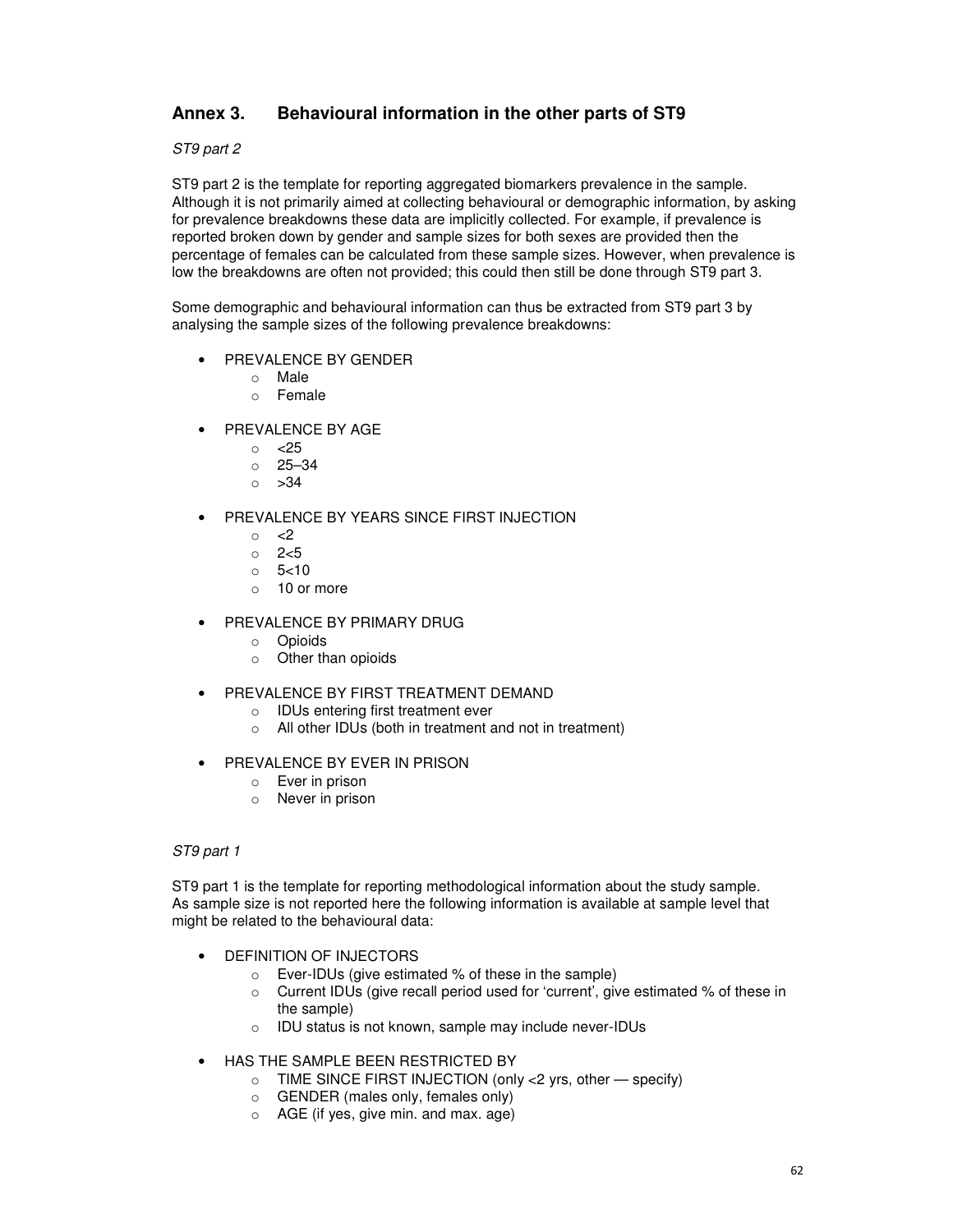## Annex 3. Behavioural information in the other parts of ST9

*ST9 part 2*

ST9 part 2 is the template for reporting aggregated biomarkers prevalence in the sample. Although it is not primarily aimed at collecting behavioural or demographic information, by asking for prevalence breakdowns these data are implicitly collected. For example, if prevalence is reported broken down by gender and sample sizes for both sexes are provided then the percentage of females can be calculated from these sample sizes. However, when prevalence is low the breakdowns are often not provided; this could then still be done through ST9 part 3.

Some demographic and behavioural information can thus be extracted from ST9 part 3 by analysing the sample sizes of the following prevalence breakdowns:

- PREVALENCE BY GENDER
  - Male
  - Female
- PREVALENCE BY AGE
  - <25
  - 25–34
  - >34
- PREVALENCE BY YEARS SINCE FIRST INJECTION
  - <2
  - 2<5
  - 5<10
  - 10 or more
- PREVALENCE BY PRIMARY DRUG
  - Opioids
  - Other than opioids
- PREVALENCE BY FIRST TREATMENT DEMAND
  - IDUs entering first treatment ever
  - All other IDUs (both in treatment and not in treatment)
- PREVALENCE BY EVER IN PRISON
  - Ever in prison
  - Never in prison

*ST9 part 1*

ST9 part 1 is the template for reporting methodological information about the study sample. As sample size is not reported here the following information is available at sample level that might be related to the behavioural data:

- DEFINITION OF INJECTORS
  - Ever-IDUs (give estimated % of these in the sample)
  - Current IDUs (give recall period used for 'current', give estimated % of these in the sample)
  - IDU status is not known, sample may include never-IDUs
- HAS THE SAMPLE BEEN RESTRICTED BY
  - TIME SINCE FIRST INJECTION (only <2 yrs, other — specify)
  - GENDER (males only, females only)
  - AGE (if yes, give min. and max. age)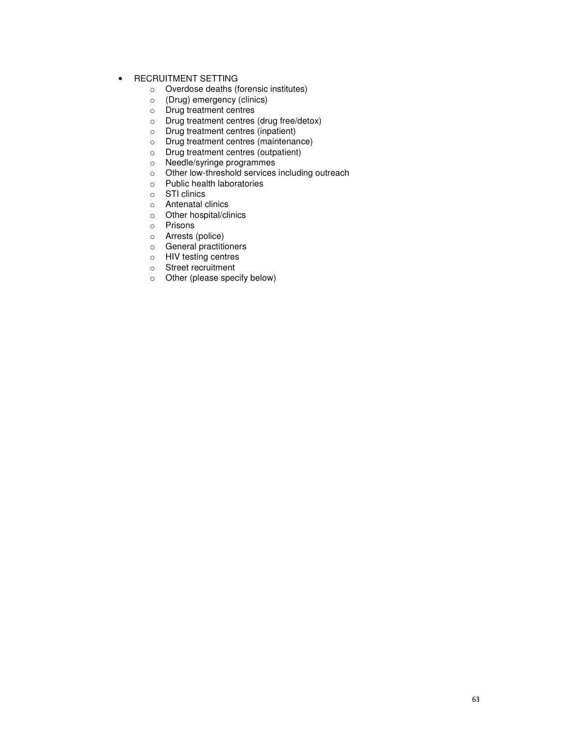- RECRUITMENT SETTING
  - Overdose deaths (forensic institutes)
  - (Drug) emergency (clinics)
  - Drug treatment centres
  - Drug treatment centres (drug free/detox)
  - Drug treatment centres (inpatient)
  - Drug treatment centres (maintenance)
  - Drug treatment centres (outpatient)
  - Needle/syringe programmes
  - Other low-threshold services including outreach
  - Public health laboratories
  - STI clinics
  - Antenatal clinics
  - Other hospital/clinics
  - Prisons
  - Arrests (police)
  - General practitioners
  - HIV testing centres
  - Street recruitment
  - Other (please specify below)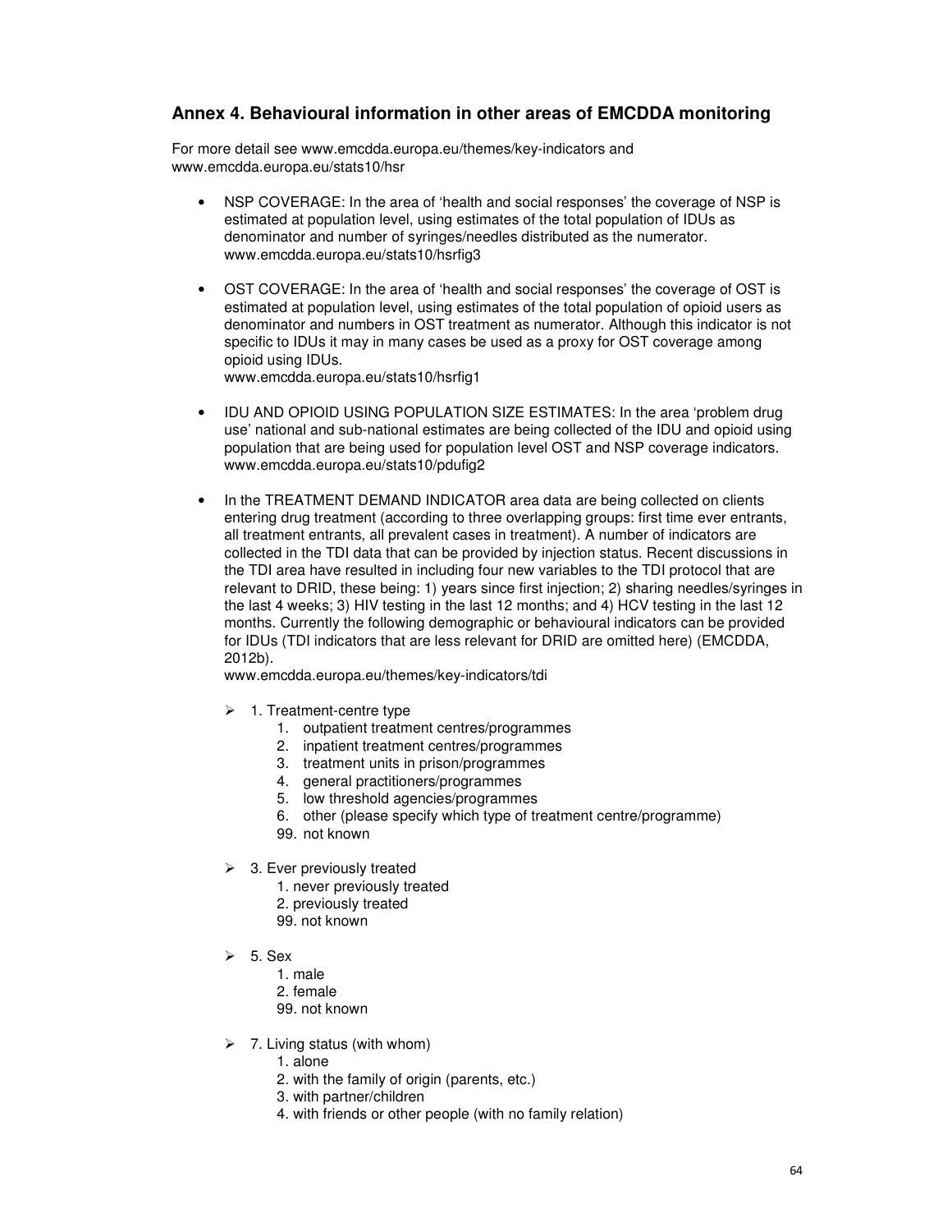## Annex 4. Behavioural information in other areas of EMCDDA monitoring

For more detail see www.emcdda.europa.eu/themes/key-indicators and www.emcdda.europa.eu/stats10/hsr

- NSP COVERAGE: In the area of 'health and social responses' the coverage of NSP is estimated at population level, using estimates of the total population of IDUs as denominator and number of syringes/needles distributed as the numerator. www.emcdda.europa.eu/stats10/hsrfig3

- OST COVERAGE: In the area of 'health and social responses' the coverage of OST is estimated at population level, using estimates of the total population of opioid users as denominator and numbers in OST treatment as numerator. Although this indicator is not specific to IDUs it may in many cases be used as a proxy for OST coverage among opioid using IDUs.
  www.emcdda.europa.eu/stats10/hsrfig1

- IDU AND OPIOID USING POPULATION SIZE ESTIMATES: In the area 'problem drug use' national and sub-national estimates are being collected of the IDU and opioid using population that are being used for population level OST and NSP coverage indicators. www.emcdda.europa.eu/stats10/pdufig2

- In the TREATMENT DEMAND INDICATOR area data are being collected on clients entering drug treatment (according to three overlapping groups: first time ever entrants, all treatment entrants, all prevalent cases in treatment). A number of indicators are collected in the TDI data that can be provided by injection status. Recent discussions in the TDI area have resulted in including four new variables to the TDI protocol that are relevant to DRID, these being: 1) years since first injection; 2) sharing needles/syringes in the last 4 weeks; 3) HIV testing in the last 12 months; and 4) HCV testing in the last 12 months. Currently the following demographic or behavioural indicators can be provided for IDUs (TDI indicators that are less relevant for DRID are omitted here) (EMCDDA, 2012b).
  www.emcdda.europa.eu/themes/key-indicators/tdi

  - 1. Treatment-centre type
    1. outpatient treatment centres/programmes
    2. inpatient treatment centres/programmes
    3. treatment units in prison/programmes
    4. general practitioners/programmes
    5. low threshold agencies/programmes
    6. other (please specify which type of treatment centre/programme)
    
    99. not known

  - 3. Ever previously treated
    1. never previously treated
    2. previously treated
    
    99. not known

  - 5. Sex
    1. male
    2. female
    
    99. not known

  - 7. Living status (with whom)
    1. alone
    2. with the family of origin (parents, etc.)
    3. with partner/children
    4. with friends or other people (with no family relation)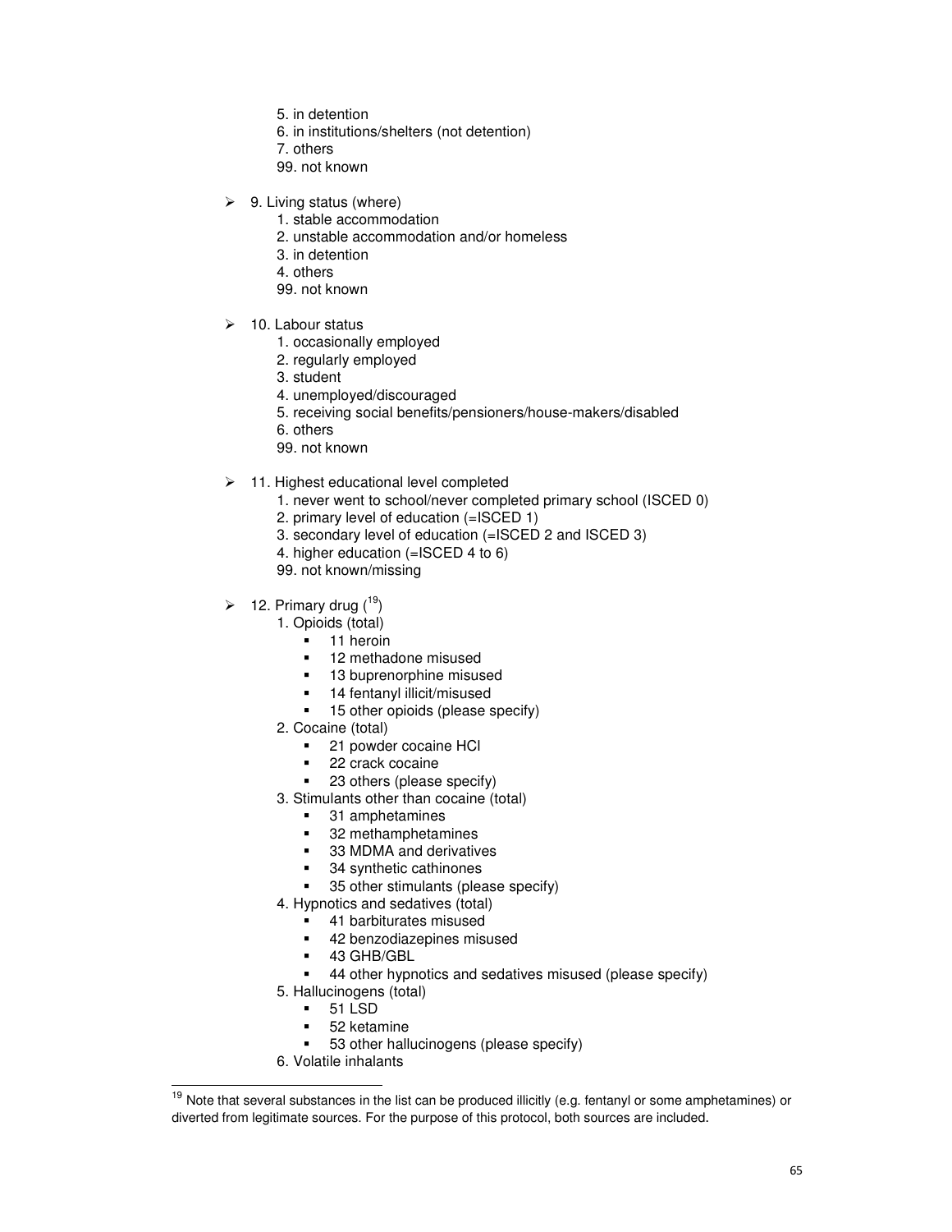5. in detention
   6. in institutions/shelters (not detention)
   7. others
   99. not known

- 9. Living status (where)
   1. stable accommodation
   2. unstable accommodation and/or homeless
   3. in detention
   4. others
   99. not known

- 10. Labour status
   1. occasionally employed
   2. regularly employed
   3. student
   4. unemployed/discouraged
   5. receiving social benefits/pensioners/house-makers/disabled
   6. others
   99. not known

- 11. Highest educational level completed
   1. never went to school/never completed primary school (ISCED 0)
   2. primary level of education (=ISCED 1)
   3. secondary level of education (=ISCED 2 and ISCED 3)
   4. higher education (=ISCED 4 to 6)
   99. not known/missing

- 12. Primary drug ([19])
   1. Opioids (total)
      - 11 heroin
      - 12 methadone misused
      - 13 buprenorphine misused
      - 14 fentanyl illicit/misused
      - 15 other opioids (please specify)
   2. Cocaine (total)
      - 21 powder cocaine HCl
      - 22 crack cocaine
      - 23 others (please specify)
   3. Stimulants other than cocaine (total)
      - 31 amphetamines
      - 32 methamphetamines
      - 33 MDMA and derivatives
      - 34 synthetic cathinones
      - 35 other stimulants (please specify)
   4. Hypnotics and sedatives (total)
      - 41 barbiturates misused
      - 42 benzodiazepines misused
      - 43 GHB/GBL
      - 44 other hypnotics and sedatives misused (please specify)
   5. Hallucinogens (total)
      - 51 LSD
      - 52 ketamine
      - 53 other hallucinogens (please specify)
   6. Volatile inhalants

[19] Note that several substances in the list can be produced illicitly (e.g. fentanyl or some amphetamines) or diverted from legitimate sources. For the purpose of this protocol, both sources are included.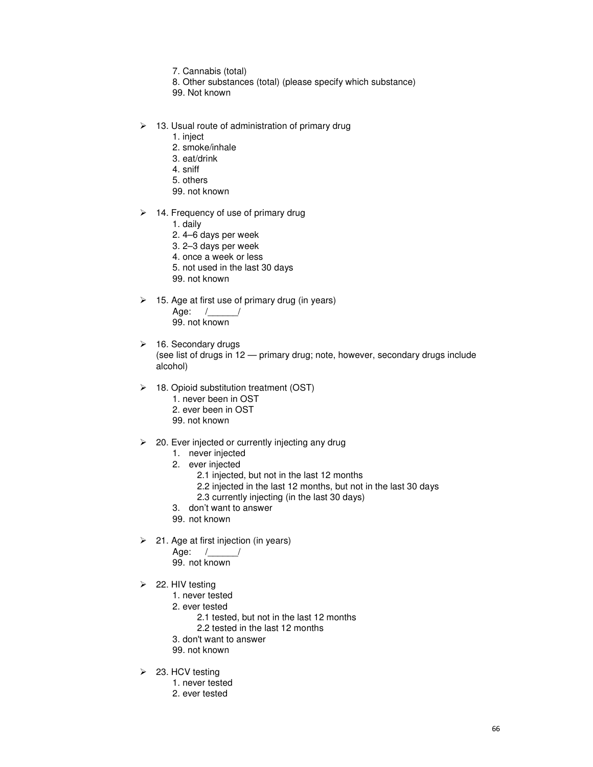7. Cannabis (total)
8. Other substances (total) (please specify which substance)
99. Not known

- 13. Usual route of administration of primary drug
    1. inject
    2. smoke/inhale
    3. eat/drink
    4. sniff
    5. others
    99. not known

- 14. Frequency of use of primary drug
    1. daily
    2. 4–6 days per week
    3. 2–3 days per week
    4. once a week or less
    5. not used in the last 30 days
    99. not known

- 15. Age at first use of primary drug (in years)
    Age: /______/
    99. not known

- 16. Secondary drugs
  (see list of drugs in 12 — primary drug; note, however, secondary drugs include alcohol)

- 18. Opioid substitution treatment (OST)
    1. never been in OST
    2. ever been in OST
    99. not known

- 20. Ever injected or currently injecting any drug
    1. never injected
    2. ever injected
        2.1 injected, but not in the last 12 months
        2.2 injected in the last 12 months, but not in the last 30 days
        2.3 currently injecting (in the last 30 days)
    3. don't want to answer
    99. not known

- 21. Age at first injection (in years)
    Age: /______/
    99. not known

- 22. HIV testing
    1. never tested
    2. ever tested
        2.1 tested, but not in the last 12 months
        2.2 tested in the last 12 months
    3. don't want to answer
    99. not known

- 23. HCV testing
    1. never tested
    2. ever tested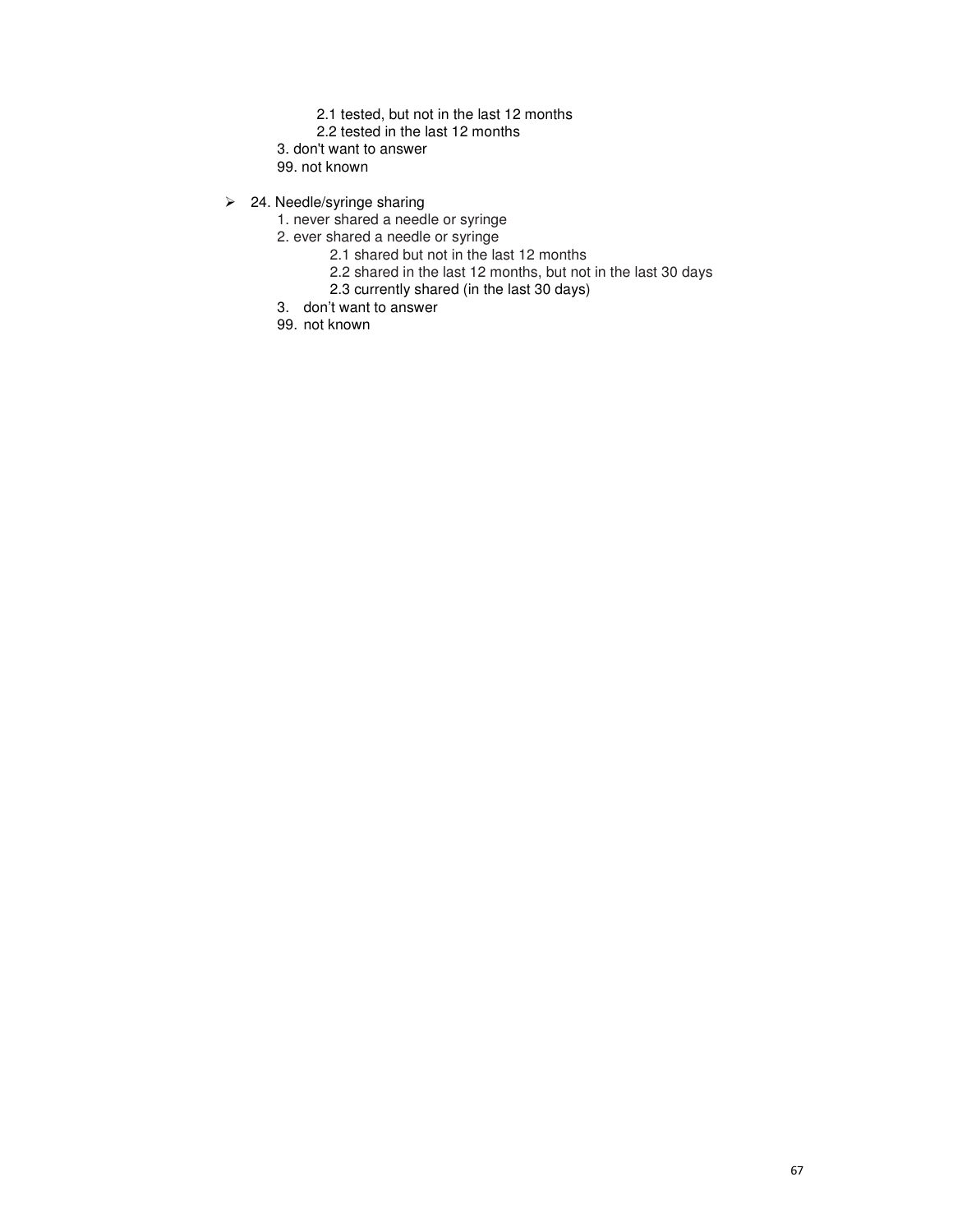- 2.1 tested, but not in the last 12 months
- 2.2 tested in the last 12 months

3. don't want to answer

99. not known

- 24. Needle/syringe sharing
  1. never shared a needle or syringe
  2. ever shared a needle or syringe
     - 2.1 shared but not in the last 12 months
     - 2.2 shared in the last 12 months, but not in the last 30 days
     - 2.3 currently shared (in the last 30 days)
  3. don't want to answer
  
  99. not known